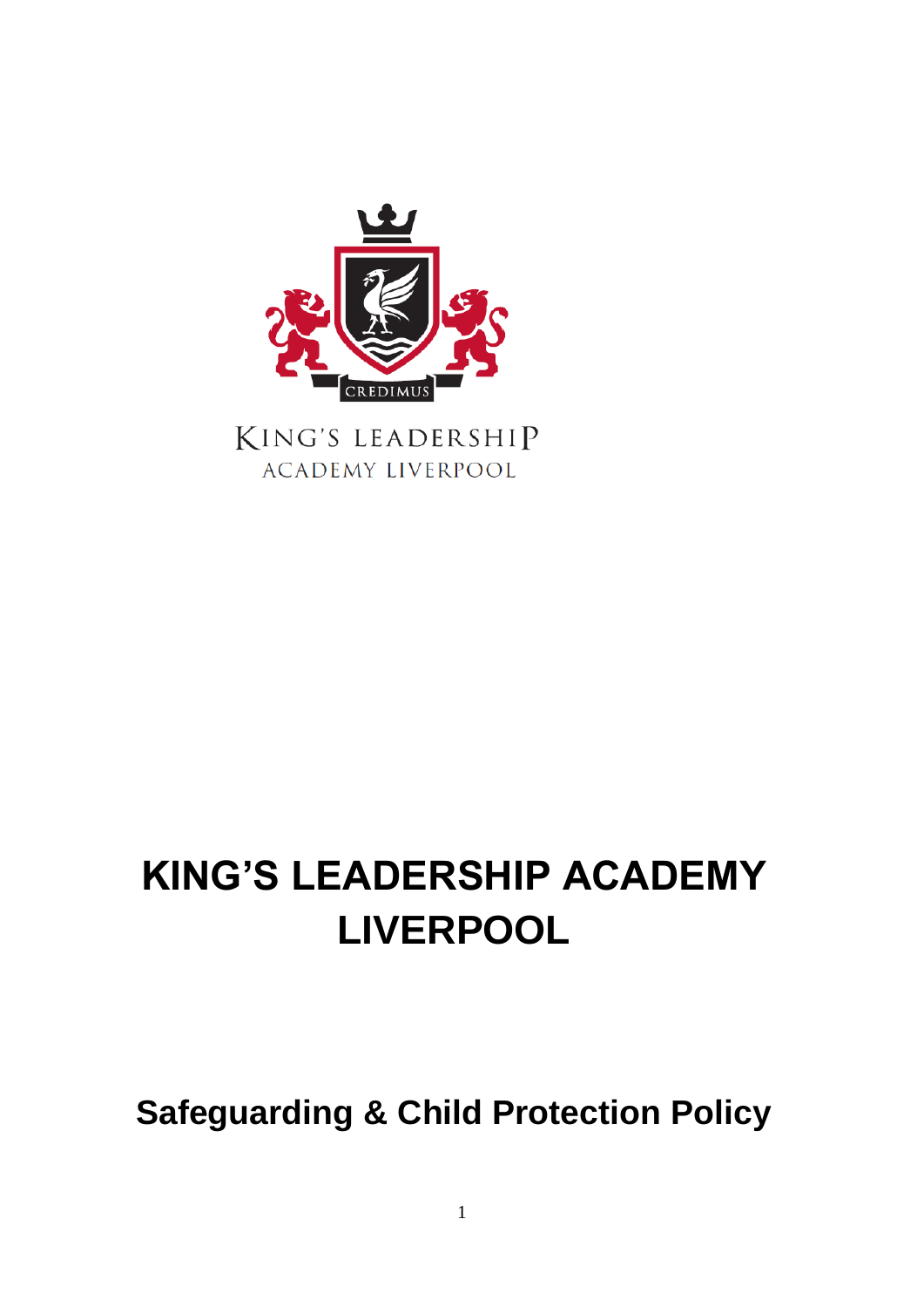# KING'S LEADERSHIP ACADEMY LIVERPOOL

## Safeguarding & Child Protection Policy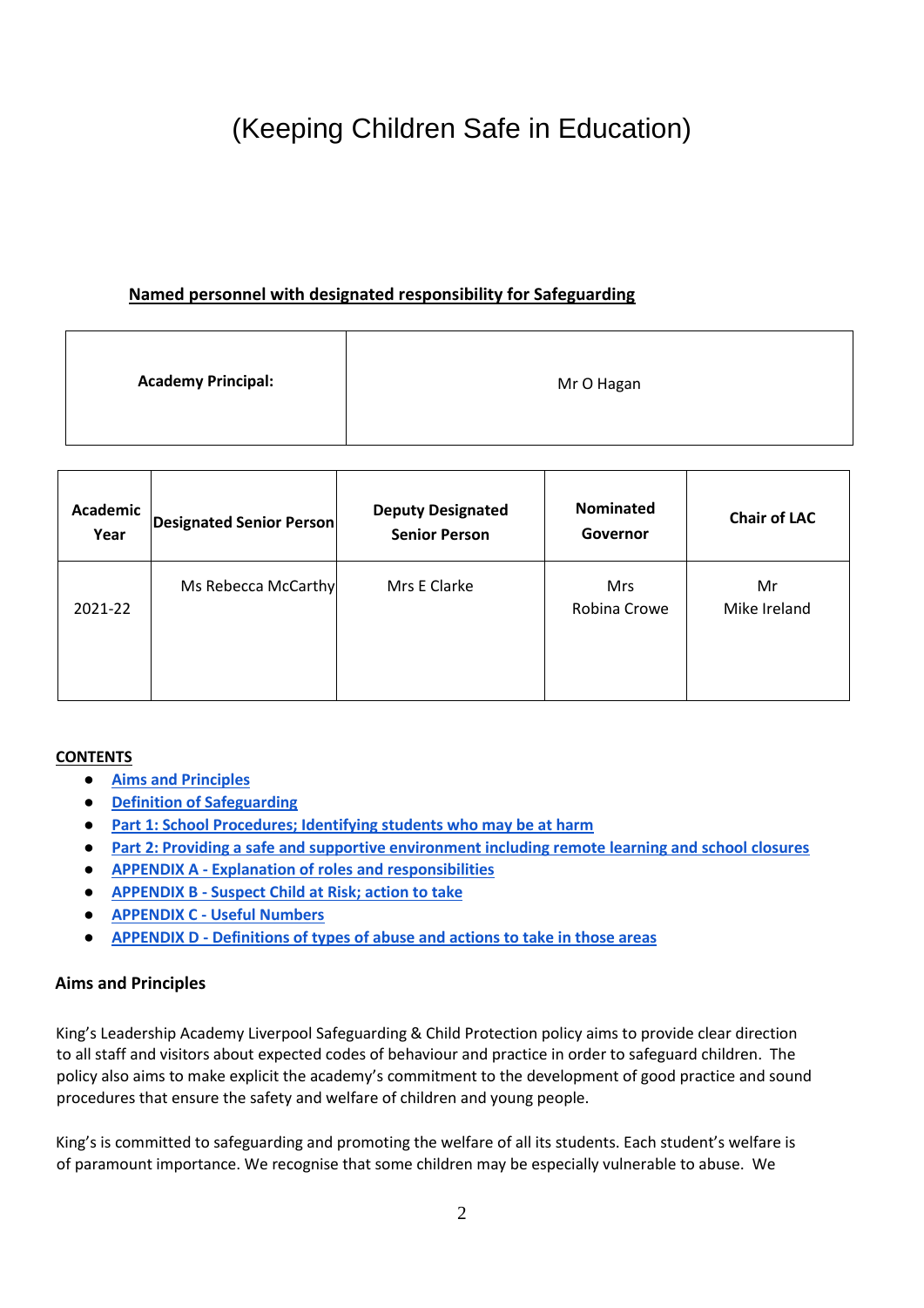# (Keeping Children Safe in Education)

**Named personnel with designated responsibility for Safeguarding**

| **Academy Principal:** | Mr O Hagan |
|---|---|

| **Academic Year** | **Designated Senior Person** | **Deputy Designated Senior Person** | **Nominated Governor** | **Chair of LAC** |
|---|---|---|---|---|
| 2021-22 | Ms Rebecca McCarthy | Mrs E Clarke | Mrs Robina Crowe | Mr Mike Ireland |

**CONTENTS**

- **Aims and Principles**
- **Definition of Safeguarding**
- **Part 1: School Procedures; Identifying students who may be at harm**
- **Part 2: Providing a safe and supportive environment including remote learning and school closures**
- **APPENDIX A - Explanation of roles and responsibilities**
- **APPENDIX B - Suspect Child at Risk; action to take**
- **APPENDIX C - Useful Numbers**
- **APPENDIX D - Definitions of types of abuse and actions to take in those areas**

### Aims and Principles

King's Leadership Academy Liverpool Safeguarding & Child Protection policy aims to provide clear direction to all staff and visitors about expected codes of behaviour and practice in order to safeguard children. The policy also aims to make explicit the academy's commitment to the development of good practice and sound procedures that ensure the safety and welfare of children and young people.

King's is committed to safeguarding and promoting the welfare of all its students. Each student's welfare is of paramount importance. We recognise that some children may be especially vulnerable to abuse. We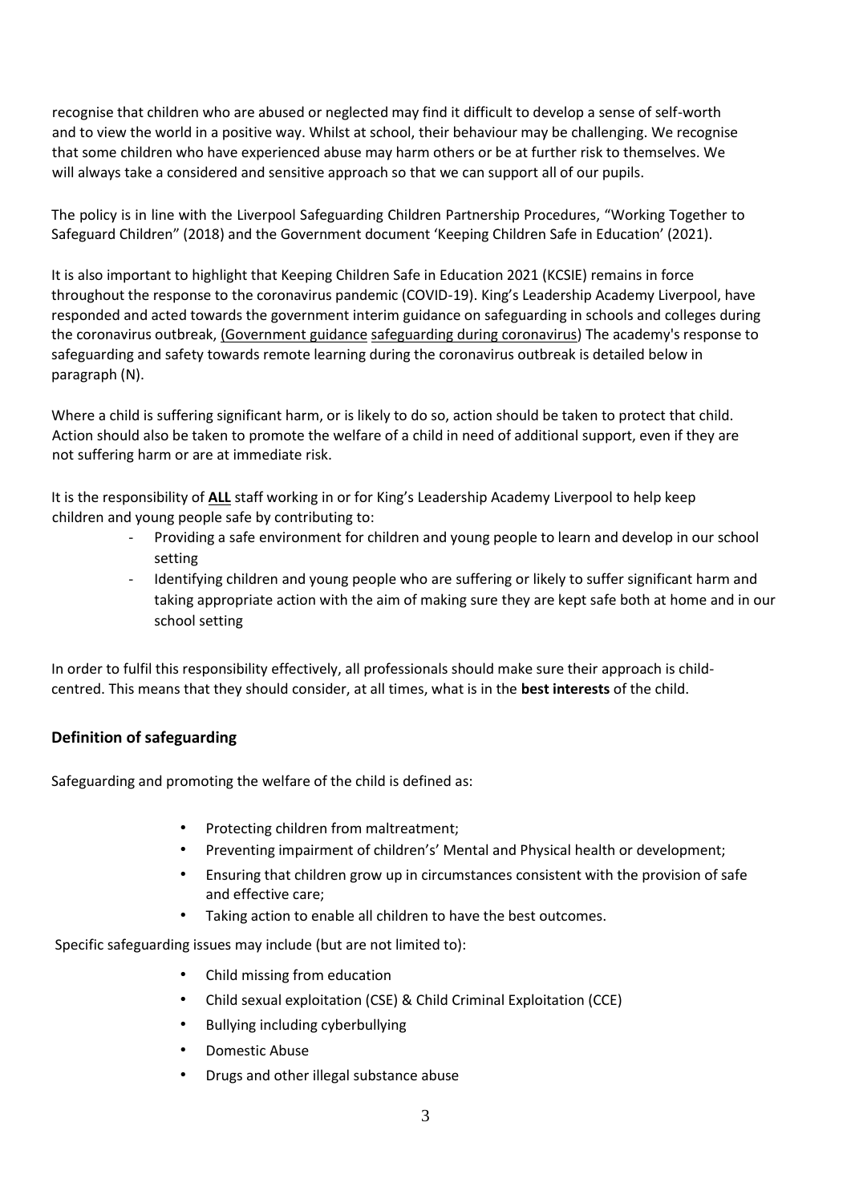recognise that children who are abused or neglected may find it difficult to develop a sense of self-worth and to view the world in a positive way. Whilst at school, their behaviour may be challenging. We recognise that some children who have experienced abuse may harm others or be at further risk to themselves. We will always take a considered and sensitive approach so that we can support all of our pupils.

The policy is in line with the Liverpool Safeguarding Children Partnership Procedures, "Working Together to Safeguard Children" (2018) and the Government document 'Keeping Children Safe in Education' (2021).

It is also important to highlight that Keeping Children Safe in Education 2021 (KCSIE) remains in force throughout the response to the coronavirus pandemic (COVID-19). King's Leadership Academy Liverpool, have responded and acted towards the government interim guidance on safeguarding in schools and colleges during the coronavirus outbreak, (Government guidance safeguarding during coronavirus) The academy's response to safeguarding and safety towards remote learning during the coronavirus outbreak is detailed below in paragraph (N).

Where a child is suffering significant harm, or is likely to do so, action should be taken to protect that child. Action should also be taken to promote the welfare of a child in need of additional support, even if they are not suffering harm or are at immediate risk.

It is the responsibility of **ALL** staff working in or for King's Leadership Academy Liverpool to help keep children and young people safe by contributing to:

- Providing a safe environment for children and young people to learn and develop in our school setting
- Identifying children and young people who are suffering or likely to suffer significant harm and taking appropriate action with the aim of making sure they are kept safe both at home and in our school setting

In order to fulfil this responsibility effectively, all professionals should make sure their approach is child-centred. This means that they should consider, at all times, what is in the **best interests** of the child.

### Definition of safeguarding

Safeguarding and promoting the welfare of the child is defined as:

- Protecting children from maltreatment;
- Preventing impairment of children's' Mental and Physical health or development;
- Ensuring that children grow up in circumstances consistent with the provision of safe and effective care;
- Taking action to enable all children to have the best outcomes.

Specific safeguarding issues may include (but are not limited to):

- Child missing from education
- Child sexual exploitation (CSE) & Child Criminal Exploitation (CCE)
- Bullying including cyberbullying
- Domestic Abuse
- Drugs and other illegal substance abuse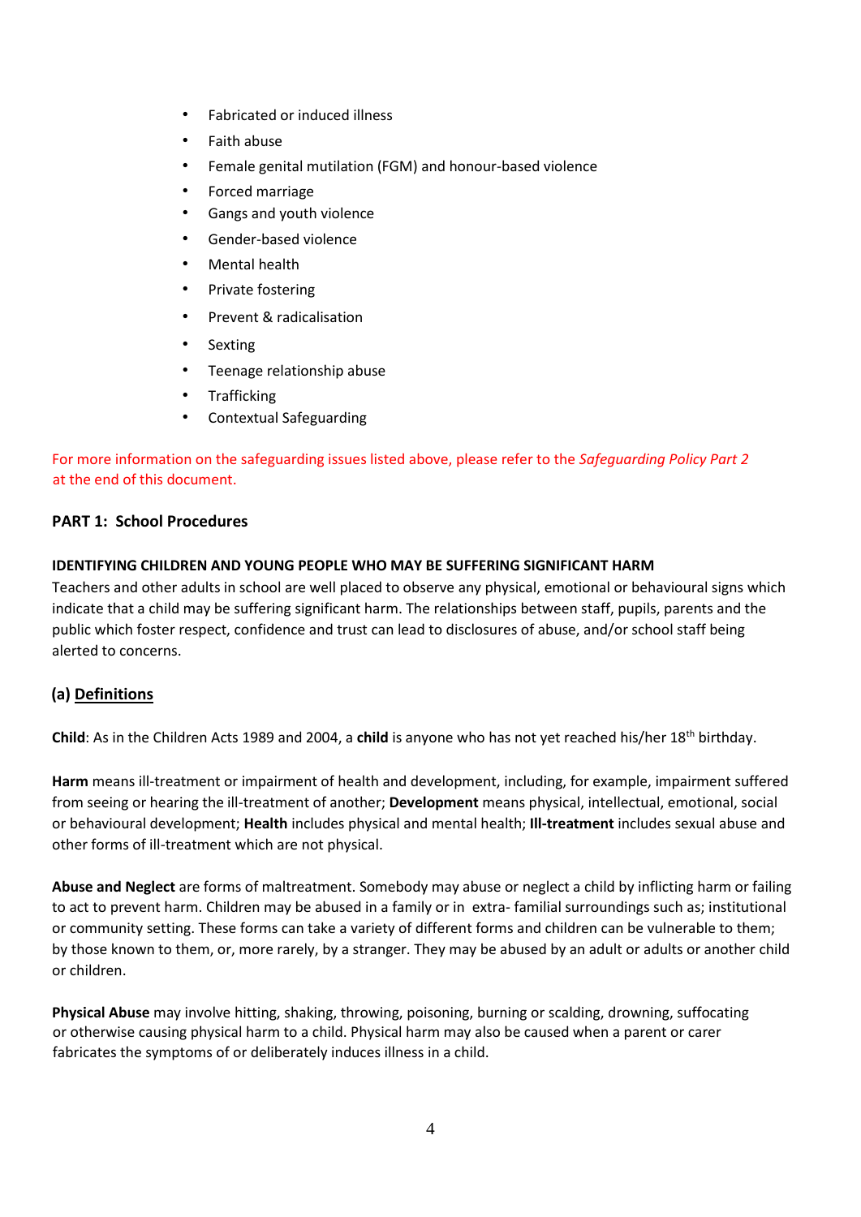- Fabricated or induced illness
- Faith abuse
- Female genital mutilation (FGM) and honour-based violence
- Forced marriage
- Gangs and youth violence
- Gender-based violence
- Mental health
- Private fostering
- Prevent & radicalisation
- Sexting
- Teenage relationship abuse
- Trafficking
- Contextual Safeguarding

For more information on the safeguarding issues listed above, please refer to the *Safeguarding Policy Part 2* at the end of this document.

## PART 1: School Procedures

### IDENTIFYING CHILDREN AND YOUNG PEOPLE WHO MAY BE SUFFERING SIGNIFICANT HARM

Teachers and other adults in school are well placed to observe any physical, emotional or behavioural signs which indicate that a child may be suffering significant harm. The relationships between staff, pupils, parents and the public which foster respect, confidence and trust can lead to disclosures of abuse, and/or school staff being alerted to concerns.

### (a) Definitions

**Child**: As in the Children Acts 1989 and 2004, a **child** is anyone who has not yet reached his/her 18th birthday.

**Harm** means ill-treatment or impairment of health and development, including, for example, impairment suffered from seeing or hearing the ill-treatment of another; **Development** means physical, intellectual, emotional, social or behavioural development; **Health** includes physical and mental health; **Ill-treatment** includes sexual abuse and other forms of ill-treatment which are not physical.

**Abuse and Neglect** are forms of maltreatment. Somebody may abuse or neglect a child by inflicting harm or failing to act to prevent harm. Children may be abused in a family or in extra- familial surroundings such as; institutional or community setting. These forms can take a variety of different forms and children can be vulnerable to them; by those known to them, or, more rarely, by a stranger. They may be abused by an adult or adults or another child or children.

**Physical Abuse** may involve hitting, shaking, throwing, poisoning, burning or scalding, drowning, suffocating or otherwise causing physical harm to a child. Physical harm may also be caused when a parent or carer fabricates the symptoms of or deliberately induces illness in a child.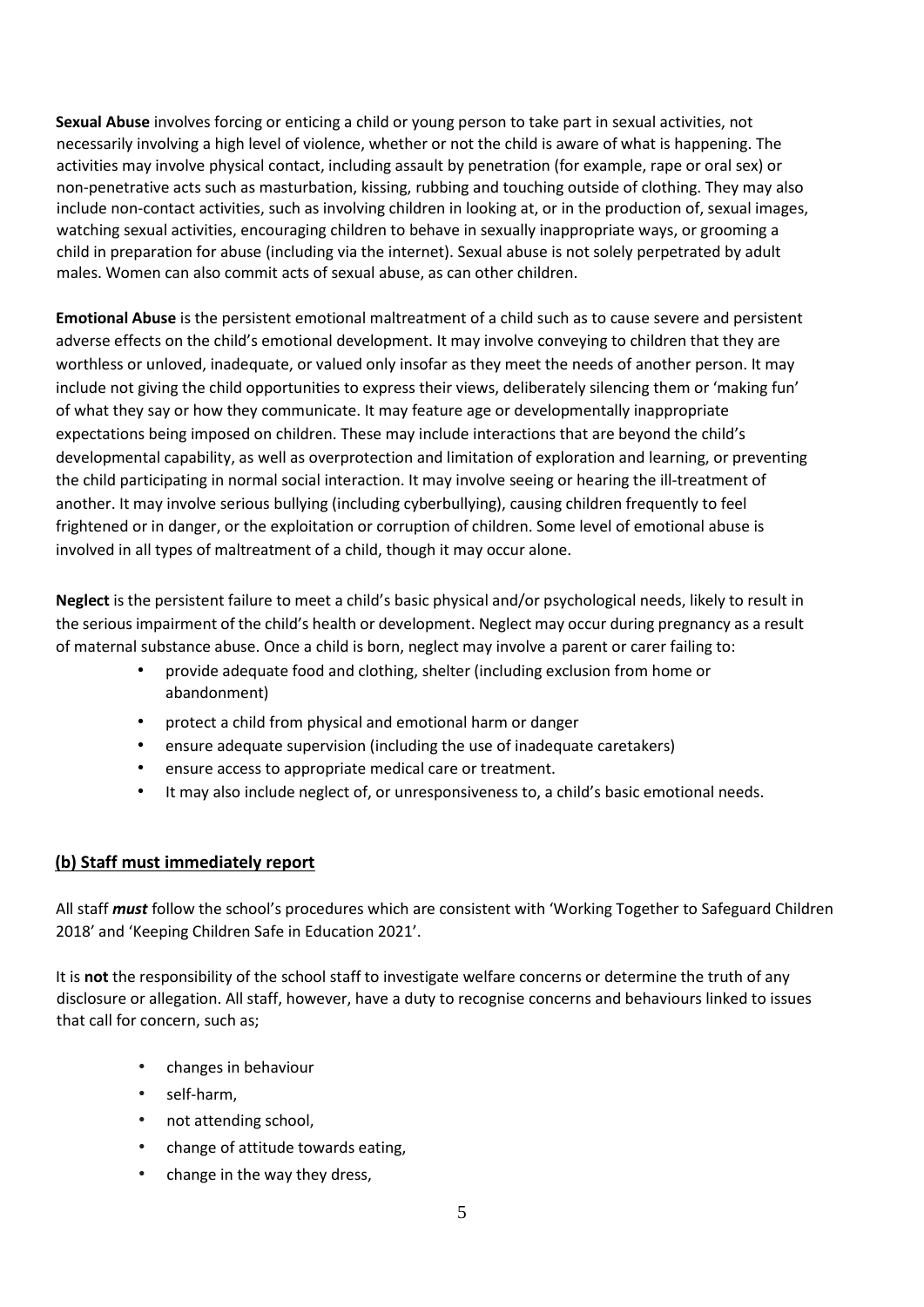**Sexual Abuse** involves forcing or enticing a child or young person to take part in sexual activities, not necessarily involving a high level of violence, whether or not the child is aware of what is happening. The activities may involve physical contact, including assault by penetration (for example, rape or oral sex) or non-penetrative acts such as masturbation, kissing, rubbing and touching outside of clothing. They may also include non-contact activities, such as involving children in looking at, or in the production of, sexual images, watching sexual activities, encouraging children to behave in sexually inappropriate ways, or grooming a child in preparation for abuse (including via the internet). Sexual abuse is not solely perpetrated by adult males. Women can also commit acts of sexual abuse, as can other children.

**Emotional Abuse** is the persistent emotional maltreatment of a child such as to cause severe and persistent adverse effects on the child's emotional development. It may involve conveying to children that they are worthless or unloved, inadequate, or valued only insofar as they meet the needs of another person. It may include not giving the child opportunities to express their views, deliberately silencing them or 'making fun' of what they say or how they communicate. It may feature age or developmentally inappropriate expectations being imposed on children. These may include interactions that are beyond the child's developmental capability, as well as overprotection and limitation of exploration and learning, or preventing the child participating in normal social interaction. It may involve seeing or hearing the ill-treatment of another. It may involve serious bullying (including cyberbullying), causing children frequently to feel frightened or in danger, or the exploitation or corruption of children. Some level of emotional abuse is involved in all types of maltreatment of a child, though it may occur alone.

**Neglect** is the persistent failure to meet a child's basic physical and/or psychological needs, likely to result in the serious impairment of the child's health or development. Neglect may occur during pregnancy as a result of maternal substance abuse. Once a child is born, neglect may involve a parent or carer failing to:

- provide adequate food and clothing, shelter (including exclusion from home or abandonment)
- protect a child from physical and emotional harm or danger
- ensure adequate supervision (including the use of inadequate caretakers)
- ensure access to appropriate medical care or treatment.
- It may also include neglect of, or unresponsiveness to, a child's basic emotional needs.

## (b) Staff must immediately report

All staff ***must*** follow the school's procedures which are consistent with 'Working Together to Safeguard Children 2018' and 'Keeping Children Safe in Education 2021'.

It is **not** the responsibility of the school staff to investigate welfare concerns or determine the truth of any disclosure or allegation. All staff, however, have a duty to recognise concerns and behaviours linked to issues that call for concern, such as;

- changes in behaviour
- self-harm,
- not attending school,
- change of attitude towards eating,
- change in the way they dress,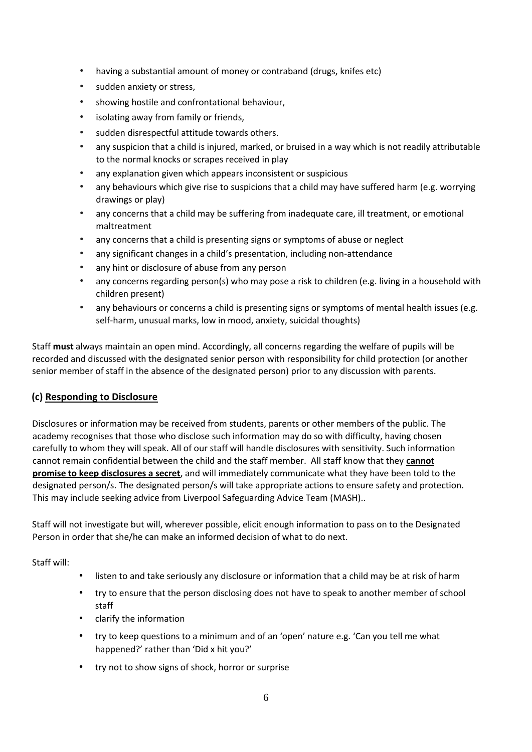- having a substantial amount of money or contraband (drugs, knifes etc)
- sudden anxiety or stress,
- showing hostile and confrontational behaviour,
- isolating away from family or friends,
- sudden disrespectful attitude towards others.
- any suspicion that a child is injured, marked, or bruised in a way which is not readily attributable to the normal knocks or scrapes received in play
- any explanation given which appears inconsistent or suspicious
- any behaviours which give rise to suspicions that a child may have suffered harm (e.g. worrying drawings or play)
- any concerns that a child may be suffering from inadequate care, ill treatment, or emotional maltreatment
- any concerns that a child is presenting signs or symptoms of abuse or neglect
- any significant changes in a child's presentation, including non-attendance
- any hint or disclosure of abuse from any person
- any concerns regarding person(s) who may pose a risk to children (e.g. living in a household with children present)
- any behaviours or concerns a child is presenting signs or symptoms of mental health issues (e.g. self-harm, unusual marks, low in mood, anxiety, suicidal thoughts)

Staff **must** always maintain an open mind. Accordingly, all concerns regarding the welfare of pupils will be recorded and discussed with the designated senior person with responsibility for child protection (or another senior member of staff in the absence of the designated person) prior to any discussion with parents.

### (c) <u>Responding to Disclosure</u>

Disclosures or information may be received from students, parents or other members of the public. The academy recognises that those who disclose such information may do so with difficulty, having chosen carefully to whom they will speak. All of our staff will handle disclosures with sensitivity. Such information cannot remain confidential between the child and the staff member. All staff know that they **<u>cannot promise to keep disclosures a secret</u>**, and will immediately communicate what they have been told to the designated person/s. The designated person/s will take appropriate actions to ensure safety and protection. This may include seeking advice from Liverpool Safeguarding Advice Team (MASH)..

Staff will not investigate but will, wherever possible, elicit enough information to pass on to the Designated Person in order that she/he can make an informed decision of what to do next.

Staff will:

- listen to and take seriously any disclosure or information that a child may be at risk of harm
- try to ensure that the person disclosing does not have to speak to another member of school staff
- clarify the information
- try to keep questions to a minimum and of an 'open' nature e.g. 'Can you tell me what happened?' rather than 'Did x hit you?'
- try not to show signs of shock, horror or surprise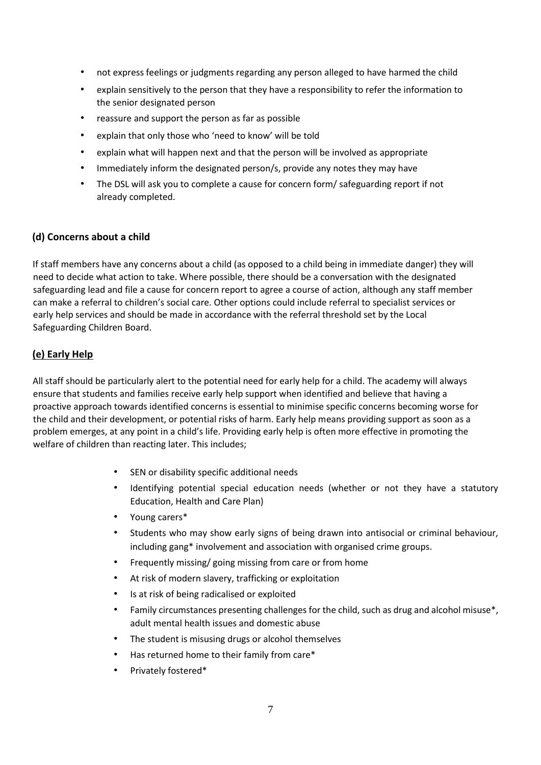- not express feelings or judgments regarding any person alleged to have harmed the child
- explain sensitively to the person that they have a responsibility to refer the information to the senior designated person
- reassure and support the person as far as possible
- explain that only those who 'need to know' will be told
- explain what will happen next and that the person will be involved as appropriate
- Immediately inform the designated person/s, provide any notes they may have
- The DSL will ask you to complete a cause for concern form/ safeguarding report if not already completed.

### (d) Concerns about a child

If staff members have any concerns about a child (as opposed to a child being in immediate danger) they will need to decide what action to take. Where possible, there should be a conversation with the designated safeguarding lead and file a cause for concern report to agree a course of action, although any staff member can make a referral to children's social care. Other options could include referral to specialist services or early help services and should be made in accordance with the referral threshold set by the Local Safeguarding Children Board.

### (e) Early Help

All staff should be particularly alert to the potential need for early help for a child. The academy will always ensure that students and families receive early help support when identified and believe that having a proactive approach towards identified concerns is essential to minimise specific concerns becoming worse for the child and their development, or potential risks of harm. Early help means providing support as soon as a problem emerges, at any point in a child's life. Providing early help is often more effective in promoting the welfare of children than reacting later. This includes;

- SEN or disability specific additional needs
- Identifying potential special education needs (whether or not they have a statutory Education, Health and Care Plan)
- Young carers*
- Students who may show early signs of being drawn into antisocial or criminal behaviour, including gang* involvement and association with organised crime groups.
- Frequently missing/ going missing from care or from home
- At risk of modern slavery, trafficking or exploitation
- Is at risk of being radicalised or exploited
- Family circumstances presenting challenges for the child, such as drug and alcohol misuse*, adult mental health issues and domestic abuse
- The student is misusing drugs or alcohol themselves
- Has returned home to their family from care*
- Privately fostered*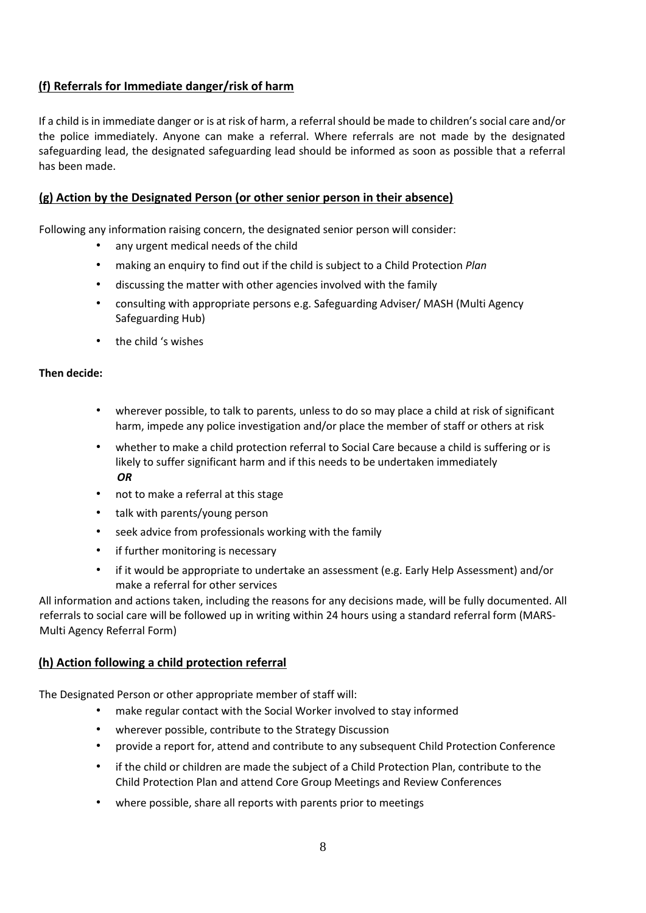### **(f) Referrals for Immediate danger/risk of harm**

If a child is in immediate danger or is at risk of harm, a referral should be made to children's social care and/or the police immediately. Anyone can make a referral. Where referrals are not made by the designated safeguarding lead, the designated safeguarding lead should be informed as soon as possible that a referral has been made.

### **(g) Action by the Designated Person (or other senior person in their absence)**

Following any information raising concern, the designated senior person will consider:

- any urgent medical needs of the child
- making an enquiry to find out if the child is subject to a Child Protection *Plan*
- discussing the matter with other agencies involved with the family
- consulting with appropriate persons e.g. Safeguarding Adviser/ MASH (Multi Agency Safeguarding Hub)
- the child 's wishes

**Then decide:**

- wherever possible, to talk to parents, unless to do so may place a child at risk of significant harm, impede any police investigation and/or place the member of staff or others at risk
- whether to make a child protection referral to Social Care because a child is suffering or is likely to suffer significant harm and if this needs to be undertaken immediately
  ***OR***
- not to make a referral at this stage
- talk with parents/young person
- seek advice from professionals working with the family
- if further monitoring is necessary
- if it would be appropriate to undertake an assessment (e.g. Early Help Assessment) and/or make a referral for other services

All information and actions taken, including the reasons for any decisions made, will be fully documented. All referrals to social care will be followed up in writing within 24 hours using a standard referral form (MARS- Multi Agency Referral Form)

### **(h) Action following a child protection referral**

The Designated Person or other appropriate member of staff will:

- make regular contact with the Social Worker involved to stay informed
- wherever possible, contribute to the Strategy Discussion
- provide a report for, attend and contribute to any subsequent Child Protection Conference
- if the child or children are made the subject of a Child Protection Plan, contribute to the Child Protection Plan and attend Core Group Meetings and Review Conferences
- where possible, share all reports with parents prior to meetings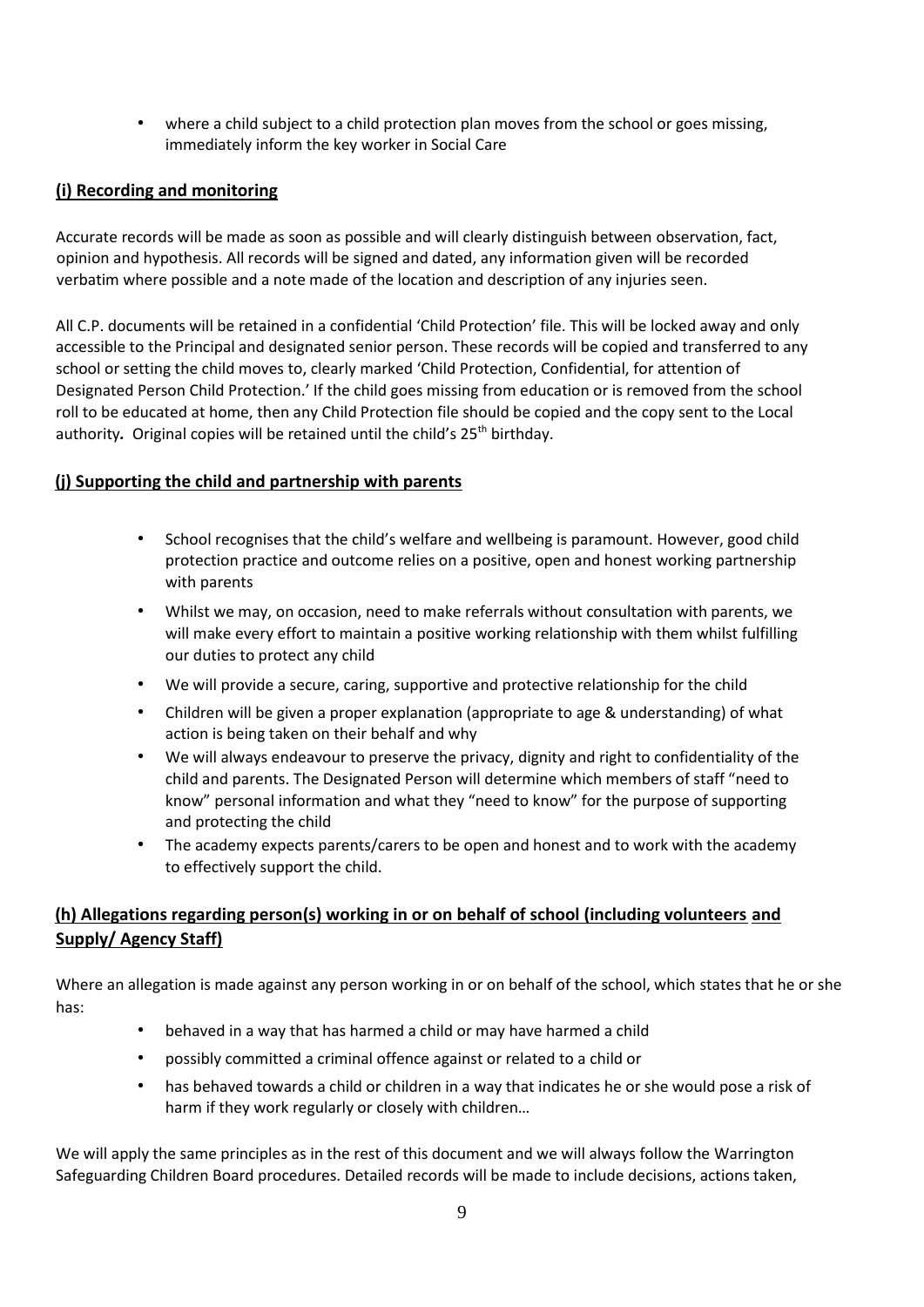- where a child subject to a child protection plan moves from the school or goes missing, immediately inform the key worker in Social Care

## (i) Recording and monitoring

Accurate records will be made as soon as possible and will clearly distinguish between observation, fact, opinion and hypothesis. All records will be signed and dated, any information given will be recorded verbatim where possible and a note made of the location and description of any injuries seen.

All C.P. documents will be retained in a confidential 'Child Protection' file. This will be locked away and only accessible to the Principal and designated senior person. These records will be copied and transferred to any school or setting the child moves to, clearly marked 'Child Protection, Confidential, for attention of Designated Person Child Protection.' If the child goes missing from education or is removed from the school roll to be educated at home, then any Child Protection file should be copied and the copy sent to the Local authority**.** Original copies will be retained until the child's 25th birthday.

## (j) Supporting the child and partnership with parents

- School recognises that the child's welfare and wellbeing is paramount. However, good child protection practice and outcome relies on a positive, open and honest working partnership with parents
- Whilst we may, on occasion, need to make referrals without consultation with parents, we will make every effort to maintain a positive working relationship with them whilst fulfilling our duties to protect any child
- We will provide a secure, caring, supportive and protective relationship for the child
- Children will be given a proper explanation (appropriate to age & understanding) of what action is being taken on their behalf and why
- We will always endeavour to preserve the privacy, dignity and right to confidentiality of the child and parents. The Designated Person will determine which members of staff "need to know" personal information and what they "need to know" for the purpose of supporting and protecting the child
- The academy expects parents/carers to be open and honest and to work with the academy to effectively support the child.

## (h) Allegations regarding person(s) working in or on behalf of school (including volunteers and Supply/ Agency Staff)

Where an allegation is made against any person working in or on behalf of the school, which states that he or she has:

- behaved in a way that has harmed a child or may have harmed a child
- possibly committed a criminal offence against or related to a child or
- has behaved towards a child or children in a way that indicates he or she would pose a risk of harm if they work regularly or closely with children…

We will apply the same principles as in the rest of this document and we will always follow the Warrington Safeguarding Children Board procedures. Detailed records will be made to include decisions, actions taken,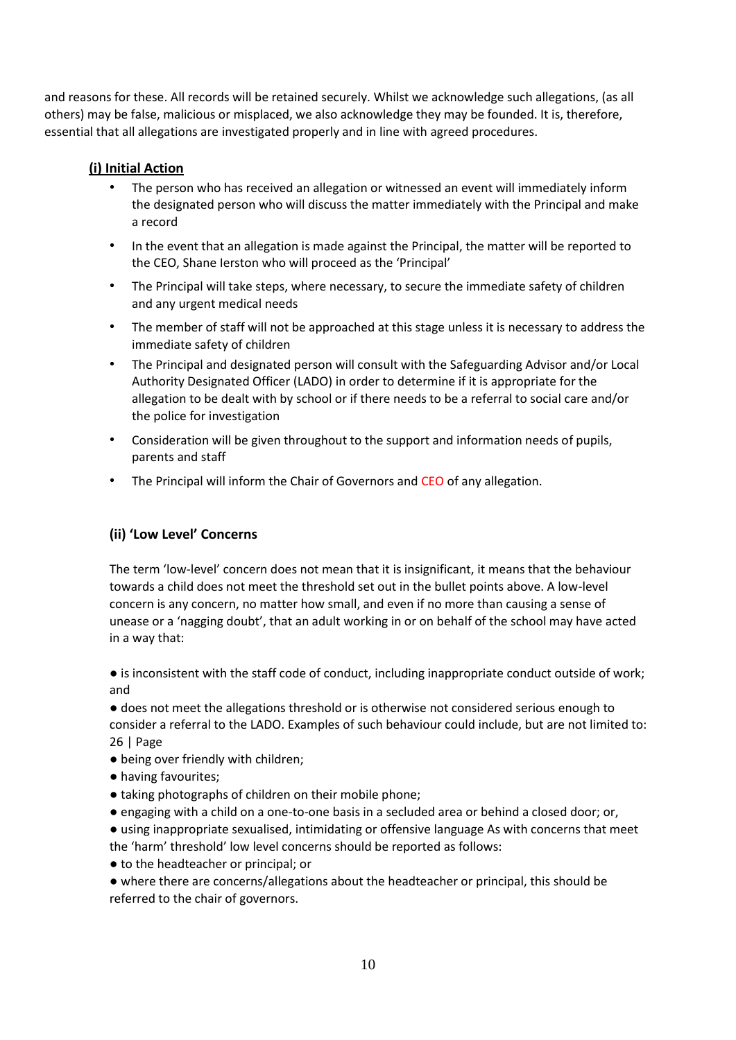and reasons for these. All records will be retained securely. Whilst we acknowledge such allegations, (as all others) may be false, malicious or misplaced, we also acknowledge they may be founded. It is, therefore, essential that all allegations are investigated properly and in line with agreed procedures.

### (i) Initial Action

- The person who has received an allegation or witnessed an event will immediately inform the designated person who will discuss the matter immediately with the Principal and make a record
- In the event that an allegation is made against the Principal, the matter will be reported to the CEO, Shane Ierston who will proceed as the 'Principal'
- The Principal will take steps, where necessary, to secure the immediate safety of children and any urgent medical needs
- The member of staff will not be approached at this stage unless it is necessary to address the immediate safety of children
- The Principal and designated person will consult with the Safeguarding Advisor and/or Local Authority Designated Officer (LADO) in order to determine if it is appropriate for the allegation to be dealt with by school or if there needs to be a referral to social care and/or the police for investigation
- Consideration will be given throughout to the support and information needs of pupils, parents and staff
- The Principal will inform the Chair of Governors and CEO of any allegation.

### (ii) 'Low Level' Concerns

The term 'low-level' concern does not mean that it is insignificant, it means that the behaviour towards a child does not meet the threshold set out in the bullet points above. A low-level concern is any concern, no matter how small, and even if no more than causing a sense of unease or a 'nagging doubt', that an adult working in or on behalf of the school may have acted in a way that:

● is inconsistent with the staff code of conduct, including inappropriate conduct outside of work; and

● does not meet the allegations threshold or is otherwise not considered serious enough to consider a referral to the LADO. Examples of such behaviour could include, but are not limited to:
26 | Page

● being over friendly with children;

● having favourites;

● taking photographs of children on their mobile phone;

● engaging with a child on a one-to-one basis in a secluded area or behind a closed door; or,

● using inappropriate sexualised, intimidating or offensive language As with concerns that meet the 'harm' threshold' low level concerns should be reported as follows:

● to the headteacher or principal; or

● where there are concerns/allegations about the headteacher or principal, this should be referred to the chair of governors.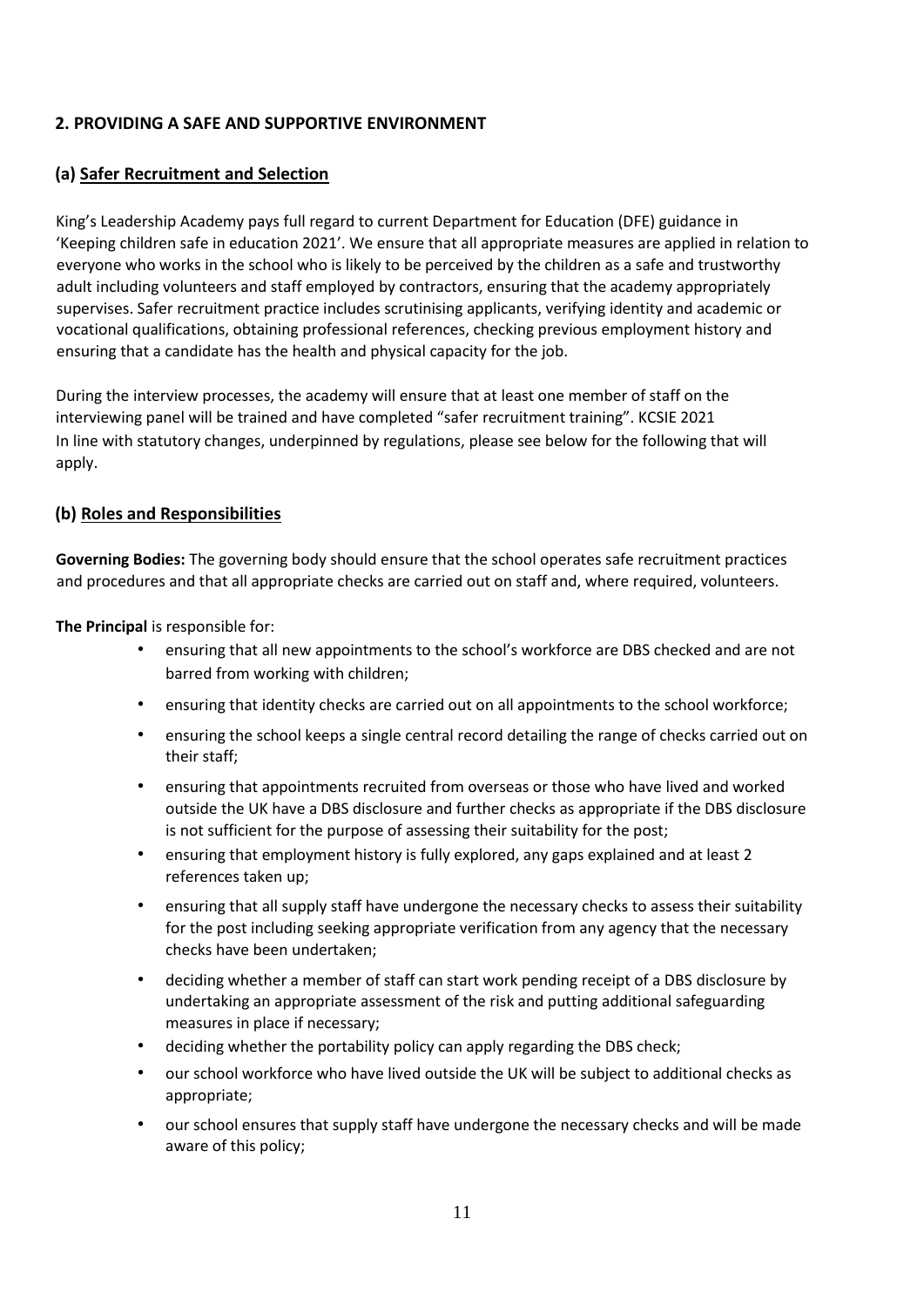## 2. PROVIDING A SAFE AND SUPPORTIVE ENVIRONMENT

### (a) Safer Recruitment and Selection

King's Leadership Academy pays full regard to current Department for Education (DFE) guidance in 'Keeping children safe in education 2021'. We ensure that all appropriate measures are applied in relation to everyone who works in the school who is likely to be perceived by the children as a safe and trustworthy adult including volunteers and staff employed by contractors, ensuring that the academy appropriately supervises. Safer recruitment practice includes scrutinising applicants, verifying identity and academic or vocational qualifications, obtaining professional references, checking previous employment history and ensuring that a candidate has the health and physical capacity for the job.

During the interview processes, the academy will ensure that at least one member of staff on the interviewing panel will be trained and have completed "safer recruitment training". KCSIE 2021 In line with statutory changes, underpinned by regulations, please see below for the following that will apply.

### (b) Roles and Responsibilities

**Governing Bodies:** The governing body should ensure that the school operates safe recruitment practices and procedures and that all appropriate checks are carried out on staff and, where required, volunteers.

**The Principal** is responsible for:

- ensuring that all new appointments to the school's workforce are DBS checked and are not barred from working with children;
- ensuring that identity checks are carried out on all appointments to the school workforce;
- ensuring the school keeps a single central record detailing the range of checks carried out on their staff;
- ensuring that appointments recruited from overseas or those who have lived and worked outside the UK have a DBS disclosure and further checks as appropriate if the DBS disclosure is not sufficient for the purpose of assessing their suitability for the post;
- ensuring that employment history is fully explored, any gaps explained and at least 2 references taken up;
- ensuring that all supply staff have undergone the necessary checks to assess their suitability for the post including seeking appropriate verification from any agency that the necessary checks have been undertaken;
- deciding whether a member of staff can start work pending receipt of a DBS disclosure by undertaking an appropriate assessment of the risk and putting additional safeguarding measures in place if necessary;
- deciding whether the portability policy can apply regarding the DBS check;
- our school workforce who have lived outside the UK will be subject to additional checks as appropriate;
- our school ensures that supply staff have undergone the necessary checks and will be made aware of this policy;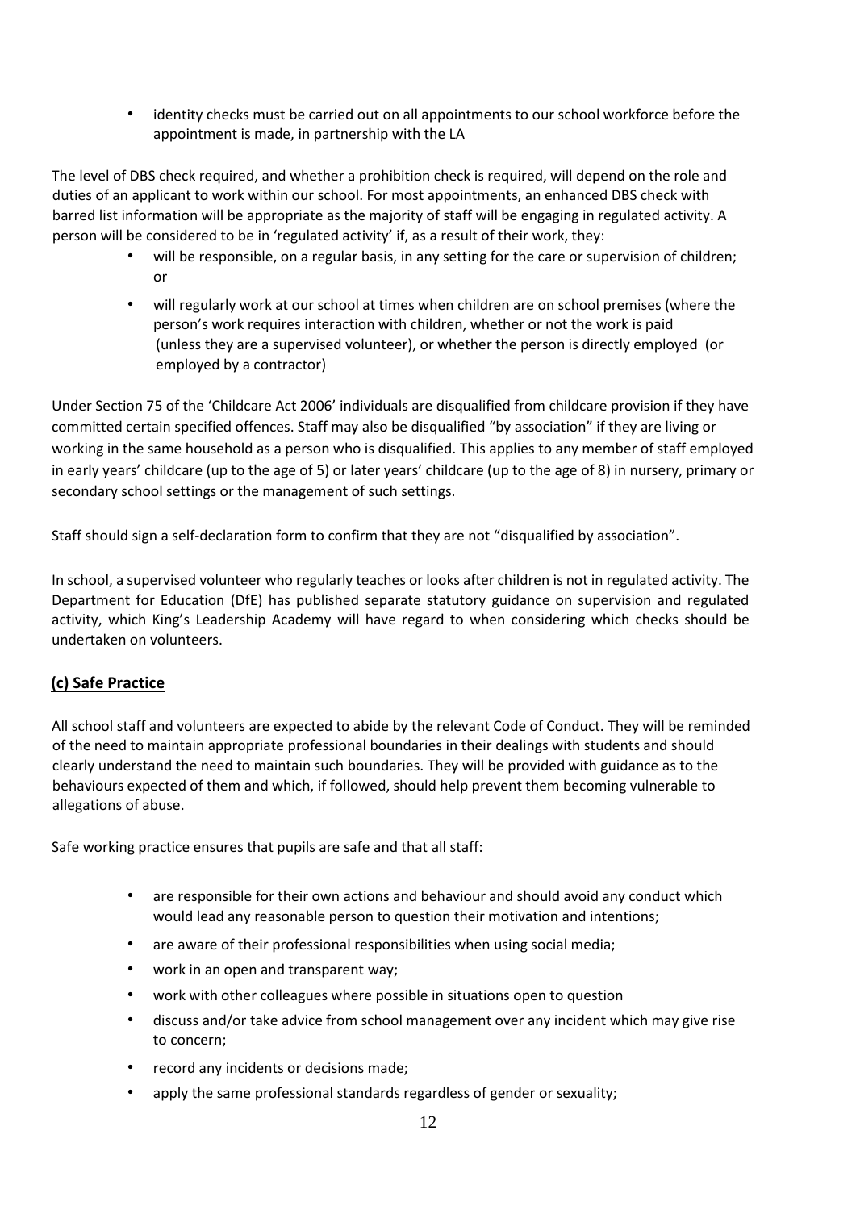- identity checks must be carried out on all appointments to our school workforce before the appointment is made, in partnership with the LA

The level of DBS check required, and whether a prohibition check is required, will depend on the role and duties of an applicant to work within our school. For most appointments, an enhanced DBS check with barred list information will be appropriate as the majority of staff will be engaging in regulated activity. A person will be considered to be in 'regulated activity' if, as a result of their work, they:

- will be responsible, on a regular basis, in any setting for the care or supervision of children; or
- will regularly work at our school at times when children are on school premises (where the person's work requires interaction with children, whether or not the work is paid (unless they are a supervised volunteer), or whether the person is directly employed (or employed by a contractor)

Under Section 75 of the 'Childcare Act 2006' individuals are disqualified from childcare provision if they have committed certain specified offences. Staff may also be disqualified "by association" if they are living or working in the same household as a person who is disqualified. This applies to any member of staff employed in early years' childcare (up to the age of 5) or later years' childcare (up to the age of 8) in nursery, primary or secondary school settings or the management of such settings.

Staff should sign a self-declaration form to confirm that they are not "disqualified by association".

In school, a supervised volunteer who regularly teaches or looks after children is not in regulated activity. The Department for Education (DfE) has published separate statutory guidance on supervision and regulated activity, which King's Leadership Academy will have regard to when considering which checks should be undertaken on volunteers.

**(c) Safe Practice**

All school staff and volunteers are expected to abide by the relevant Code of Conduct. They will be reminded of the need to maintain appropriate professional boundaries in their dealings with students and should clearly understand the need to maintain such boundaries. They will be provided with guidance as to the behaviours expected of them and which, if followed, should help prevent them becoming vulnerable to allegations of abuse.

Safe working practice ensures that pupils are safe and that all staff:

- are responsible for their own actions and behaviour and should avoid any conduct which would lead any reasonable person to question their motivation and intentions;
- are aware of their professional responsibilities when using social media;
- work in an open and transparent way;
- work with other colleagues where possible in situations open to question
- discuss and/or take advice from school management over any incident which may give rise to concern;
- record any incidents or decisions made;
- apply the same professional standards regardless of gender or sexuality;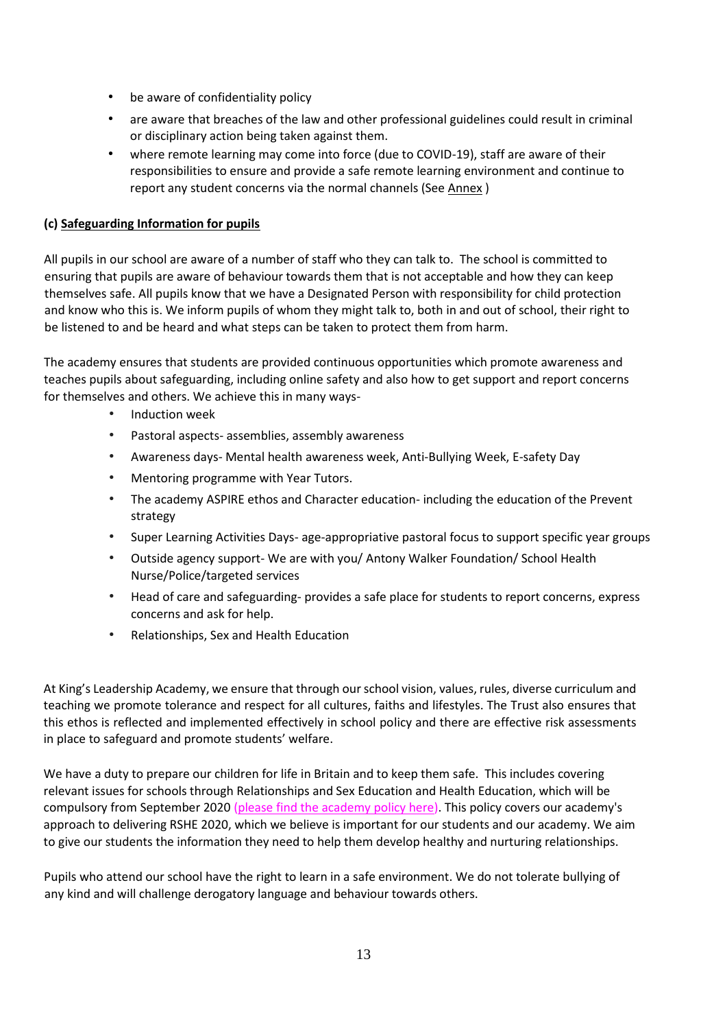- be aware of confidentiality policy
- are aware that breaches of the law and other professional guidelines could result in criminal or disciplinary action being taken against them.
- where remote learning may come into force (due to COVID-19), staff are aware of their responsibilities to ensure and provide a safe remote learning environment and continue to report any student concerns via the normal channels (See Annex )

**(c) Safeguarding Information for pupils**

All pupils in our school are aware of a number of staff who they can talk to. The school is committed to ensuring that pupils are aware of behaviour towards them that is not acceptable and how they can keep themselves safe. All pupils know that we have a Designated Person with responsibility for child protection and know who this is. We inform pupils of whom they might talk to, both in and out of school, their right to be listened to and be heard and what steps can be taken to protect them from harm.

The academy ensures that students are provided continuous opportunities which promote awareness and teaches pupils about safeguarding, including online safety and also how to get support and report concerns for themselves and others. We achieve this in many ways-

- Induction week
- Pastoral aspects- assemblies, assembly awareness
- Awareness days- Mental health awareness week, Anti-Bullying Week, E-safety Day
- Mentoring programme with Year Tutors.
- The academy ASPIRE ethos and Character education- including the education of the Prevent strategy
- Super Learning Activities Days- age-appropriative pastoral focus to support specific year groups
- Outside agency support- We are with you/ Antony Walker Foundation/ School Health Nurse/Police/targeted services
- Head of care and safeguarding- provides a safe place for students to report concerns, express concerns and ask for help.
- Relationships, Sex and Health Education

At King's Leadership Academy, we ensure that through our school vision, values, rules, diverse curriculum and teaching we promote tolerance and respect for all cultures, faiths and lifestyles. The Trust also ensures that this ethos is reflected and implemented effectively in school policy and there are effective risk assessments in place to safeguard and promote students' welfare.

We have a duty to prepare our children for life in Britain and to keep them safe. This includes covering relevant issues for schools through Relationships and Sex Education and Health Education, which will be compulsory from September 2020 (please find the academy policy here). This policy covers our academy's approach to delivering RSHE 2020, which we believe is important for our students and our academy. We aim to give our students the information they need to help them develop healthy and nurturing relationships.

Pupils who attend our school have the right to learn in a safe environment. We do not tolerate bullying of any kind and will challenge derogatory language and behaviour towards others.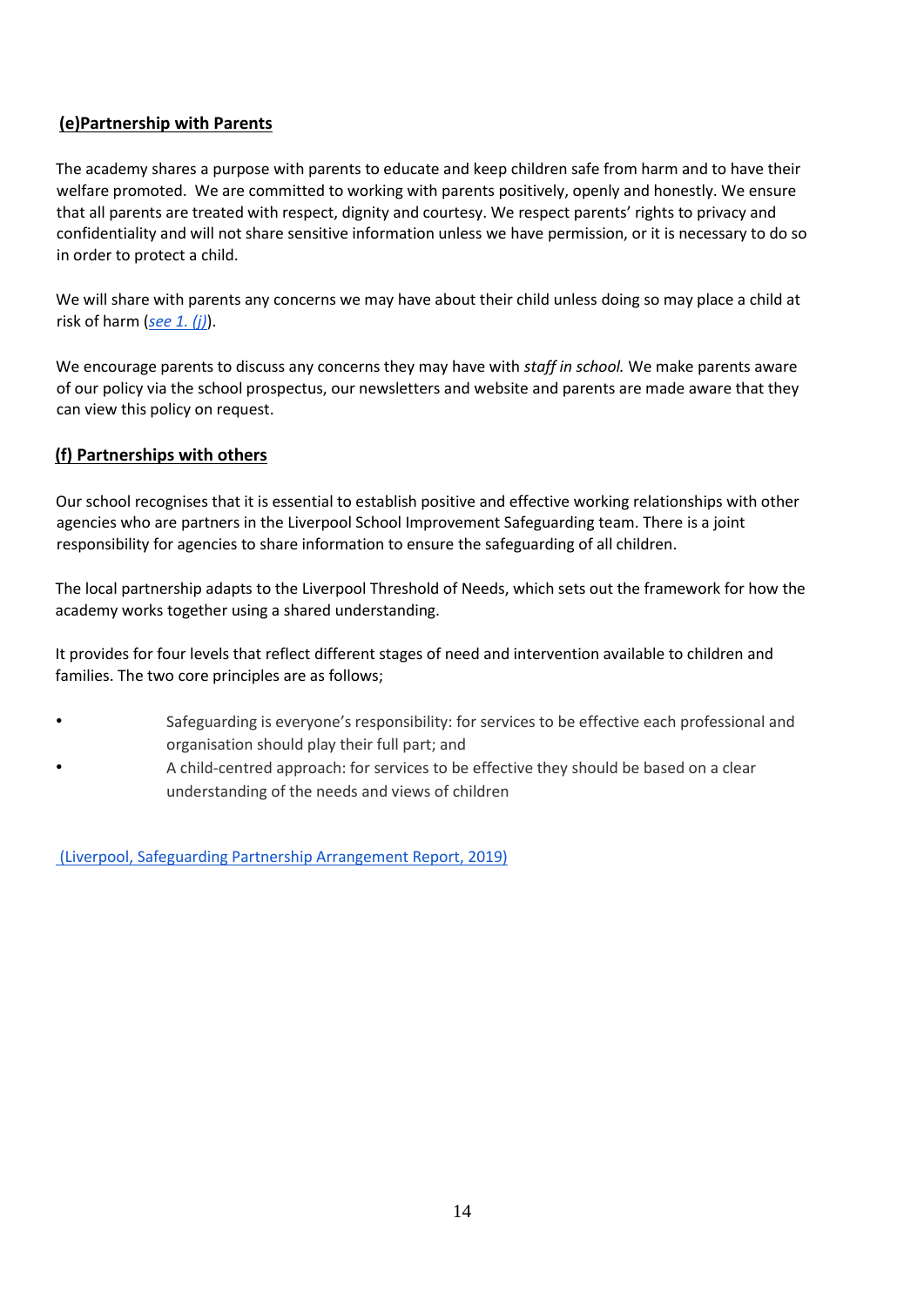## (e)Partnership with Parents

The academy shares a purpose with parents to educate and keep children safe from harm and to have their welfare promoted. We are committed to working with parents positively, openly and honestly. We ensure that all parents are treated with respect, dignity and courtesy. We respect parents' rights to privacy and confidentiality and will not share sensitive information unless we have permission, or it is necessary to do so in order to protect a child.

We will share with parents any concerns we may have about their child unless doing so may place a child at risk of harm (*see 1. (j)*).

We encourage parents to discuss any concerns they may have with *staff in school.* We make parents aware of our policy via the school prospectus, our newsletters and website and parents are made aware that they can view this policy on request.

## (f) Partnerships with others

Our school recognises that it is essential to establish positive and effective working relationships with other agencies who are partners in the Liverpool School Improvement Safeguarding team. There is a joint responsibility for agencies to share information to ensure the safeguarding of all children.

The local partnership adapts to the Liverpool Threshold of Needs, which sets out the framework for how the academy works together using a shared understanding.

It provides for four levels that reflect different stages of need and intervention available to children and families. The two core principles are as follows;

- Safeguarding is everyone's responsibility: for services to be effective each professional and organisation should play their full part; and
- A child-centred approach: for services to be effective they should be based on a clear understanding of the needs and views of children

(Liverpool, Safeguarding Partnership Arrangement Report, 2019)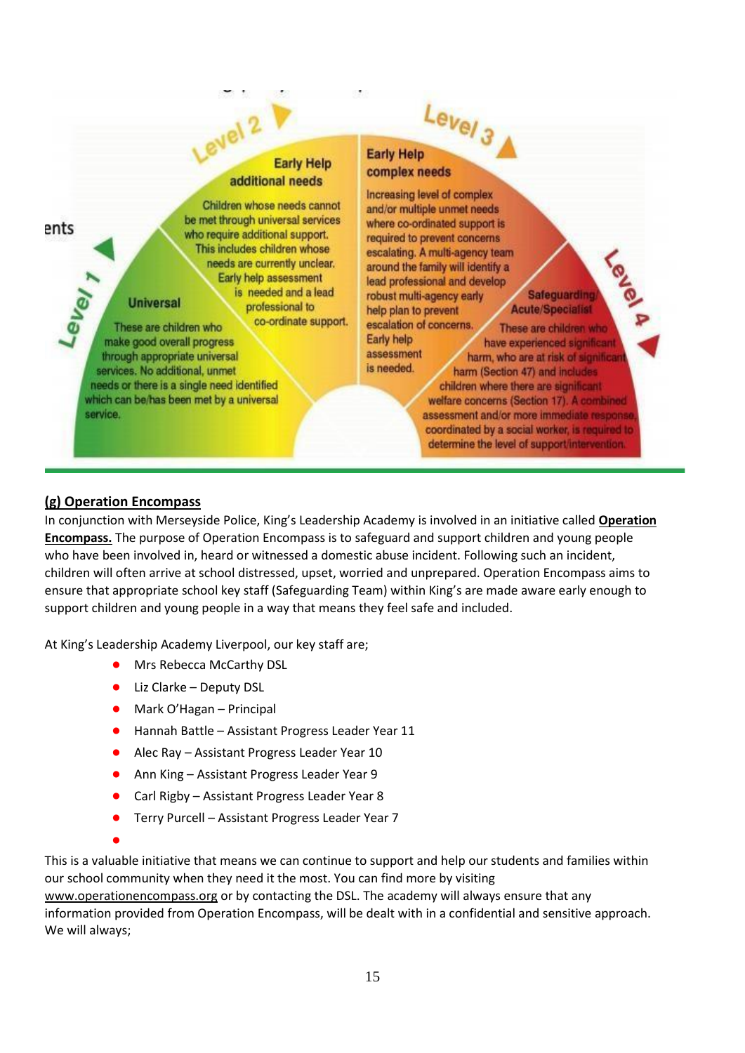ents

Level 1

**Universal**

These are children who make good overall progress through appropriate universal services. No additional, unmet needs or there is a single need identified which can be/has been met by a universal service.

Level 2

**Early Help additional needs**

Children whose needs cannot be met through universal services who require additional support. This includes children whose needs are currently unclear. Early help assessment is needed and a lead professional to co-ordinate support.

Level 3

**Early Help complex needs**

Increasing level of complex and/or multiple unmet needs where co-ordinated support is required to prevent concerns escalating. A multi-agency team around the family will identify a lead professional and develop robust multi-agency early help plan to prevent escalation of concerns. Early help assessment is needed.

Level 4

**Safeguarding/ Acute/Specialist**

These are children who have experienced significant harm, who are at risk of significant harm (Section 47) and includes children where there are significant welfare concerns (Section 17). A combined assessment and/or more immediate response, coordinated by a social worker, is required to determine the level of support/intervention.

## (g) Operation Encompass

In conjunction with Merseyside Police, King's Leadership Academy is involved in an initiative called **Operation Encompass.** The purpose of Operation Encompass is to safeguard and support children and young people who have been involved in, heard or witnessed a domestic abuse incident. Following such an incident, children will often arrive at school distressed, upset, worried and unprepared. Operation Encompass aims to ensure that appropriate school key staff (Safeguarding Team) within King's are made aware early enough to support children and young people in a way that means they feel safe and included.

At King's Leadership Academy Liverpool, our key staff are;

- Mrs Rebecca McCarthy DSL
- Liz Clarke – Deputy DSL
- Mark O'Hagan – Principal
- Hannah Battle – Assistant Progress Leader Year 11
- Alec Ray – Assistant Progress Leader Year 10
- Ann King – Assistant Progress Leader Year 9
- Carl Rigby – Assistant Progress Leader Year 8
- Terry Purcell – Assistant Progress Leader Year 7

This is a valuable initiative that means we can continue to support and help our students and families within our school community when they need it the most. You can find more by visiting www.operationencompass.org or by contacting the DSL. The academy will always ensure that any information provided from Operation Encompass, will be dealt with in a confidential and sensitive approach. We will always;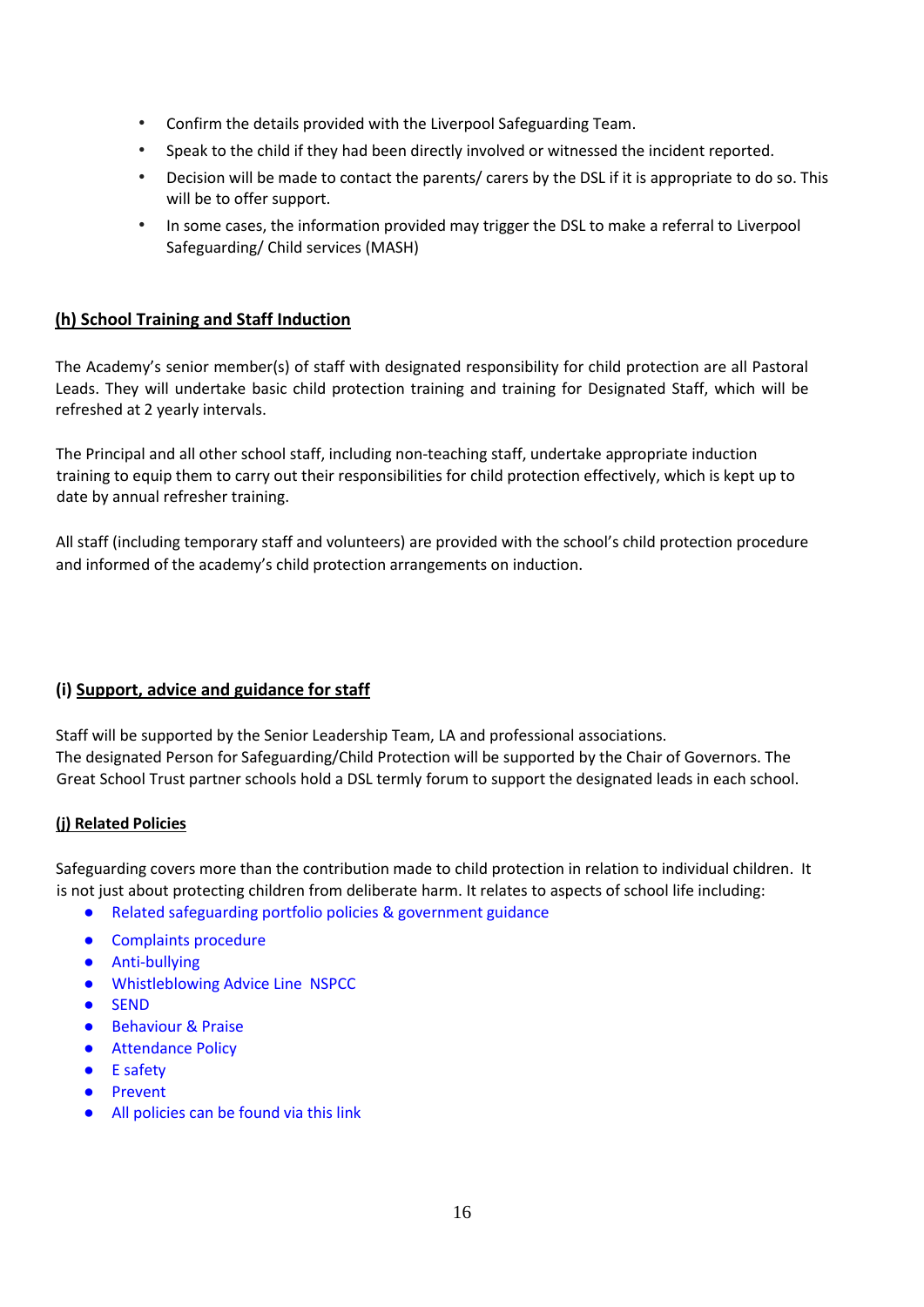- Confirm the details provided with the Liverpool Safeguarding Team.
- Speak to the child if they had been directly involved or witnessed the incident reported.
- Decision will be made to contact the parents/ carers by the DSL if it is appropriate to do so. This will be to offer support.
- In some cases, the information provided may trigger the DSL to make a referral to Liverpool Safeguarding/ Child services (MASH)

## (h) School Training and Staff Induction

The Academy's senior member(s) of staff with designated responsibility for child protection are all Pastoral Leads. They will undertake basic child protection training and training for Designated Staff, which will be refreshed at 2 yearly intervals.

The Principal and all other school staff, including non-teaching staff, undertake appropriate induction training to equip them to carry out their responsibilities for child protection effectively, which is kept up to date by annual refresher training.

All staff (including temporary staff and volunteers) are provided with the school's child protection procedure and informed of the academy's child protection arrangements on induction.

## (i) Support, advice and guidance for staff

Staff will be supported by the Senior Leadership Team, LA and professional associations.
The designated Person for Safeguarding/Child Protection will be supported by the Chair of Governors. The Great School Trust partner schools hold a DSL termly forum to support the designated leads in each school.

### (j) Related Policies

Safeguarding covers more than the contribution made to child protection in relation to individual children. It is not just about protecting children from deliberate harm. It relates to aspects of school life including:

- Related safeguarding portfolio policies & government guidance
- Complaints procedure
- Anti-bullying
- Whistleblowing Advice Line NSPCC
- SEND
- Behaviour & Praise
- Attendance Policy
- E safety
- Prevent
- All policies can be found via this link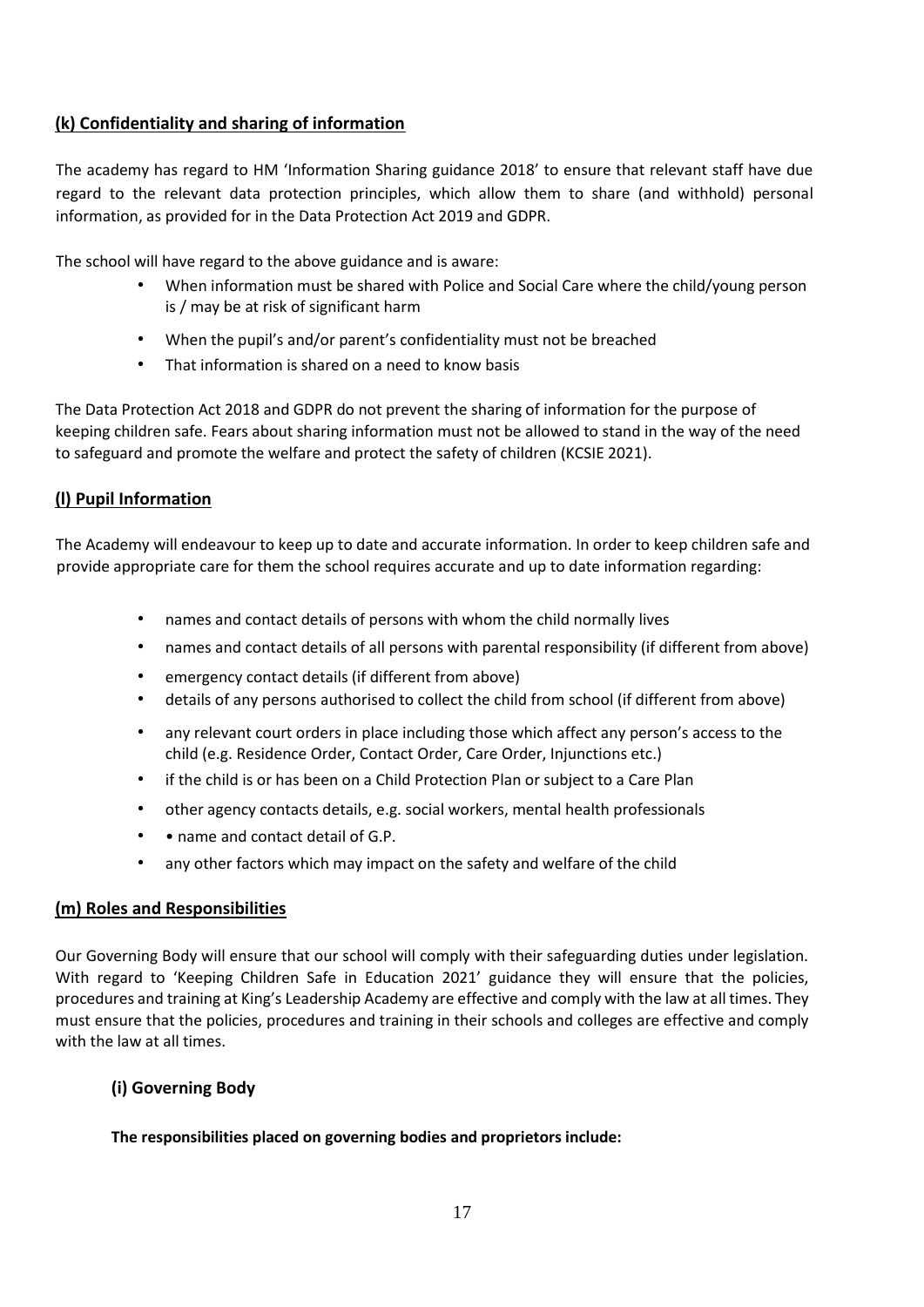## (k) Confidentiality and sharing of information

The academy has regard to HM 'Information Sharing guidance 2018' to ensure that relevant staff have due regard to the relevant data protection principles, which allow them to share (and withhold) personal information, as provided for in the Data Protection Act 2019 and GDPR.

The school will have regard to the above guidance and is aware:

- When information must be shared with Police and Social Care where the child/young person is / may be at risk of significant harm
- When the pupil's and/or parent's confidentiality must not be breached
- That information is shared on a need to know basis

The Data Protection Act 2018 and GDPR do not prevent the sharing of information for the purpose of keeping children safe. Fears about sharing information must not be allowed to stand in the way of the need to safeguard and promote the welfare and protect the safety of children (KCSIE 2021).

## (l) Pupil Information

The Academy will endeavour to keep up to date and accurate information. In order to keep children safe and provide appropriate care for them the school requires accurate and up to date information regarding:

- names and contact details of persons with whom the child normally lives
- names and contact details of all persons with parental responsibility (if different from above)
- emergency contact details (if different from above)
- details of any persons authorised to collect the child from school (if different from above)
- any relevant court orders in place including those which affect any person's access to the child (e.g. Residence Order, Contact Order, Care Order, Injunctions etc.)
- if the child is or has been on a Child Protection Plan or subject to a Care Plan
- other agency contacts details, e.g. social workers, mental health professionals
- • name and contact detail of G.P.
- any other factors which may impact on the safety and welfare of the child

## (m) Roles and Responsibilities

Our Governing Body will ensure that our school will comply with their safeguarding duties under legislation. With regard to 'Keeping Children Safe in Education 2021' guidance they will ensure that the policies, procedures and training at King's Leadership Academy are effective and comply with the law at all times. They must ensure that the policies, procedures and training in their schools and colleges are effective and comply with the law at all times.

### (i) Governing Body

**The responsibilities placed on governing bodies and proprietors include:**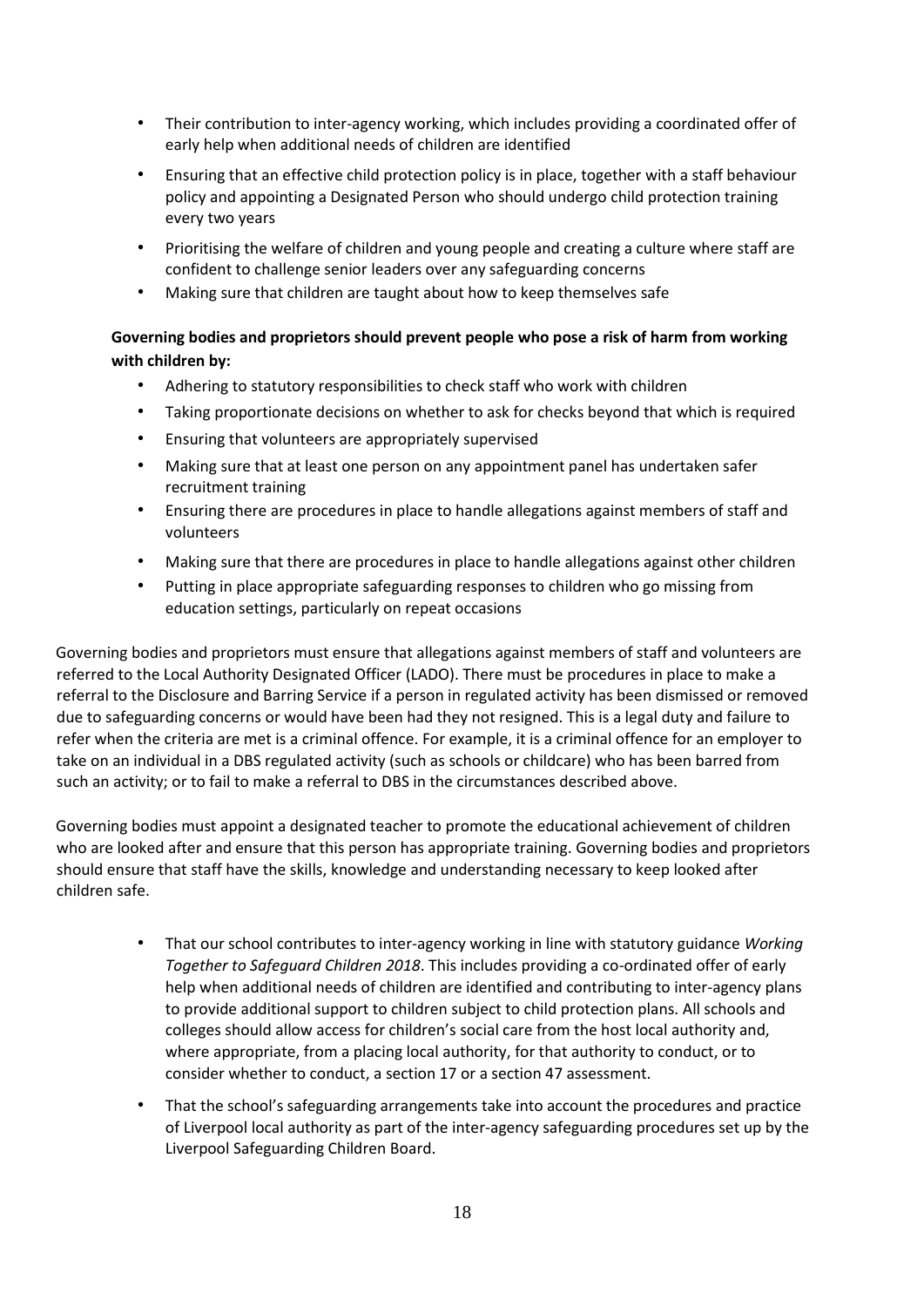- Their contribution to inter-agency working, which includes providing a coordinated offer of early help when additional needs of children are identified
- Ensuring that an effective child protection policy is in place, together with a staff behaviour policy and appointing a Designated Person who should undergo child protection training every two years
- Prioritising the welfare of children and young people and creating a culture where staff are confident to challenge senior leaders over any safeguarding concerns
- Making sure that children are taught about how to keep themselves safe

**Governing bodies and proprietors should prevent people who pose a risk of harm from working with children by:**

- Adhering to statutory responsibilities to check staff who work with children
- Taking proportionate decisions on whether to ask for checks beyond that which is required
- Ensuring that volunteers are appropriately supervised
- Making sure that at least one person on any appointment panel has undertaken safer recruitment training
- Ensuring there are procedures in place to handle allegations against members of staff and volunteers
- Making sure that there are procedures in place to handle allegations against other children
- Putting in place appropriate safeguarding responses to children who go missing from education settings, particularly on repeat occasions

Governing bodies and proprietors must ensure that allegations against members of staff and volunteers are referred to the Local Authority Designated Officer (LADO). There must be procedures in place to make a referral to the Disclosure and Barring Service if a person in regulated activity has been dismissed or removed due to safeguarding concerns or would have been had they not resigned. This is a legal duty and failure to refer when the criteria are met is a criminal offence. For example, it is a criminal offence for an employer to take on an individual in a DBS regulated activity (such as schools or childcare) who has been barred from such an activity; or to fail to make a referral to DBS in the circumstances described above.

Governing bodies must appoint a designated teacher to promote the educational achievement of children who are looked after and ensure that this person has appropriate training. Governing bodies and proprietors should ensure that staff have the skills, knowledge and understanding necessary to keep looked after children safe.

- That our school contributes to inter-agency working in line with statutory guidance *Working Together to Safeguard Children 2018*. This includes providing a co-ordinated offer of early help when additional needs of children are identified and contributing to inter-agency plans to provide additional support to children subject to child protection plans. All schools and colleges should allow access for children's social care from the host local authority and, where appropriate, from a placing local authority, for that authority to conduct, or to consider whether to conduct, a section 17 or a section 47 assessment.
- That the school's safeguarding arrangements take into account the procedures and practice of Liverpool local authority as part of the inter-agency safeguarding procedures set up by the Liverpool Safeguarding Children Board.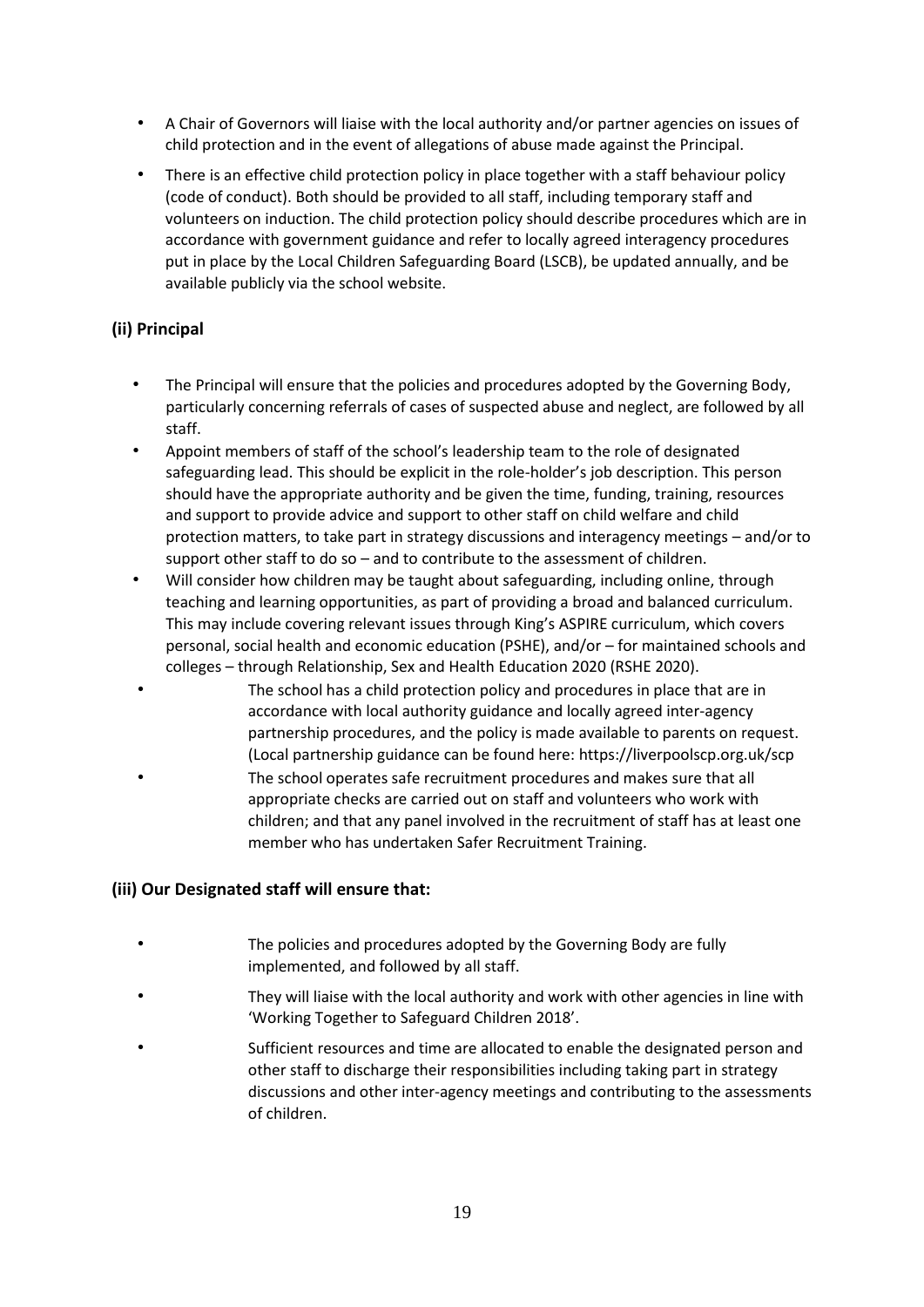- A Chair of Governors will liaise with the local authority and/or partner agencies on issues of child protection and in the event of allegations of abuse made against the Principal.
- There is an effective child protection policy in place together with a staff behaviour policy (code of conduct). Both should be provided to all staff, including temporary staff and volunteers on induction. The child protection policy should describe procedures which are in accordance with government guidance and refer to locally agreed interagency procedures put in place by the Local Children Safeguarding Board (LSCB), be updated annually, and be available publicly via the school website.

### (ii) Principal

- The Principal will ensure that the policies and procedures adopted by the Governing Body, particularly concerning referrals of cases of suspected abuse and neglect, are followed by all staff.
- Appoint members of staff of the school's leadership team to the role of designated safeguarding lead. This should be explicit in the role-holder's job description. This person should have the appropriate authority and be given the time, funding, training, resources and support to provide advice and support to other staff on child welfare and child protection matters, to take part in strategy discussions and interagency meetings – and/or to support other staff to do so – and to contribute to the assessment of children.
- Will consider how children may be taught about safeguarding, including online, through teaching and learning opportunities, as part of providing a broad and balanced curriculum. This may include covering relevant issues through King's ASPIRE curriculum, which covers personal, social health and economic education (PSHE), and/or – for maintained schools and colleges – through Relationship, Sex and Health Education 2020 (RSHE 2020).
- The school has a child protection policy and procedures in place that are in accordance with local authority guidance and locally agreed inter-agency partnership procedures, and the policy is made available to parents on request. (Local partnership guidance can be found here: https://liverpoolscp.org.uk/scp
- The school operates safe recruitment procedures and makes sure that all appropriate checks are carried out on staff and volunteers who work with children; and that any panel involved in the recruitment of staff has at least one member who has undertaken Safer Recruitment Training.

### (iii) Our Designated staff will ensure that:

- The policies and procedures adopted by the Governing Body are fully implemented, and followed by all staff.
- They will liaise with the local authority and work with other agencies in line with 'Working Together to Safeguard Children 2018'.
- Sufficient resources and time are allocated to enable the designated person and other staff to discharge their responsibilities including taking part in strategy discussions and other inter-agency meetings and contributing to the assessments of children.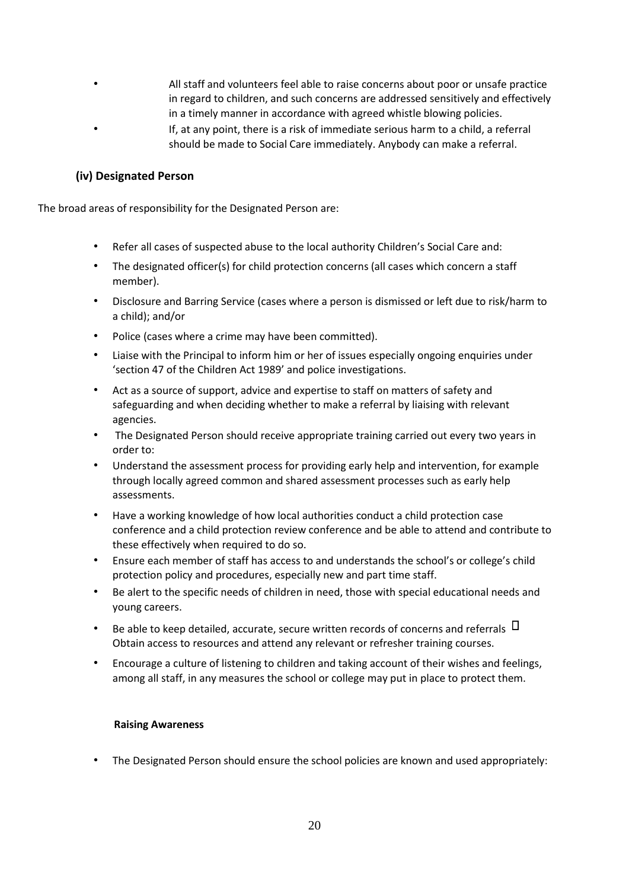- All staff and volunteers feel able to raise concerns about poor or unsafe practice in regard to children, and such concerns are addressed sensitively and effectively in a timely manner in accordance with agreed whistle blowing policies.
- If, at any point, there is a risk of immediate serious harm to a child, a referral should be made to Social Care immediately. Anybody can make a referral.

### (iv) Designated Person

The broad areas of responsibility for the Designated Person are:

- Refer all cases of suspected abuse to the local authority Children's Social Care and:
- The designated officer(s) for child protection concerns (all cases which concern a staff member).
- Disclosure and Barring Service (cases where a person is dismissed or left due to risk/harm to a child); and/or
- Police (cases where a crime may have been committed).
- Liaise with the Principal to inform him or her of issues especially ongoing enquiries under 'section 47 of the Children Act 1989' and police investigations.
- Act as a source of support, advice and expertise to staff on matters of safety and safeguarding and when deciding whether to make a referral by liaising with relevant agencies.
- The Designated Person should receive appropriate training carried out every two years in order to:
- Understand the assessment process for providing early help and intervention, for example through locally agreed common and shared assessment processes such as early help assessments.
- Have a working knowledge of how local authorities conduct a child protection case conference and a child protection review conference and be able to attend and contribute to these effectively when required to do so.
- Ensure each member of staff has access to and understands the school's or college's child protection policy and procedures, especially new and part time staff.
- Be alert to the specific needs of children in need, those with special educational needs and young careers.
- Be able to keep detailed, accurate, secure written records of concerns and referrals  Obtain access to resources and attend any relevant or refresher training courses.
- Encourage a culture of listening to children and taking account of their wishes and feelings, among all staff, in any measures the school or college may put in place to protect them.

#### Raising Awareness

- The Designated Person should ensure the school policies are known and used appropriately: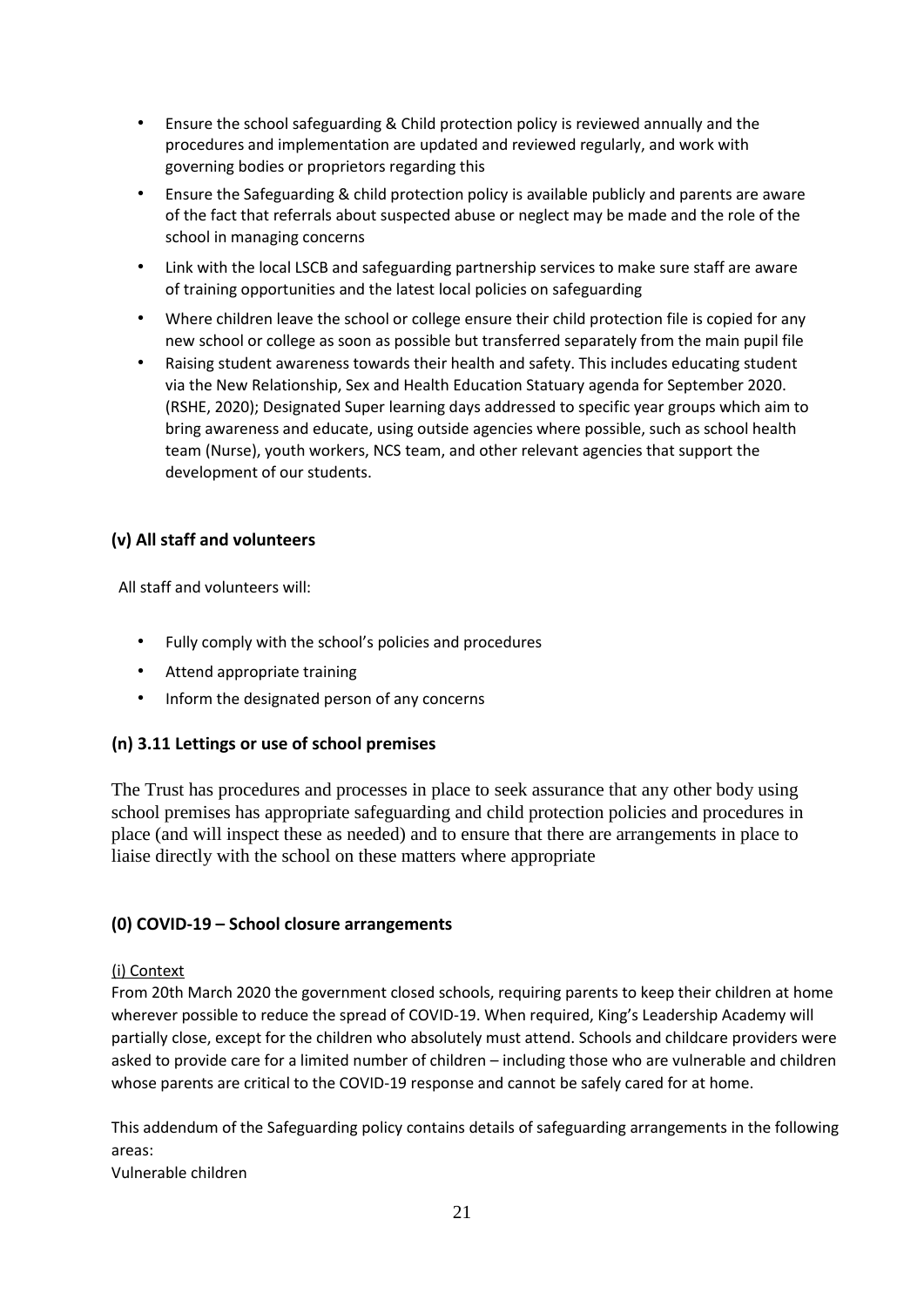- Ensure the school safeguarding & Child protection policy is reviewed annually and the procedures and implementation are updated and reviewed regularly, and work with governing bodies or proprietors regarding this
- Ensure the Safeguarding & child protection policy is available publicly and parents are aware of the fact that referrals about suspected abuse or neglect may be made and the role of the school in managing concerns
- Link with the local LSCB and safeguarding partnership services to make sure staff are aware of training opportunities and the latest local policies on safeguarding
- Where children leave the school or college ensure their child protection file is copied for any new school or college as soon as possible but transferred separately from the main pupil file
- Raising student awareness towards their health and safety. This includes educating student via the New Relationship, Sex and Health Education Statuary agenda for September 2020. (RSHE, 2020); Designated Super learning days addressed to specific year groups which aim to bring awareness and educate, using outside agencies where possible, such as school health team (Nurse), youth workers, NCS team, and other relevant agencies that support the development of our students.

**(v) All staff and volunteers**

All staff and volunteers will:

- Fully comply with the school's policies and procedures
- Attend appropriate training
- Inform the designated person of any concerns

**(n) 3.11 Lettings or use of school premises**

The Trust has procedures and processes in place to seek assurance that any other body using school premises has appropriate safeguarding and child protection policies and procedures in place (and will inspect these as needed) and to ensure that there are arrangements in place to liaise directly with the school on these matters where appropriate

**(0) COVID-19 – School closure arrangements**

(i) Context

From 20th March 2020 the government closed schools, requiring parents to keep their children at home wherever possible to reduce the spread of COVID-19. When required, King's Leadership Academy will partially close, except for the children who absolutely must attend. Schools and childcare providers were asked to provide care for a limited number of children – including those who are vulnerable and children whose parents are critical to the COVID-19 response and cannot be safely cared for at home.

This addendum of the Safeguarding policy contains details of safeguarding arrangements in the following areas:
Vulnerable children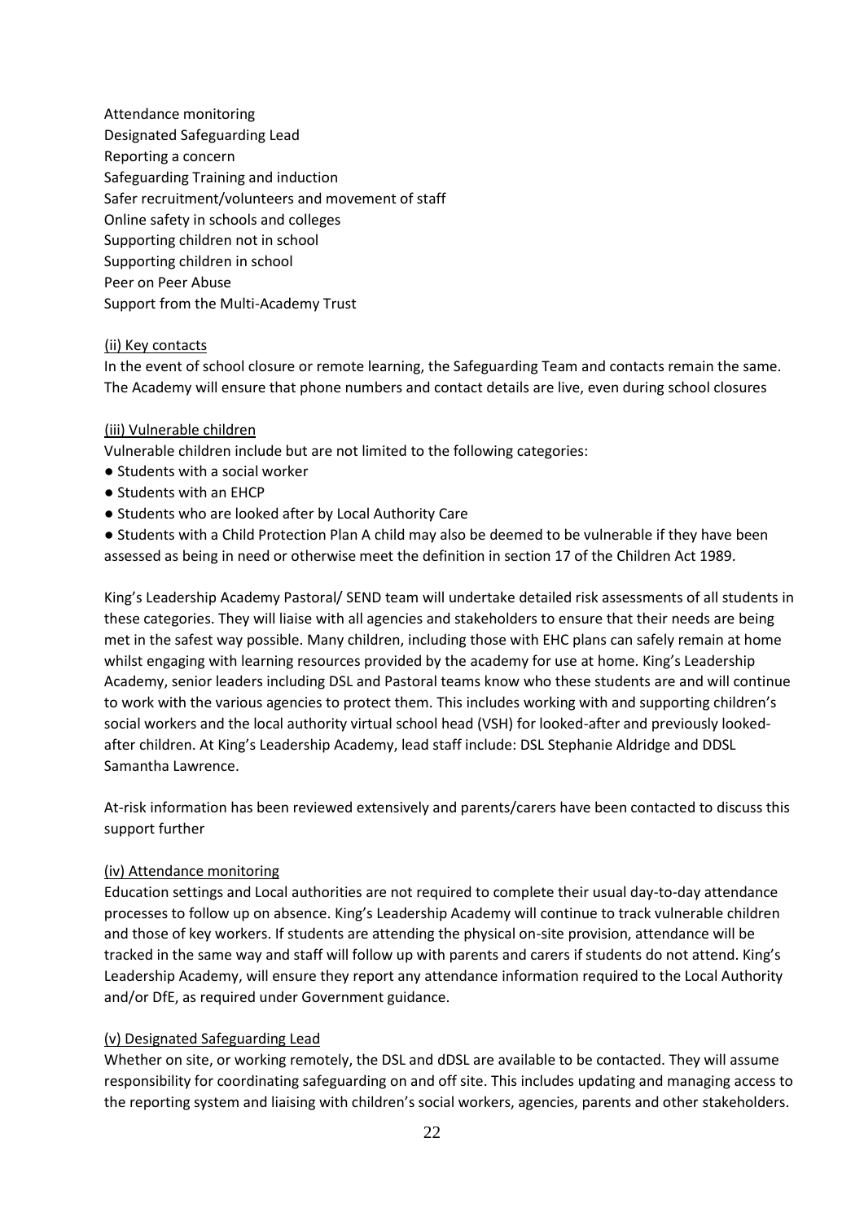Attendance monitoring
Designated Safeguarding Lead
Reporting a concern
Safeguarding Training and induction
Safer recruitment/volunteers and movement of staff
Online safety in schools and colleges
Supporting children not in school
Supporting children in school
Peer on Peer Abuse
Support from the Multi-Academy Trust

<u>(ii) Key contacts</u>

In the event of school closure or remote learning, the Safeguarding Team and contacts remain the same. The Academy will ensure that phone numbers and contact details are live, even during school closures

<u>(iii) Vulnerable children</u>

Vulnerable children include but are not limited to the following categories:

- Students with a social worker
- Students with an EHCP
- Students who are looked after by Local Authority Care
- Students with a Child Protection Plan A child may also be deemed to be vulnerable if they have been assessed as being in need or otherwise meet the definition in section 17 of the Children Act 1989.

King's Leadership Academy Pastoral/ SEND team will undertake detailed risk assessments of all students in these categories. They will liaise with all agencies and stakeholders to ensure that their needs are being met in the safest way possible. Many children, including those with EHC plans can safely remain at home whilst engaging with learning resources provided by the academy for use at home. King's Leadership Academy, senior leaders including DSL and Pastoral teams know who these students are and will continue to work with the various agencies to protect them. This includes working with and supporting children's social workers and the local authority virtual school head (VSH) for looked-after and previously looked-after children. At King's Leadership Academy, lead staff include: DSL Stephanie Aldridge and DDSL Samantha Lawrence.

At-risk information has been reviewed extensively and parents/carers have been contacted to discuss this support further

<u>(iv) Attendance monitoring</u>

Education settings and Local authorities are not required to complete their usual day-to-day attendance processes to follow up on absence. King's Leadership Academy will continue to track vulnerable children and those of key workers. If students are attending the physical on-site provision, attendance will be tracked in the same way and staff will follow up with parents and carers if students do not attend. King's Leadership Academy, will ensure they report any attendance information required to the Local Authority and/or DfE, as required under Government guidance.

<u>(v) Designated Safeguarding Lead</u>

Whether on site, or working remotely, the DSL and dDSL are available to be contacted. They will assume responsibility for coordinating safeguarding on and off site. This includes updating and managing access to the reporting system and liaising with children's social workers, agencies, parents and other stakeholders.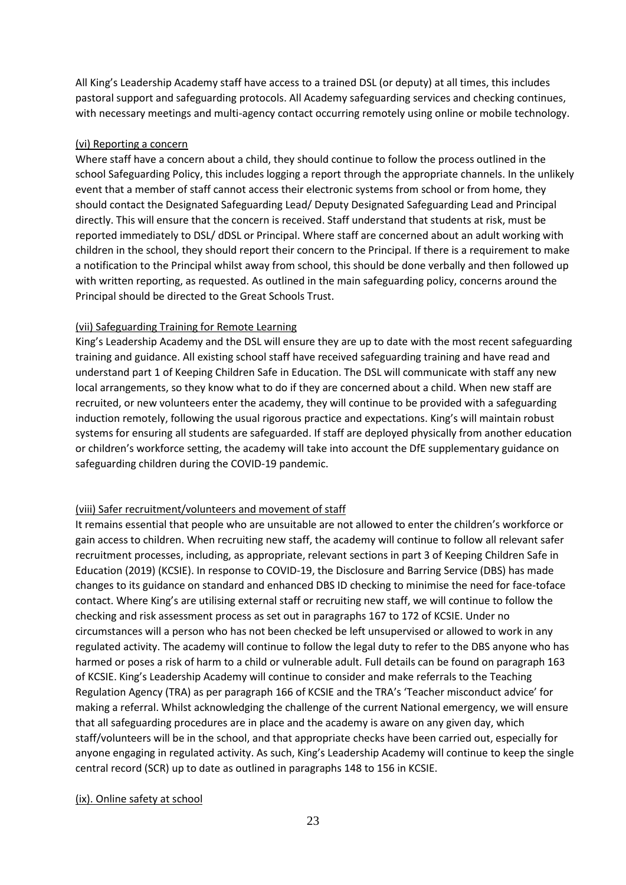All King's Leadership Academy staff have access to a trained DSL (or deputy) at all times, this includes pastoral support and safeguarding protocols. All Academy safeguarding services and checking continues, with necessary meetings and multi-agency contact occurring remotely using online or mobile technology.

(vi) Reporting a concern

Where staff have a concern about a child, they should continue to follow the process outlined in the school Safeguarding Policy, this includes logging a report through the appropriate channels. In the unlikely event that a member of staff cannot access their electronic systems from school or from home, they should contact the Designated Safeguarding Lead/ Deputy Designated Safeguarding Lead and Principal directly. This will ensure that the concern is received. Staff understand that students at risk, must be reported immediately to DSL/ dDSL or Principal. Where staff are concerned about an adult working with children in the school, they should report their concern to the Principal. If there is a requirement to make a notification to the Principal whilst away from school, this should be done verbally and then followed up with written reporting, as requested. As outlined in the main safeguarding policy, concerns around the Principal should be directed to the Great Schools Trust.

(vii) Safeguarding Training for Remote Learning

King's Leadership Academy and the DSL will ensure they are up to date with the most recent safeguarding training and guidance. All existing school staff have received safeguarding training and have read and understand part 1 of Keeping Children Safe in Education. The DSL will communicate with staff any new local arrangements, so they know what to do if they are concerned about a child. When new staff are recruited, or new volunteers enter the academy, they will continue to be provided with a safeguarding induction remotely, following the usual rigorous practice and expectations. King's will maintain robust systems for ensuring all students are safeguarded. If staff are deployed physically from another education or children's workforce setting, the academy will take into account the DfE supplementary guidance on safeguarding children during the COVID-19 pandemic.

(viii) Safer recruitment/volunteers and movement of staff

It remains essential that people who are unsuitable are not allowed to enter the children's workforce or gain access to children. When recruiting new staff, the academy will continue to follow all relevant safer recruitment processes, including, as appropriate, relevant sections in part 3 of Keeping Children Safe in Education (2019) (KCSIE). In response to COVID-19, the Disclosure and Barring Service (DBS) has made changes to its guidance on standard and enhanced DBS ID checking to minimise the need for face-toface contact. Where King's are utilising external staff or recruiting new staff, we will continue to follow the checking and risk assessment process as set out in paragraphs 167 to 172 of KCSIE. Under no circumstances will a person who has not been checked be left unsupervised or allowed to work in any regulated activity. The academy will continue to follow the legal duty to refer to the DBS anyone who has harmed or poses a risk of harm to a child or vulnerable adult. Full details can be found on paragraph 163 of KCSIE. King's Leadership Academy will continue to consider and make referrals to the Teaching Regulation Agency (TRA) as per paragraph 166 of KCSIE and the TRA's 'Teacher misconduct advice' for making a referral. Whilst acknowledging the challenge of the current National emergency, we will ensure that all safeguarding procedures are in place and the academy is aware on any given day, which staff/volunteers will be in the school, and that appropriate checks have been carried out, especially for anyone engaging in regulated activity. As such, King's Leadership Academy will continue to keep the single central record (SCR) up to date as outlined in paragraphs 148 to 156 in KCSIE.

(ix). Online safety at school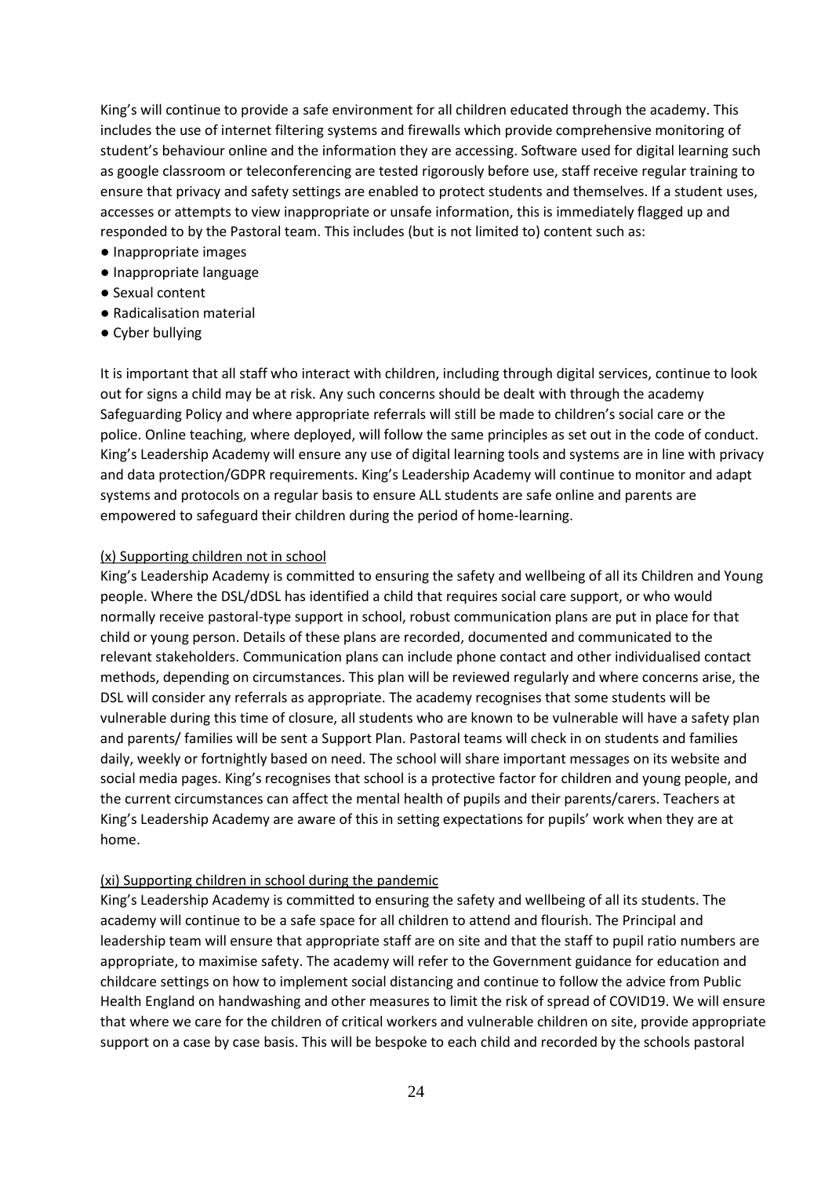King's will continue to provide a safe environment for all children educated through the academy. This includes the use of internet filtering systems and firewalls which provide comprehensive monitoring of student's behaviour online and the information they are accessing. Software used for digital learning such as google classroom or teleconferencing are tested rigorously before use, staff receive regular training to ensure that privacy and safety settings are enabled to protect students and themselves. If a student uses, accesses or attempts to view inappropriate or unsafe information, this is immediately flagged up and responded to by the Pastoral team. This includes (but is not limited to) content such as:

- Inappropriate images
- Inappropriate language
- Sexual content
- Radicalisation material
- Cyber bullying

It is important that all staff who interact with children, including through digital services, continue to look out for signs a child may be at risk. Any such concerns should be dealt with through the academy Safeguarding Policy and where appropriate referrals will still be made to children's social care or the police. Online teaching, where deployed, will follow the same principles as set out in the code of conduct. King's Leadership Academy will ensure any use of digital learning tools and systems are in line with privacy and data protection/GDPR requirements. King's Leadership Academy will continue to monitor and adapt systems and protocols on a regular basis to ensure ALL students are safe online and parents are empowered to safeguard their children during the period of home-learning.

(x) Supporting children not in school

King's Leadership Academy is committed to ensuring the safety and wellbeing of all its Children and Young people. Where the DSL/dDSL has identified a child that requires social care support, or who would normally receive pastoral-type support in school, robust communication plans are put in place for that child or young person. Details of these plans are recorded, documented and communicated to the relevant stakeholders. Communication plans can include phone contact and other individualised contact methods, depending on circumstances. This plan will be reviewed regularly and where concerns arise, the DSL will consider any referrals as appropriate. The academy recognises that some students will be vulnerable during this time of closure, all students who are known to be vulnerable will have a safety plan and parents/ families will be sent a Support Plan. Pastoral teams will check in on students and families daily, weekly or fortnightly based on need. The school will share important messages on its website and social media pages. King's recognises that school is a protective factor for children and young people, and the current circumstances can affect the mental health of pupils and their parents/carers. Teachers at King's Leadership Academy are aware of this in setting expectations for pupils' work when they are at home.

(xi) Supporting children in school during the pandemic

King's Leadership Academy is committed to ensuring the safety and wellbeing of all its students. The academy will continue to be a safe space for all children to attend and flourish. The Principal and leadership team will ensure that appropriate staff are on site and that the staff to pupil ratio numbers are appropriate, to maximise safety. The academy will refer to the Government guidance for education and childcare settings on how to implement social distancing and continue to follow the advice from Public Health England on handwashing and other measures to limit the risk of spread of COVID19. We will ensure that where we care for the children of critical workers and vulnerable children on site, provide appropriate support on a case by case basis. This will be bespoke to each child and recorded by the schools pastoral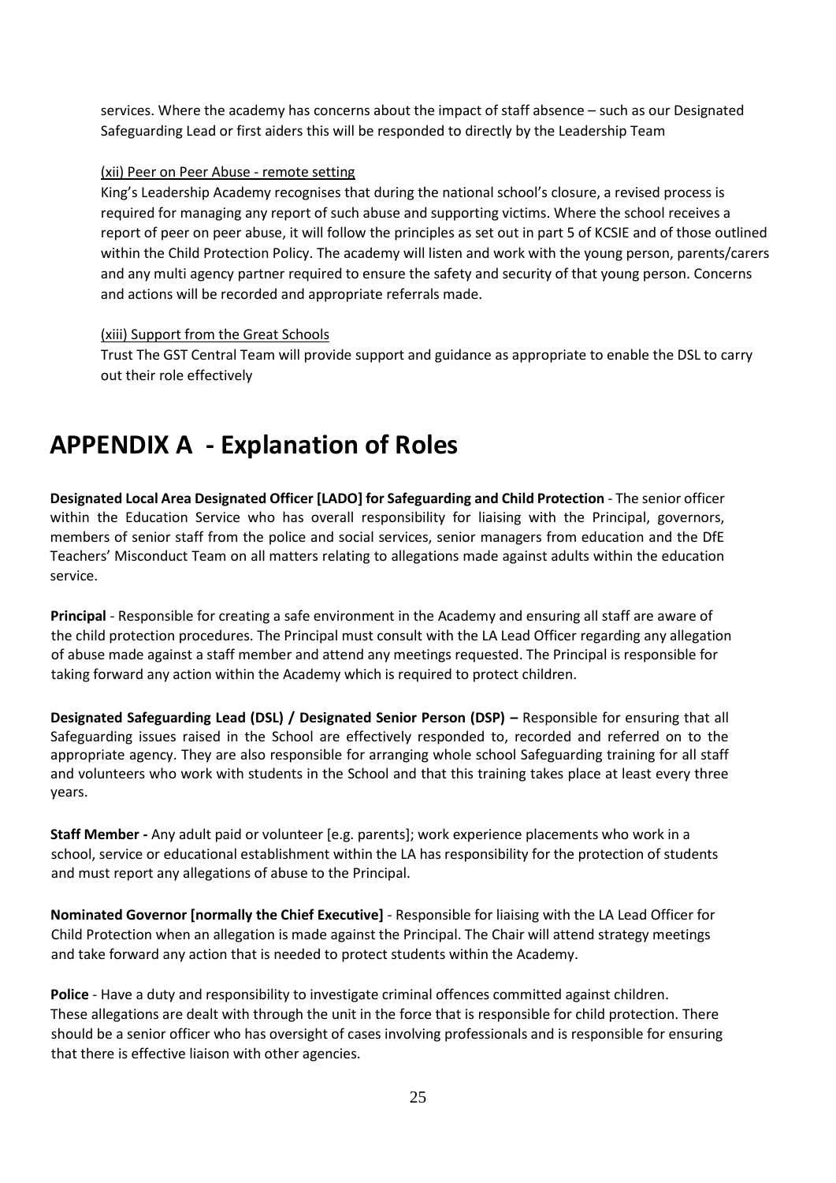services. Where the academy has concerns about the impact of staff absence – such as our Designated Safeguarding Lead or first aiders this will be responded to directly by the Leadership Team

(xii) Peer on Peer Abuse - remote setting

King's Leadership Academy recognises that during the national school's closure, a revised process is required for managing any report of such abuse and supporting victims. Where the school receives a report of peer on peer abuse, it will follow the principles as set out in part 5 of KCSIE and of those outlined within the Child Protection Policy. The academy will listen and work with the young person, parents/carers and any multi agency partner required to ensure the safety and security of that young person. Concerns and actions will be recorded and appropriate referrals made.

(xiii) Support from the Great Schools

Trust The GST Central Team will provide support and guidance as appropriate to enable the DSL to carry out their role effectively

# APPENDIX A - Explanation of Roles

**Designated Local Area Designated Officer [LADO] for Safeguarding and Child Protection** - The senior officer within the Education Service who has overall responsibility for liaising with the Principal, governors, members of senior staff from the police and social services, senior managers from education and the DfE Teachers' Misconduct Team on all matters relating to allegations made against adults within the education service.

**Principal** - Responsible for creating a safe environment in the Academy and ensuring all staff are aware of the child protection procedures. The Principal must consult with the LA Lead Officer regarding any allegation of abuse made against a staff member and attend any meetings requested. The Principal is responsible for taking forward any action within the Academy which is required to protect children.

**Designated Safeguarding Lead (DSL) / Designated Senior Person (DSP) –** Responsible for ensuring that all Safeguarding issues raised in the School are effectively responded to, recorded and referred on to the appropriate agency. They are also responsible for arranging whole school Safeguarding training for all staff and volunteers who work with students in the School and that this training takes place at least every three years.

**Staff Member -** Any adult paid or volunteer [e.g. parents]; work experience placements who work in a school, service or educational establishment within the LA has responsibility for the protection of students and must report any allegations of abuse to the Principal.

**Nominated Governor [normally the Chief Executive]** - Responsible for liaising with the LA Lead Officer for Child Protection when an allegation is made against the Principal. The Chair will attend strategy meetings and take forward any action that is needed to protect students within the Academy.

**Police** - Have a duty and responsibility to investigate criminal offences committed against children. These allegations are dealt with through the unit in the force that is responsible for child protection. There should be a senior officer who has oversight of cases involving professionals and is responsible for ensuring that there is effective liaison with other agencies.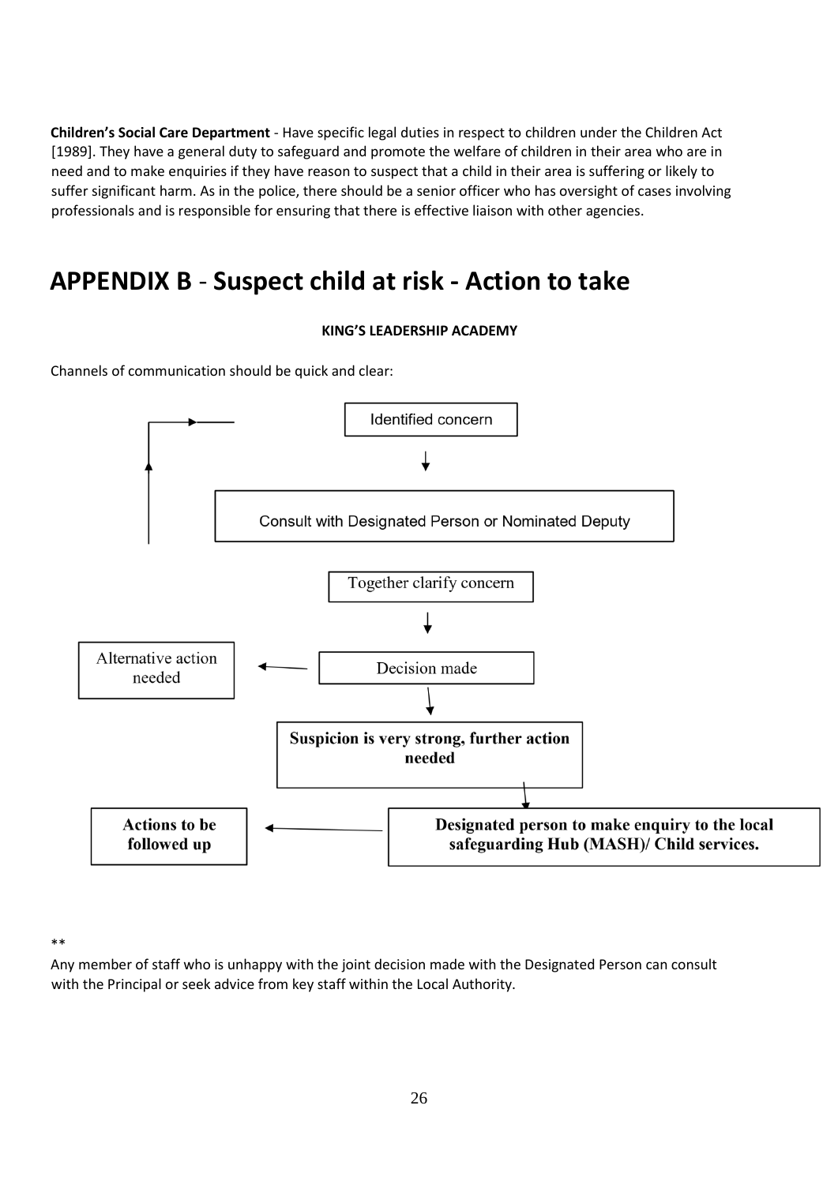**Children's Social Care Department** - Have specific legal duties in respect to children under the Children Act [1989]. They have a general duty to safeguard and promote the welfare of children in their area who are in need and to make enquiries if they have reason to suspect that a child in their area is suffering or likely to suffer significant harm. As in the police, there should be a senior officer who has oversight of cases involving professionals and is responsible for ensuring that there is effective liaison with other agencies.

# APPENDIX B - Suspect child at risk - Action to take

**KING'S LEADERSHIP ACADEMY**

Channels of communication should be quick and clear:

Identified concern

↓

Consult with Designated Person or Nominated Deputy

Together clarify concern

↓

Decision made → Alternative action needed

↓

**Suspicion is very strong, further action needed**

↓

**Designated person to make enquiry to the local safeguarding Hub (MASH)/ Child services.** → **Actions to be followed up**

**

Any member of staff who is unhappy with the joint decision made with the Designated Person can consult with the Principal or seek advice from key staff within the Local Authority.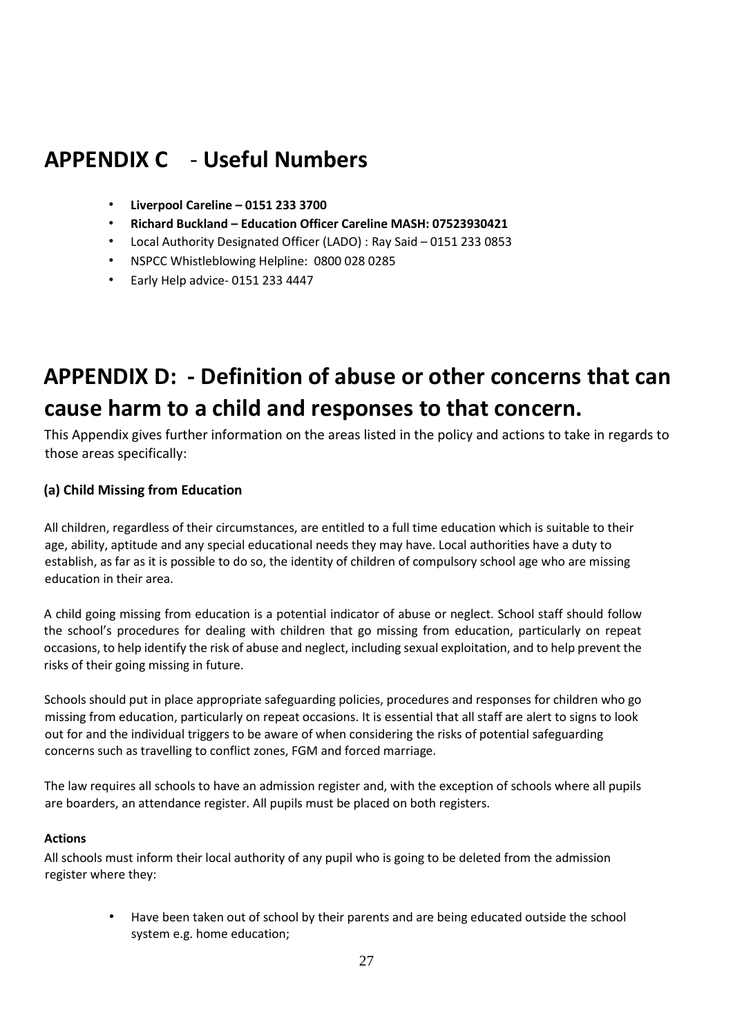## APPENDIX C - Useful Numbers

- **Liverpool Careline – 0151 233 3700**
- **Richard Buckland – Education Officer Careline MASH: 07523930421**
- Local Authority Designated Officer (LADO) : Ray Said – 0151 233 0853
- NSPCC Whistleblowing Helpline: 0800 028 0285
- Early Help advice- 0151 233 4447

## APPENDIX D: - Definition of abuse or other concerns that can cause harm to a child and responses to that concern.

This Appendix gives further information on the areas listed in the policy and actions to take in regards to those areas specifically:

### (a) Child Missing from Education

All children, regardless of their circumstances, are entitled to a full time education which is suitable to their age, ability, aptitude and any special educational needs they may have. Local authorities have a duty to establish, as far as it is possible to do so, the identity of children of compulsory school age who are missing education in their area.

A child going missing from education is a potential indicator of abuse or neglect. School staff should follow the school's procedures for dealing with children that go missing from education, particularly on repeat occasions, to help identify the risk of abuse and neglect, including sexual exploitation, and to help prevent the risks of their going missing in future.

Schools should put in place appropriate safeguarding policies, procedures and responses for children who go missing from education, particularly on repeat occasions. It is essential that all staff are alert to signs to look out for and the individual triggers to be aware of when considering the risks of potential safeguarding concerns such as travelling to conflict zones, FGM and forced marriage.

The law requires all schools to have an admission register and, with the exception of schools where all pupils are boarders, an attendance register. All pupils must be placed on both registers.

**Actions**

All schools must inform their local authority of any pupil who is going to be deleted from the admission register where they:

- Have been taken out of school by their parents and are being educated outside the school system e.g. home education;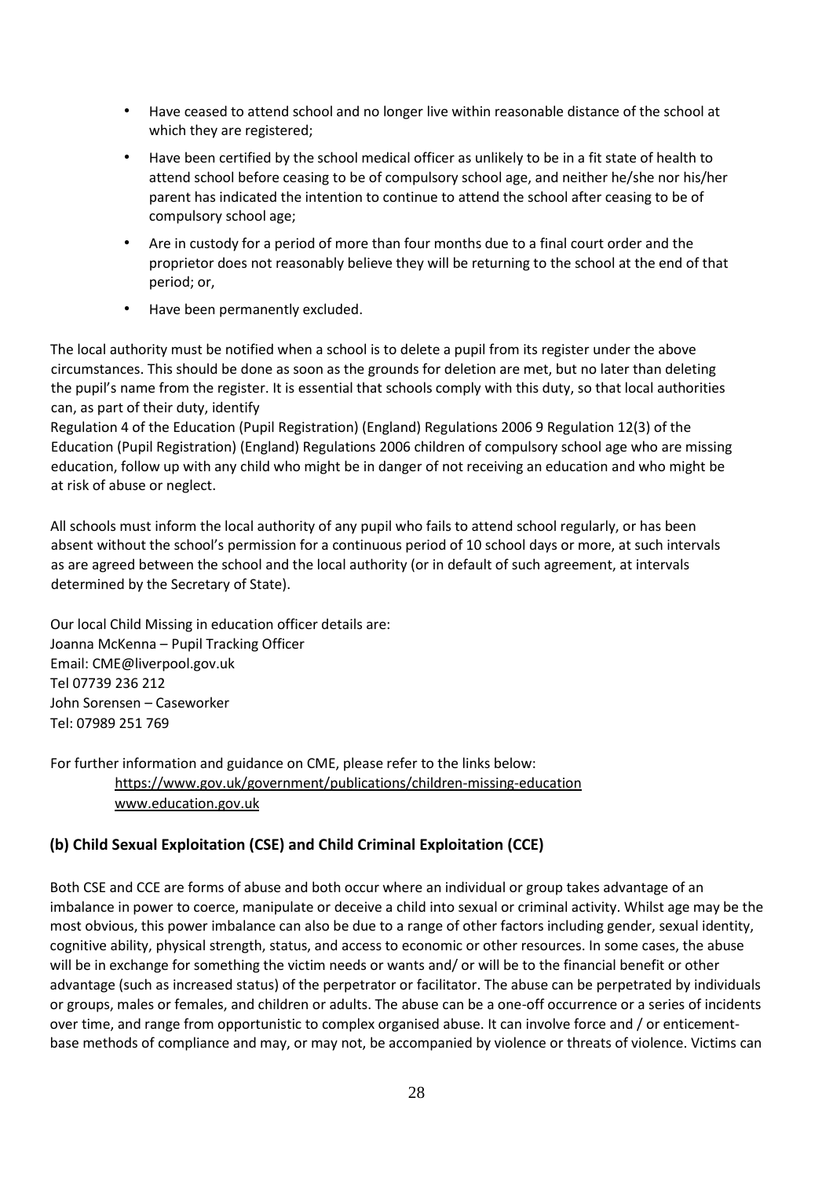- Have ceased to attend school and no longer live within reasonable distance of the school at which they are registered;
- Have been certified by the school medical officer as unlikely to be in a fit state of health to attend school before ceasing to be of compulsory school age, and neither he/she nor his/her parent has indicated the intention to continue to attend the school after ceasing to be of compulsory school age;
- Are in custody for a period of more than four months due to a final court order and the proprietor does not reasonably believe they will be returning to the school at the end of that period; or,
- Have been permanently excluded.

The local authority must be notified when a school is to delete a pupil from its register under the above circumstances. This should be done as soon as the grounds for deletion are met, but no later than deleting the pupil's name from the register. It is essential that schools comply with this duty, so that local authorities can, as part of their duty, identify
Regulation 4 of the Education (Pupil Registration) (England) Regulations 2006 9 Regulation 12(3) of the Education (Pupil Registration) (England) Regulations 2006 children of compulsory school age who are missing education, follow up with any child who might be in danger of not receiving an education and who might be at risk of abuse or neglect.

All schools must inform the local authority of any pupil who fails to attend school regularly, or has been absent without the school's permission for a continuous period of 10 school days or more, at such intervals as are agreed between the school and the local authority (or in default of such agreement, at intervals determined by the Secretary of State).

Our local Child Missing in education officer details are:
Joanna McKenna – Pupil Tracking Officer
Email: CME@liverpool.gov.uk
Tel 07739 236 212
John Sorensen – Caseworker
Tel: 07989 251 769

For further information and guidance on CME, please refer to the links below:

https://www.gov.uk/government/publications/children-missing-education
www.education.gov.uk

### (b) Child Sexual Exploitation (CSE) and Child Criminal Exploitation (CCE)

Both CSE and CCE are forms of abuse and both occur where an individual or group takes advantage of an imbalance in power to coerce, manipulate or deceive a child into sexual or criminal activity. Whilst age may be the most obvious, this power imbalance can also be due to a range of other factors including gender, sexual identity, cognitive ability, physical strength, status, and access to economic or other resources. In some cases, the abuse will be in exchange for something the victim needs or wants and/ or will be to the financial benefit or other advantage (such as increased status) of the perpetrator or facilitator. The abuse can be perpetrated by individuals or groups, males or females, and children or adults. The abuse can be a one-off occurrence or a series of incidents over time, and range from opportunistic to complex organised abuse. It can involve force and / or enticement-base methods of compliance and may, or may not, be accompanied by violence or threats of violence. Victims can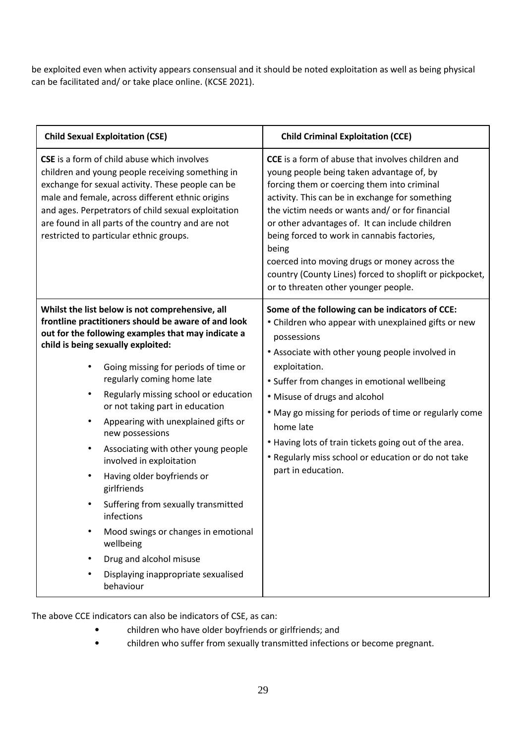be exploited even when activity appears consensual and it should be noted exploitation as well as being physical can be facilitated and/ or take place online. (KCSE 2021).

| **Child Sexual Exploitation (CSE)** | **Child Criminal Exploitation (CCE)** |
|---|---|
| **CSE** is a form of child abuse which involves children and young people receiving something in exchange for sexual activity. These people can be male and female, across different ethnic origins and ages. Perpetrators of child sexual exploitation are found in all parts of the country and are not restricted to particular ethnic groups. | **CCE** is a form of abuse that involves children and young people being taken advantage of, by forcing them or coercing them into criminal activity. This can be in exchange for something the victim needs or wants and/ or for financial or other advantages of. It can include children being forced to work in cannabis factories, being coerced into moving drugs or money across the country (County Lines) forced to shoplift or pickpocket, or to threaten other younger people. |
| **Whilst the list below is not comprehensive, all frontline practitioners should be aware of and look out for the following examples that may indicate a child is being sexually exploited:**<br>• Going missing for periods of time or regularly coming home late<br>• Regularly missing school or education or not taking part in education<br>• Appearing with unexplained gifts or new possessions<br>• Associating with other young people involved in exploitation<br>• Having older boyfriends or girlfriends<br>• Suffering from sexually transmitted infections<br>• Mood swings or changes in emotional wellbeing<br>• Drug and alcohol misuse<br>• Displaying inappropriate sexualised behaviour | **Some of the following can be indicators of CCE:**<br>• Children who appear with unexplained gifts or new possessions<br>• Associate with other young people involved in exploitation.<br>• Suffer from changes in emotional wellbeing<br>• Misuse of drugs and alcohol<br>• May go missing for periods of time or regularly come home late<br>• Having lots of train tickets going out of the area.<br>• Regularly miss school or education or do not take part in education. |

The above CCE indicators can also be indicators of CSE, as can:

- children who have older boyfriends or girlfriends; and
- children who suffer from sexually transmitted infections or become pregnant.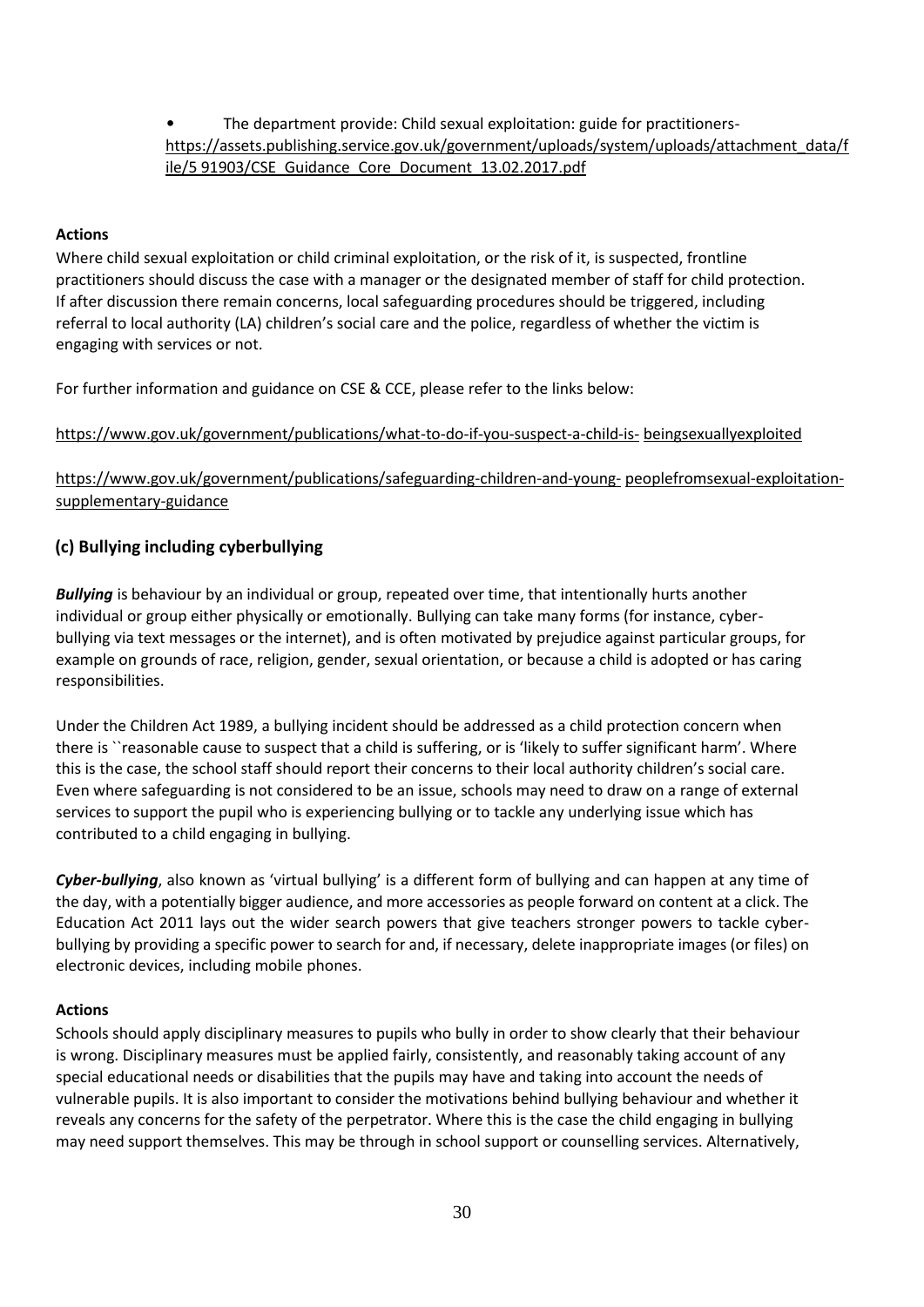- The department provide: Child sexual exploitation: guide for practitioners- https://assets.publishing.service.gov.uk/government/uploads/system/uploads/attachment_data/file/5 91903/CSE_Guidance_Core_Document_13.02.2017.pdf

**Actions**

Where child sexual exploitation or child criminal exploitation, or the risk of it, is suspected, frontline practitioners should discuss the case with a manager or the designated member of staff for child protection. If after discussion there remain concerns, local safeguarding procedures should be triggered, including referral to local authority (LA) children's social care and the police, regardless of whether the victim is engaging with services or not.

For further information and guidance on CSE & CCE, please refer to the links below:

https://www.gov.uk/government/publications/what-to-do-if-you-suspect-a-child-is- beingsexuallyexploited

https://www.gov.uk/government/publications/safeguarding-children-and-young- peoplefromsexual-exploitation-supplementary-guidance

### (c) Bullying including cyberbullying

***Bullying*** is behaviour by an individual or group, repeated over time, that intentionally hurts another individual or group either physically or emotionally. Bullying can take many forms (for instance, cyber-bullying via text messages or the internet), and is often motivated by prejudice against particular groups, for example on grounds of race, religion, gender, sexual orientation, or because a child is adopted or has caring responsibilities.

Under the Children Act 1989, a bullying incident should be addressed as a child protection concern when there is ``reasonable cause to suspect that a child is suffering, or is 'likely to suffer significant harm'. Where this is the case, the school staff should report their concerns to their local authority children's social care. Even where safeguarding is not considered to be an issue, schools may need to draw on a range of external services to support the pupil who is experiencing bullying or to tackle any underlying issue which has contributed to a child engaging in bullying.

***Cyber-bullying***, also known as 'virtual bullying' is a different form of bullying and can happen at any time of the day, with a potentially bigger audience, and more accessories as people forward on content at a click. The Education Act 2011 lays out the wider search powers that give teachers stronger powers to tackle cyber-bullying by providing a specific power to search for and, if necessary, delete inappropriate images (or files) on electronic devices, including mobile phones.

**Actions**

Schools should apply disciplinary measures to pupils who bully in order to show clearly that their behaviour is wrong. Disciplinary measures must be applied fairly, consistently, and reasonably taking account of any special educational needs or disabilities that the pupils may have and taking into account the needs of vulnerable pupils. It is also important to consider the motivations behind bullying behaviour and whether it reveals any concerns for the safety of the perpetrator. Where this is the case the child engaging in bullying may need support themselves. This may be through in school support or counselling services. Alternatively,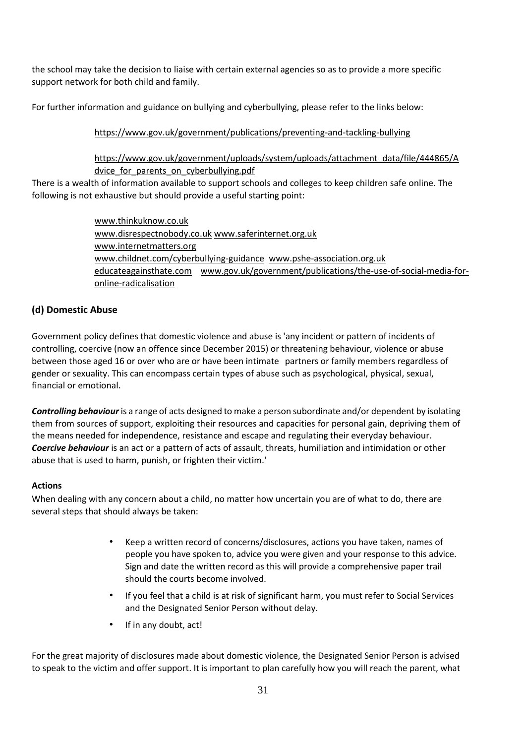the school may take the decision to liaise with certain external agencies so as to provide a more specific support network for both child and family.

For further information and guidance on bullying and cyberbullying, please refer to the links below:

https://www.gov.uk/government/publications/preventing-and-tackling-bullying

https://www.gov.uk/government/uploads/system/uploads/attachment_data/file/444865/Advice_for_parents_on_cyberbullying.pdf

There is a wealth of information available to support schools and colleges to keep children safe online. The following is not exhaustive but should provide a useful starting point:

www.thinkuknow.co.uk
www.disrespectnobody.co.uk www.saferinternet.org.uk
www.internetmatters.org
www.childnet.com/cyberbullying-guidance www.pshe-association.org.uk
educateagainsthate.com www.gov.uk/government/publications/the-use-of-social-media-for-online-radicalisation

### (d) Domestic Abuse

Government policy defines that domestic violence and abuse is 'any incident or pattern of incidents of controlling, coercive (now an offence since December 2015) or threatening behaviour, violence or abuse between those aged 16 or over who are or have been intimate partners or family members regardless of gender or sexuality. This can encompass certain types of abuse such as psychological, physical, sexual, financial or emotional.

***Controlling behaviour*** is a range of acts designed to make a person subordinate and/or dependent by isolating them from sources of support, exploiting their resources and capacities for personal gain, depriving them of the means needed for independence, resistance and escape and regulating their everyday behaviour. ***Coercive behaviour*** is an act or a pattern of acts of assault, threats, humiliation and intimidation or other abuse that is used to harm, punish, or frighten their victim.'

**Actions**

When dealing with any concern about a child, no matter how uncertain you are of what to do, there are several steps that should always be taken:

- Keep a written record of concerns/disclosures, actions you have taken, names of people you have spoken to, advice you were given and your response to this advice. Sign and date the written record as this will provide a comprehensive paper trail should the courts become involved.
- If you feel that a child is at risk of significant harm, you must refer to Social Services and the Designated Senior Person without delay.
- If in any doubt, act!

For the great majority of disclosures made about domestic violence, the Designated Senior Person is advised to speak to the victim and offer support. It is important to plan carefully how you will reach the parent, what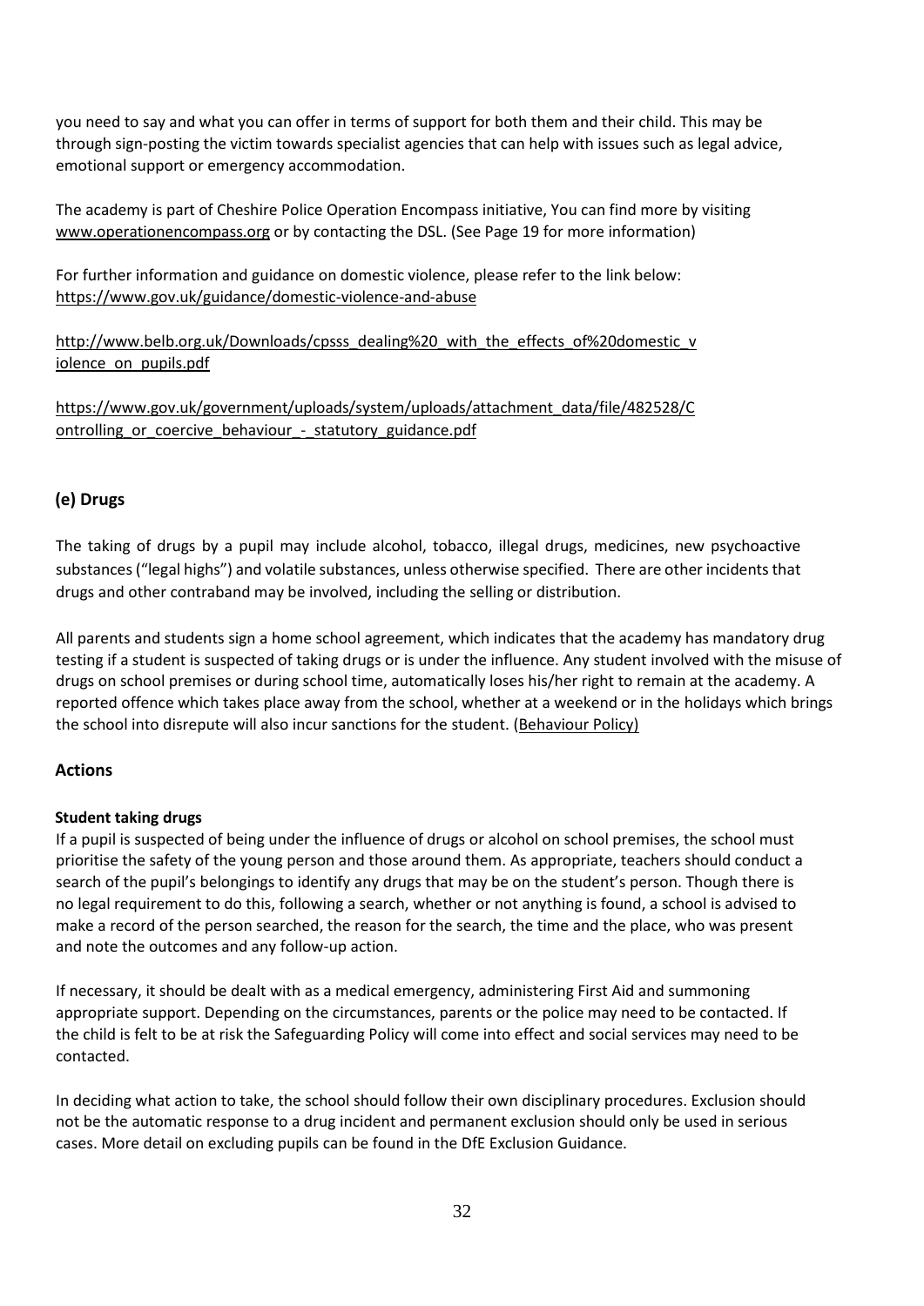you need to say and what you can offer in terms of support for both them and their child. This may be through sign-posting the victim towards specialist agencies that can help with issues such as legal advice, emotional support or emergency accommodation.

The academy is part of Cheshire Police Operation Encompass initiative, You can find more by visiting www.operationencompass.org or by contacting the DSL. (See Page 19 for more information)

For further information and guidance on domestic violence, please refer to the link below:
https://www.gov.uk/guidance/domestic-violence-and-abuse

http://www.belb.org.uk/Downloads/cpsss_dealing%20_with_the_effects_of%20domestic_violence_on_pupils.pdf

https://www.gov.uk/government/uploads/system/uploads/attachment_data/file/482528/Controlling_or_coercive_behaviour_-_statutory_guidance.pdf

## (e) Drugs

The taking of drugs by a pupil may include alcohol, tobacco, illegal drugs, medicines, new psychoactive substances ("legal highs") and volatile substances, unless otherwise specified. There are other incidents that drugs and other contraband may be involved, including the selling or distribution.

All parents and students sign a home school agreement, which indicates that the academy has mandatory drug testing if a student is suspected of taking drugs or is under the influence. Any student involved with the misuse of drugs on school premises or during school time, automatically loses his/her right to remain at the academy. A reported offence which takes place away from the school, whether at a weekend or in the holidays which brings the school into disrepute will also incur sanctions for the student. (Behaviour Policy)

### Actions

**Student taking drugs**

If a pupil is suspected of being under the influence of drugs or alcohol on school premises, the school must prioritise the safety of the young person and those around them. As appropriate, teachers should conduct a search of the pupil's belongings to identify any drugs that may be on the student's person. Though there is no legal requirement to do this, following a search, whether or not anything is found, a school is advised to make a record of the person searched, the reason for the search, the time and the place, who was present and note the outcomes and any follow-up action.

If necessary, it should be dealt with as a medical emergency, administering First Aid and summoning appropriate support. Depending on the circumstances, parents or the police may need to be contacted. If the child is felt to be at risk the Safeguarding Policy will come into effect and social services may need to be contacted.

In deciding what action to take, the school should follow their own disciplinary procedures. Exclusion should not be the automatic response to a drug incident and permanent exclusion should only be used in serious cases. More detail on excluding pupils can be found in the DfE Exclusion Guidance.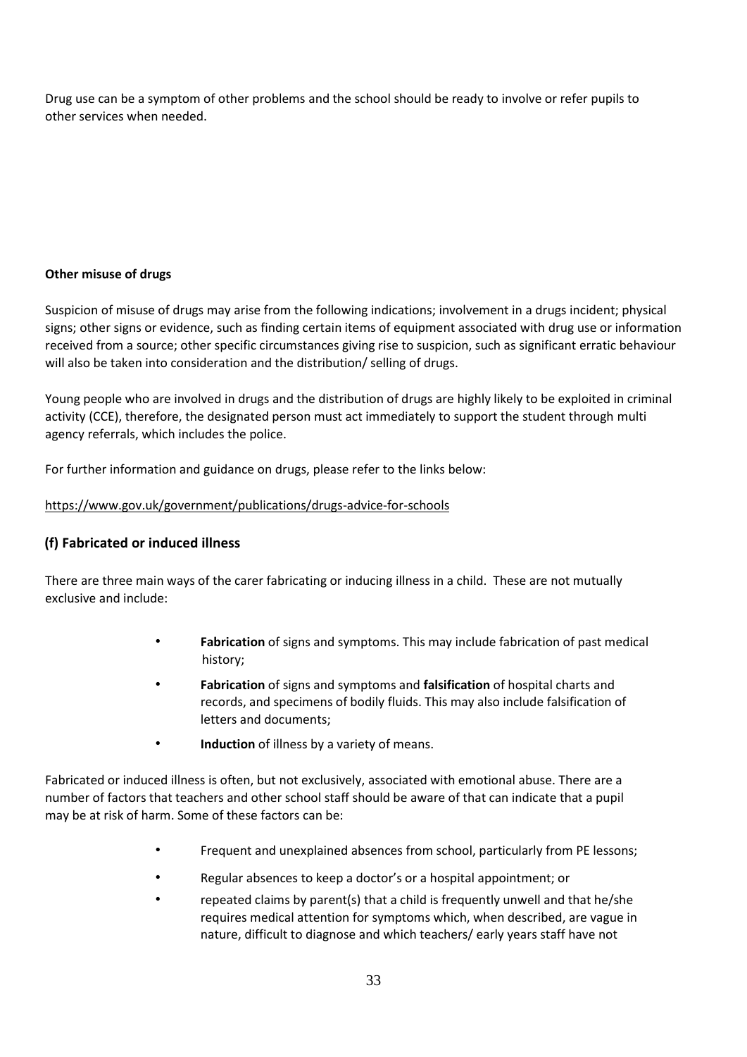Drug use can be a symptom of other problems and the school should be ready to involve or refer pupils to other services when needed.

**Other misuse of drugs**

Suspicion of misuse of drugs may arise from the following indications; involvement in a drugs incident; physical signs; other signs or evidence, such as finding certain items of equipment associated with drug use or information received from a source; other specific circumstances giving rise to suspicion, such as significant erratic behaviour will also be taken into consideration and the distribution/ selling of drugs.

Young people who are involved in drugs and the distribution of drugs are highly likely to be exploited in criminal activity (CCE), therefore, the designated person must act immediately to support the student through multi agency referrals, which includes the police.

For further information and guidance on drugs, please refer to the links below:

https://www.gov.uk/government/publications/drugs-advice-for-schools

### (f) Fabricated or induced illness

There are three main ways of the carer fabricating or inducing illness in a child. These are not mutually exclusive and include:

- **Fabrication** of signs and symptoms. This may include fabrication of past medical history;
- **Fabrication** of signs and symptoms and **falsification** of hospital charts and records, and specimens of bodily fluids. This may also include falsification of letters and documents;
- **Induction** of illness by a variety of means.

Fabricated or induced illness is often, but not exclusively, associated with emotional abuse. There are a number of factors that teachers and other school staff should be aware of that can indicate that a pupil may be at risk of harm. Some of these factors can be:

- Frequent and unexplained absences from school, particularly from PE lessons;
- Regular absences to keep a doctor's or a hospital appointment; or
- repeated claims by parent(s) that a child is frequently unwell and that he/she requires medical attention for symptoms which, when described, are vague in nature, difficult to diagnose and which teachers/ early years staff have not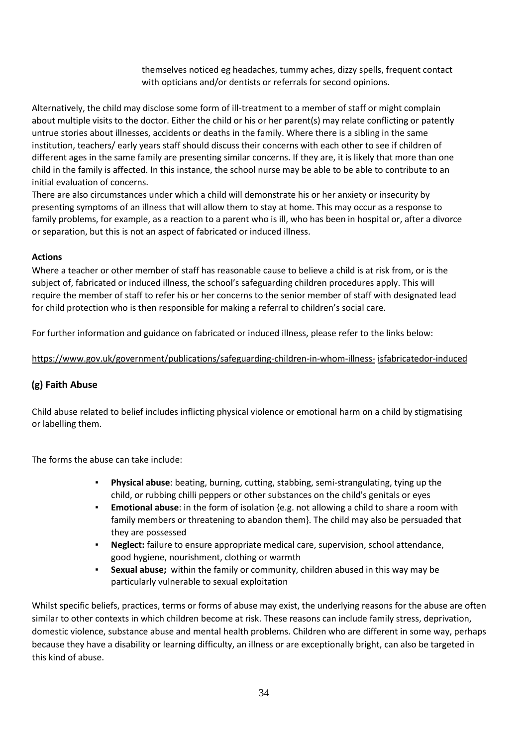themselves noticed eg headaches, tummy aches, dizzy spells, frequent contact with opticians and/or dentists or referrals for second opinions.

Alternatively, the child may disclose some form of ill-treatment to a member of staff or might complain about multiple visits to the doctor. Either the child or his or her parent(s) may relate conflicting or patently untrue stories about illnesses, accidents or deaths in the family. Where there is a sibling in the same institution, teachers/ early years staff should discuss their concerns with each other to see if children of different ages in the same family are presenting similar concerns. If they are, it is likely that more than one child in the family is affected. In this instance, the school nurse may be able to be able to contribute to an initial evaluation of concerns.

There are also circumstances under which a child will demonstrate his or her anxiety or insecurity by presenting symptoms of an illness that will allow them to stay at home. This may occur as a response to family problems, for example, as a reaction to a parent who is ill, who has been in hospital or, after a divorce or separation, but this is not an aspect of fabricated or induced illness.

**Actions**

Where a teacher or other member of staff has reasonable cause to believe a child is at risk from, or is the subject of, fabricated or induced illness, the school's safeguarding children procedures apply. This will require the member of staff to refer his or her concerns to the senior member of staff with designated lead for child protection who is then responsible for making a referral to children's social care.

For further information and guidance on fabricated or induced illness, please refer to the links below:

https://www.gov.uk/government/publications/safeguarding-children-in-whom-illness- isfabricatedor-induced

### (g) Faith Abuse

Child abuse related to belief includes inflicting physical violence or emotional harm on a child by stigmatising or labelling them.

The forms the abuse can take include:

- **Physical abuse**: beating, burning, cutting, stabbing, semi-strangulating, tying up the child, or rubbing chilli peppers or other substances on the child's genitals or eyes
- **Emotional abuse**: in the form of isolation {e.g. not allowing a child to share a room with family members or threatening to abandon them}. The child may also be persuaded that they are possessed
- **Neglect:** failure to ensure appropriate medical care, supervision, school attendance, good hygiene, nourishment, clothing or warmth
- **Sexual abuse;** within the family or community, children abused in this way may be particularly vulnerable to sexual exploitation

Whilst specific beliefs, practices, terms or forms of abuse may exist, the underlying reasons for the abuse are often similar to other contexts in which children become at risk. These reasons can include family stress, deprivation, domestic violence, substance abuse and mental health problems. Children who are different in some way, perhaps because they have a disability or learning difficulty, an illness or are exceptionally bright, can also be targeted in this kind of abuse.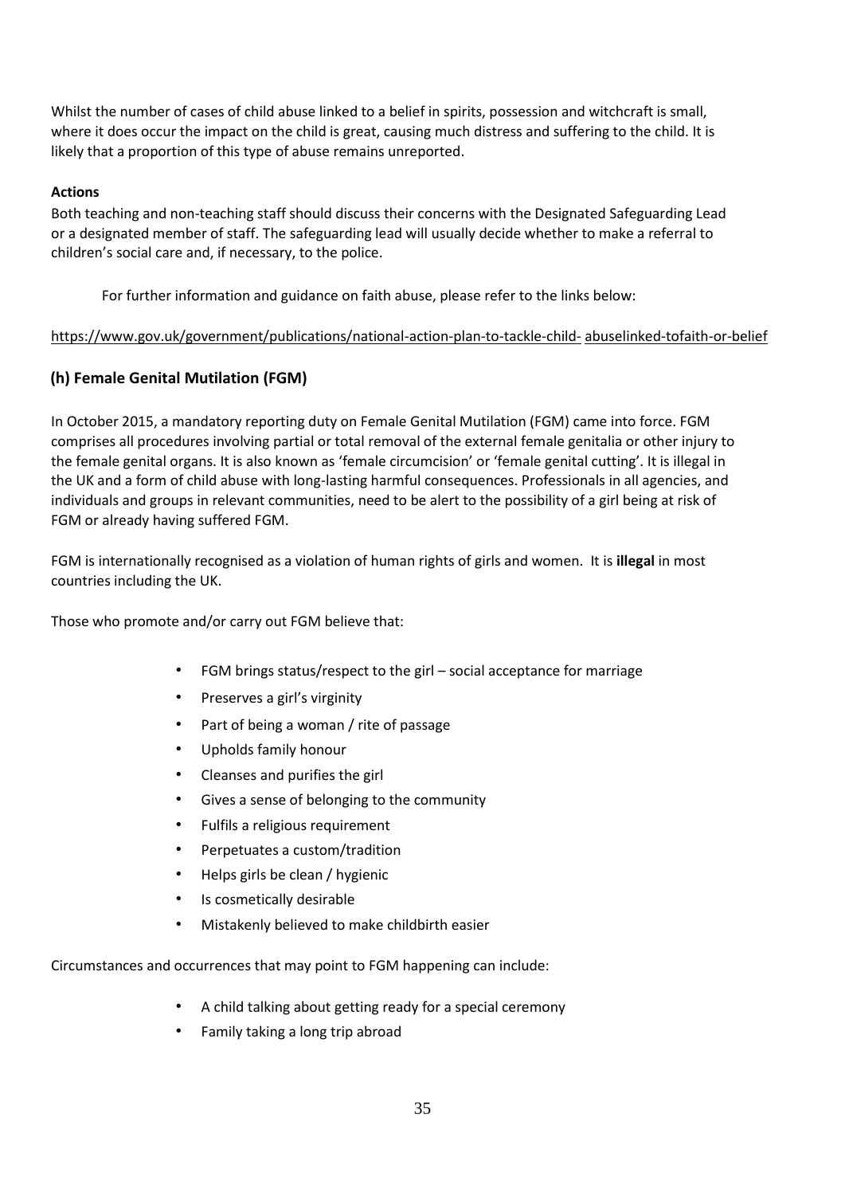Whilst the number of cases of child abuse linked to a belief in spirits, possession and witchcraft is small, where it does occur the impact on the child is great, causing much distress and suffering to the child. It is likely that a proportion of this type of abuse remains unreported.

**Actions**

Both teaching and non-teaching staff should discuss their concerns with the Designated Safeguarding Lead or a designated member of staff. The safeguarding lead will usually decide whether to make a referral to children's social care and, if necessary, to the police.

For further information and guidance on faith abuse, please refer to the links below:

https://www.gov.uk/government/publications/national-action-plan-to-tackle-child- abuselinked-tofaith-or-belief

### (h) Female Genital Mutilation (FGM)

In October 2015, a mandatory reporting duty on Female Genital Mutilation (FGM) came into force. FGM comprises all procedures involving partial or total removal of the external female genitalia or other injury to the female genital organs. It is also known as 'female circumcision' or 'female genital cutting'. It is illegal in the UK and a form of child abuse with long-lasting harmful consequences. Professionals in all agencies, and individuals and groups in relevant communities, need to be alert to the possibility of a girl being at risk of FGM or already having suffered FGM.

FGM is internationally recognised as a violation of human rights of girls and women. It is **illegal** in most countries including the UK.

Those who promote and/or carry out FGM believe that:

- FGM brings status/respect to the girl – social acceptance for marriage
- Preserves a girl's virginity
- Part of being a woman / rite of passage
- Upholds family honour
- Cleanses and purifies the girl
- Gives a sense of belonging to the community
- Fulfils a religious requirement
- Perpetuates a custom/tradition
- Helps girls be clean / hygienic
- Is cosmetically desirable
- Mistakenly believed to make childbirth easier

Circumstances and occurrences that may point to FGM happening can include:

- A child talking about getting ready for a special ceremony
- Family taking a long trip abroad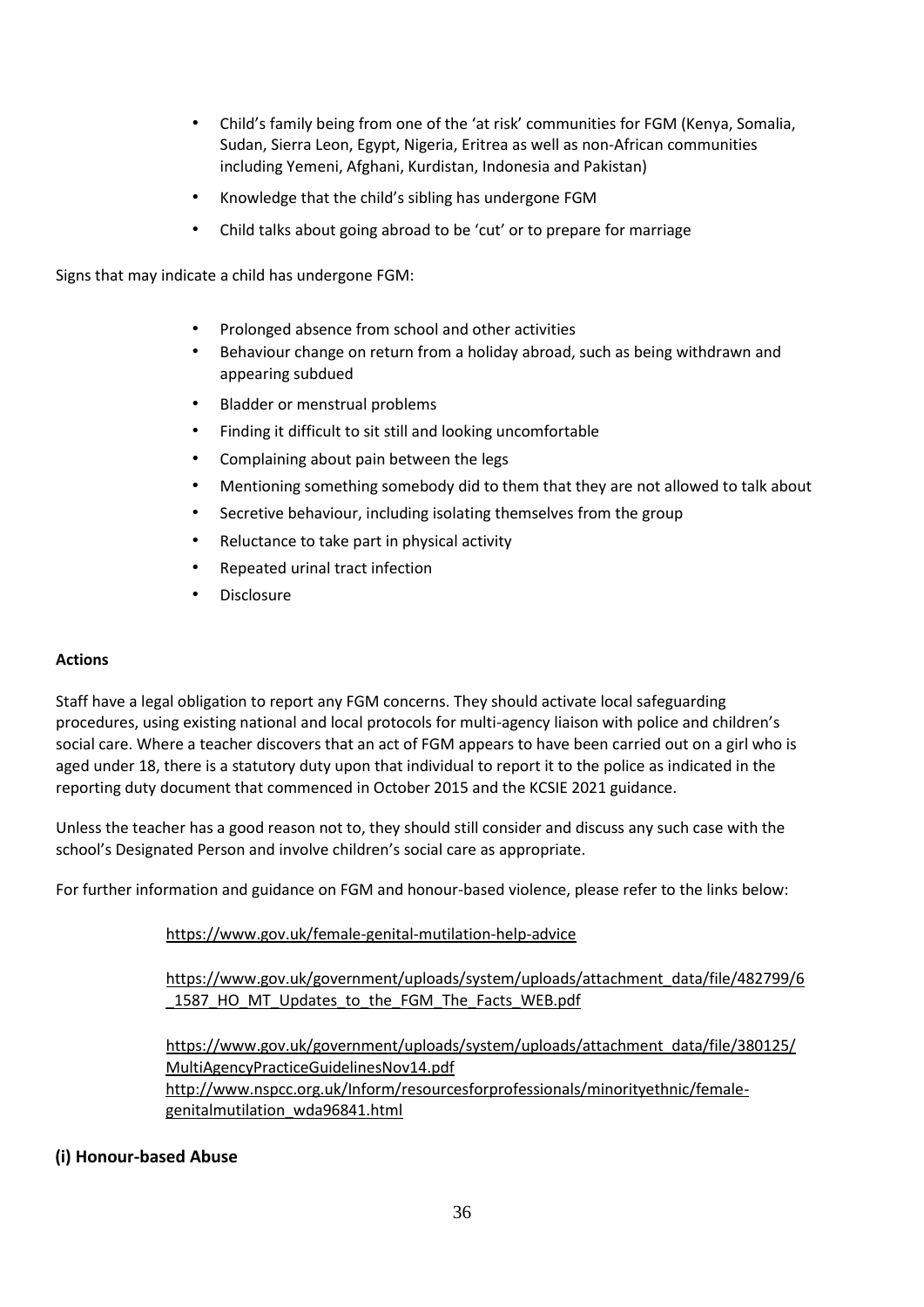- Child's family being from one of the 'at risk' communities for FGM (Kenya, Somalia, Sudan, Sierra Leon, Egypt, Nigeria, Eritrea as well as non-African communities including Yemeni, Afghani, Kurdistan, Indonesia and Pakistan)
- Knowledge that the child's sibling has undergone FGM
- Child talks about going abroad to be 'cut' or to prepare for marriage

Signs that may indicate a child has undergone FGM:

- Prolonged absence from school and other activities
- Behaviour change on return from a holiday abroad, such as being withdrawn and appearing subdued
- Bladder or menstrual problems
- Finding it difficult to sit still and looking uncomfortable
- Complaining about pain between the legs
- Mentioning something somebody did to them that they are not allowed to talk about
- Secretive behaviour, including isolating themselves from the group
- Reluctance to take part in physical activity
- Repeated urinal tract infection
- Disclosure

**Actions**

Staff have a legal obligation to report any FGM concerns. They should activate local safeguarding procedures, using existing national and local protocols for multi-agency liaison with police and children's social care. Where a teacher discovers that an act of FGM appears to have been carried out on a girl who is aged under 18, there is a statutory duty upon that individual to report it to the police as indicated in the reporting duty document that commenced in October 2015 and the KCSIE 2021 guidance.

Unless the teacher has a good reason not to, they should still consider and discuss any such case with the school's Designated Person and involve children's social care as appropriate.

For further information and guidance on FGM and honour-based violence, please refer to the links below:

https://www.gov.uk/female-genital-mutilation-help-advice

https://www.gov.uk/government/uploads/system/uploads/attachment_data/file/482799/6_1587_HO_MT_Updates_to_the_FGM_The_Facts_WEB.pdf

https://www.gov.uk/government/uploads/system/uploads/attachment_data/file/380125/MultiAgencyPracticeGuidelinesNov14.pdf
http://www.nspcc.org.uk/Inform/resourcesforprofessionals/minorityethnic/female-genitalmutilation_wda96841.html

## (i) Honour-based Abuse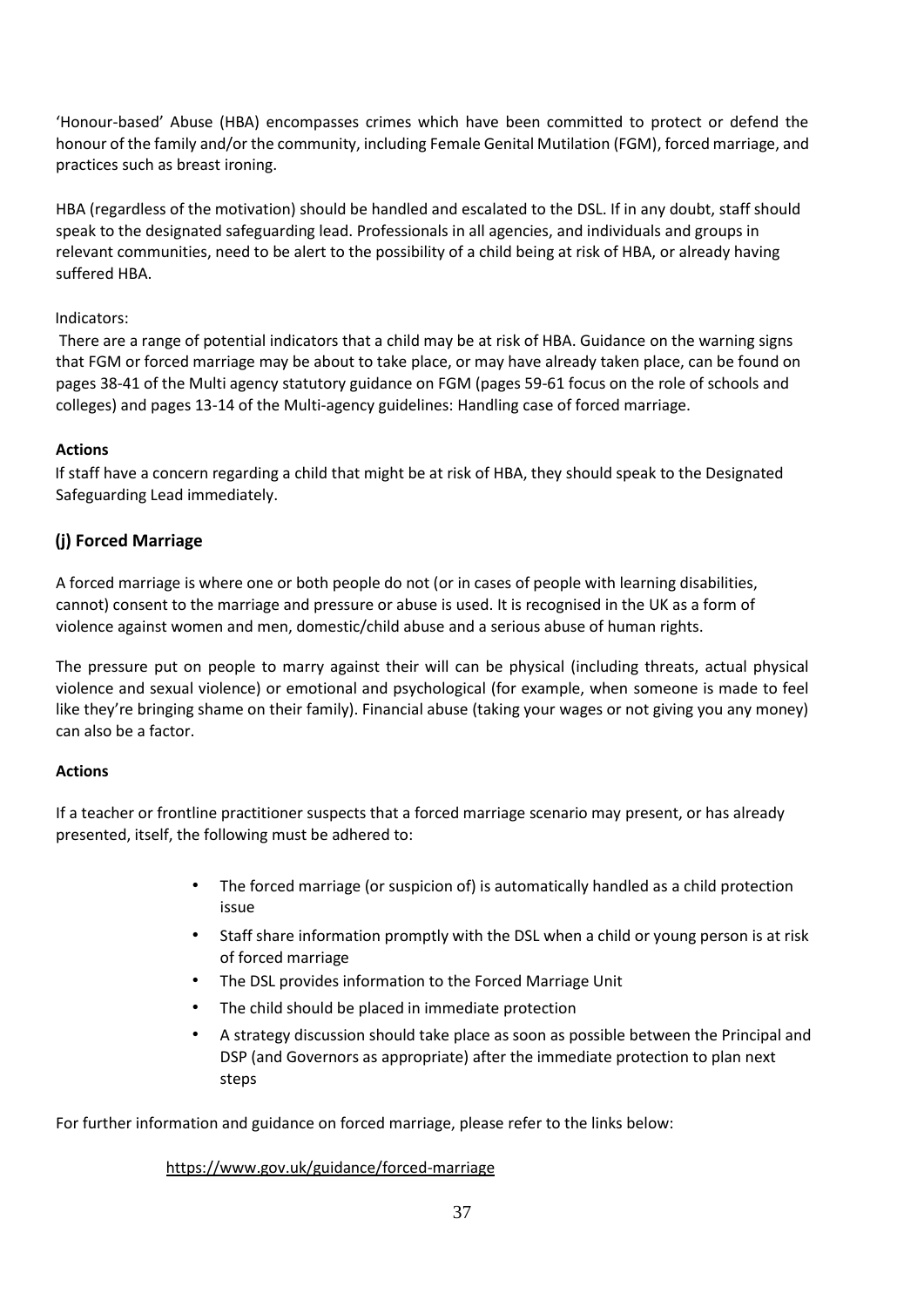'Honour-based' Abuse (HBA) encompasses crimes which have been committed to protect or defend the honour of the family and/or the community, including Female Genital Mutilation (FGM), forced marriage, and practices such as breast ironing.

HBA (regardless of the motivation) should be handled and escalated to the DSL. If in any doubt, staff should speak to the designated safeguarding lead. Professionals in all agencies, and individuals and groups in relevant communities, need to be alert to the possibility of a child being at risk of HBA, or already having suffered HBA.

Indicators:

There are a range of potential indicators that a child may be at risk of HBA. Guidance on the warning signs that FGM or forced marriage may be about to take place, or may have already taken place, can be found on pages 38-41 of the Multi agency statutory guidance on FGM (pages 59-61 focus on the role of schools and colleges) and pages 13-14 of the Multi-agency guidelines: Handling case of forced marriage.

**Actions**

If staff have a concern regarding a child that might be at risk of HBA, they should speak to the Designated Safeguarding Lead immediately.

### (j) Forced Marriage

A forced marriage is where one or both people do not (or in cases of people with learning disabilities, cannot) consent to the marriage and pressure or abuse is used. It is recognised in the UK as a form of violence against women and men, domestic/child abuse and a serious abuse of human rights.

The pressure put on people to marry against their will can be physical (including threats, actual physical violence and sexual violence) or emotional and psychological (for example, when someone is made to feel like they're bringing shame on their family). Financial abuse (taking your wages or not giving you any money) can also be a factor.

**Actions**

If a teacher or frontline practitioner suspects that a forced marriage scenario may present, or has already presented, itself, the following must be adhered to:

- The forced marriage (or suspicion of) is automatically handled as a child protection issue
- Staff share information promptly with the DSL when a child or young person is at risk of forced marriage
- The DSL provides information to the Forced Marriage Unit
- The child should be placed in immediate protection
- A strategy discussion should take place as soon as possible between the Principal and DSP (and Governors as appropriate) after the immediate protection to plan next steps

For further information and guidance on forced marriage, please refer to the links below:

https://www.gov.uk/guidance/forced-marriage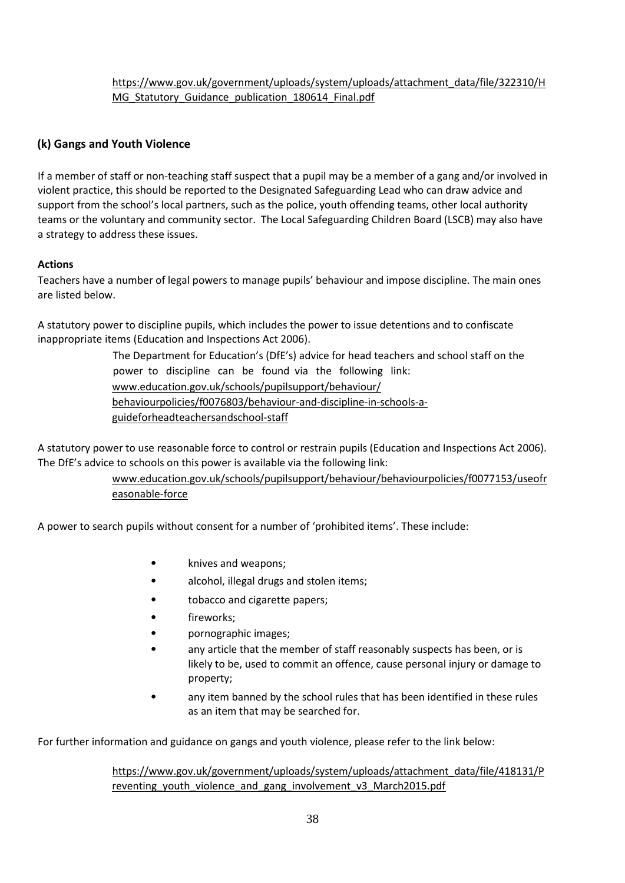https://www.gov.uk/government/uploads/system/uploads/attachment_data/file/322310/HMG_Statutory_Guidance_publication_180614_Final.pdf

### (k) Gangs and Youth Violence

If a member of staff or non-teaching staff suspect that a pupil may be a member of a gang and/or involved in violent practice, this should be reported to the Designated Safeguarding Lead who can draw advice and support from the school's local partners, such as the police, youth offending teams, other local authority teams or the voluntary and community sector. The Local Safeguarding Children Board (LSCB) may also have a strategy to address these issues.

**Actions**

Teachers have a number of legal powers to manage pupils' behaviour and impose discipline. The main ones are listed below.

A statutory power to discipline pupils, which includes the power to issue detentions and to confiscate inappropriate items (Education and Inspections Act 2006).

> The Department for Education's (DfE's) advice for head teachers and school staff on the power to discipline can be found via the following link: www.education.gov.uk/schools/pupilsupport/behaviour/behaviourpolicies/f0076803/behaviour-and-discipline-in-schools-a-guideforheadteachersandschool-staff

A statutory power to use reasonable force to control or restrain pupils (Education and Inspections Act 2006). The DfE's advice to schools on this power is available via the following link:

> www.education.gov.uk/schools/pupilsupport/behaviour/behaviourpolicies/f0077153/useofreasonable-force

A power to search pupils without consent for a number of 'prohibited items'. These include:

- knives and weapons;
- alcohol, illegal drugs and stolen items;
- tobacco and cigarette papers;
- fireworks;
- pornographic images;
- any article that the member of staff reasonably suspects has been, or is likely to be, used to commit an offence, cause personal injury or damage to property;
- any item banned by the school rules that has been identified in these rules as an item that may be searched for.

For further information and guidance on gangs and youth violence, please refer to the link below:

> https://www.gov.uk/government/uploads/system/uploads/attachment_data/file/418131/Preventing_youth_violence_and_gang_involvement_v3_March2015.pdf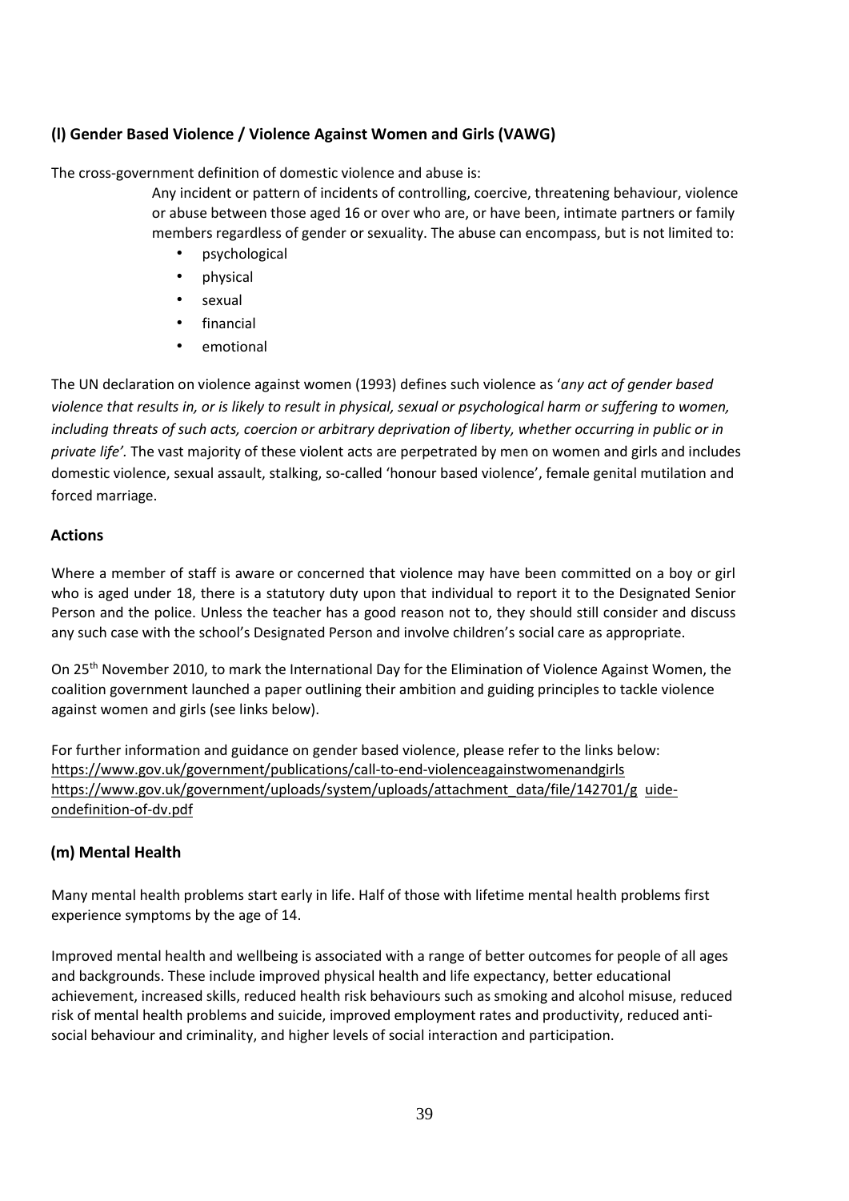### (l) Gender Based Violence / Violence Against Women and Girls (VAWG)

The cross-government definition of domestic violence and abuse is:

> Any incident or pattern of incidents of controlling, coercive, threatening behaviour, violence or abuse between those aged 16 or over who are, or have been, intimate partners or family members regardless of gender or sexuality. The abuse can encompass, but is not limited to:
>
> - psychological
> - physical
> - sexual
> - financial
> - emotional

The UN declaration on violence against women (1993) defines such violence as '*any act of gender based violence that results in, or is likely to result in physical, sexual or psychological harm or suffering to women, including threats of such acts, coercion or arbitrary deprivation of liberty, whether occurring in public or in private life'.* The vast majority of these violent acts are perpetrated by men on women and girls and includes domestic violence, sexual assault, stalking, so-called 'honour based violence', female genital mutilation and forced marriage.

#### Actions

Where a member of staff is aware or concerned that violence may have been committed on a boy or girl who is aged under 18, there is a statutory duty upon that individual to report it to the Designated Senior Person and the police. Unless the teacher has a good reason not to, they should still consider and discuss any such case with the school's Designated Person and involve children's social care as appropriate.

On 25th November 2010, to mark the International Day for the Elimination of Violence Against Women, the coalition government launched a paper outlining their ambition and guiding principles to tackle violence against women and girls (see links below).

For further information and guidance on gender based violence, please refer to the links below:
https://www.gov.uk/government/publications/call-to-end-violenceagainstwomenandgirls
https://www.gov.uk/government/uploads/system/uploads/attachment_data/file/142701/g uide-ondefinition-of-dv.pdf

### (m) Mental Health

Many mental health problems start early in life. Half of those with lifetime mental health problems first experience symptoms by the age of 14.

Improved mental health and wellbeing is associated with a range of better outcomes for people of all ages and backgrounds. These include improved physical health and life expectancy, better educational achievement, increased skills, reduced health risk behaviours such as smoking and alcohol misuse, reduced risk of mental health problems and suicide, improved employment rates and productivity, reduced anti-social behaviour and criminality, and higher levels of social interaction and participation.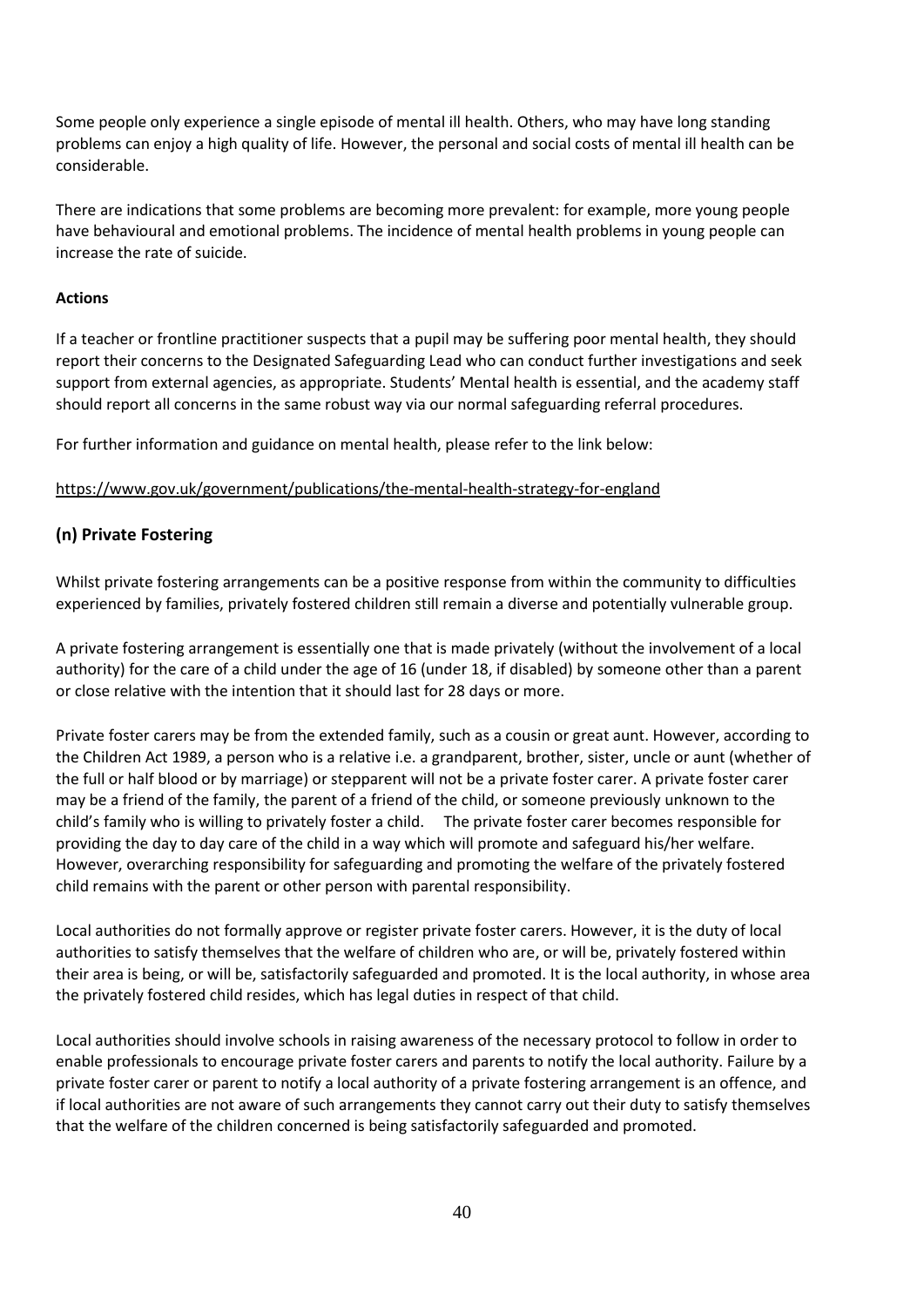Some people only experience a single episode of mental ill health. Others, who may have long standing problems can enjoy a high quality of life. However, the personal and social costs of mental ill health can be considerable.

There are indications that some problems are becoming more prevalent: for example, more young people have behavioural and emotional problems. The incidence of mental health problems in young people can increase the rate of suicide.

**Actions**

If a teacher or frontline practitioner suspects that a pupil may be suffering poor mental health, they should report their concerns to the Designated Safeguarding Lead who can conduct further investigations and seek support from external agencies, as appropriate. Students' Mental health is essential, and the academy staff should report all concerns in the same robust way via our normal safeguarding referral procedures.

For further information and guidance on mental health, please refer to the link below:

https://www.gov.uk/government/publications/the-mental-health-strategy-for-england

### (n) Private Fostering

Whilst private fostering arrangements can be a positive response from within the community to difficulties experienced by families, privately fostered children still remain a diverse and potentially vulnerable group.

A private fostering arrangement is essentially one that is made privately (without the involvement of a local authority) for the care of a child under the age of 16 (under 18, if disabled) by someone other than a parent or close relative with the intention that it should last for 28 days or more.

Private foster carers may be from the extended family, such as a cousin or great aunt. However, according to the Children Act 1989, a person who is a relative i.e. a grandparent, brother, sister, uncle or aunt (whether of the full or half blood or by marriage) or stepparent will not be a private foster carer. A private foster carer may be a friend of the family, the parent of a friend of the child, or someone previously unknown to the child's family who is willing to privately foster a child. The private foster carer becomes responsible for providing the day to day care of the child in a way which will promote and safeguard his/her welfare. However, overarching responsibility for safeguarding and promoting the welfare of the privately fostered child remains with the parent or other person with parental responsibility.

Local authorities do not formally approve or register private foster carers. However, it is the duty of local authorities to satisfy themselves that the welfare of children who are, or will be, privately fostered within their area is being, or will be, satisfactorily safeguarded and promoted. It is the local authority, in whose area the privately fostered child resides, which has legal duties in respect of that child.

Local authorities should involve schools in raising awareness of the necessary protocol to follow in order to enable professionals to encourage private foster carers and parents to notify the local authority. Failure by a private foster carer or parent to notify a local authority of a private fostering arrangement is an offence, and if local authorities are not aware of such arrangements they cannot carry out their duty to satisfy themselves that the welfare of the children concerned is being satisfactorily safeguarded and promoted.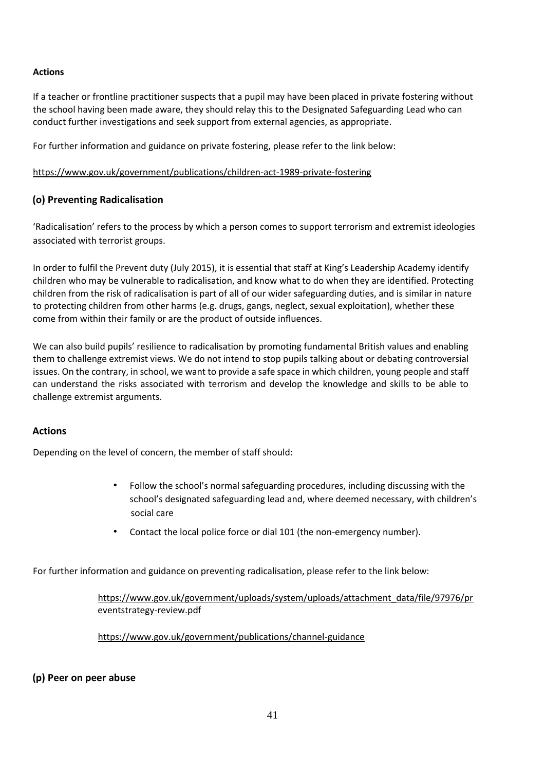**Actions**

If a teacher or frontline practitioner suspects that a pupil may have been placed in private fostering without the school having been made aware, they should relay this to the Designated Safeguarding Lead who can conduct further investigations and seek support from external agencies, as appropriate.

For further information and guidance on private fostering, please refer to the link below:

https://www.gov.uk/government/publications/children-act-1989-private-fostering

## (o) Preventing Radicalisation

'Radicalisation' refers to the process by which a person comes to support terrorism and extremist ideologies associated with terrorist groups.

In order to fulfil the Prevent duty (July 2015), it is essential that staff at King's Leadership Academy identify children who may be vulnerable to radicalisation, and know what to do when they are identified. Protecting children from the risk of radicalisation is part of all of our wider safeguarding duties, and is similar in nature to protecting children from other harms (e.g. drugs, gangs, neglect, sexual exploitation), whether these come from within their family or are the product of outside influences.

We can also build pupils' resilience to radicalisation by promoting fundamental British values and enabling them to challenge extremist views. We do not intend to stop pupils talking about or debating controversial issues. On the contrary, in school, we want to provide a safe space in which children, young people and staff can understand the risks associated with terrorism and develop the knowledge and skills to be able to challenge extremist arguments.

### Actions

Depending on the level of concern, the member of staff should:

- Follow the school's normal safeguarding procedures, including discussing with the school's designated safeguarding lead and, where deemed necessary, with children's social care
- Contact the local police force or dial 101 (the non-emergency number).

For further information and guidance on preventing radicalisation, please refer to the link below:

https://www.gov.uk/government/uploads/system/uploads/attachment_data/file/97976/preventstrategy-review.pdf

https://www.gov.uk/government/publications/channel-guidance

## (p) Peer on peer abuse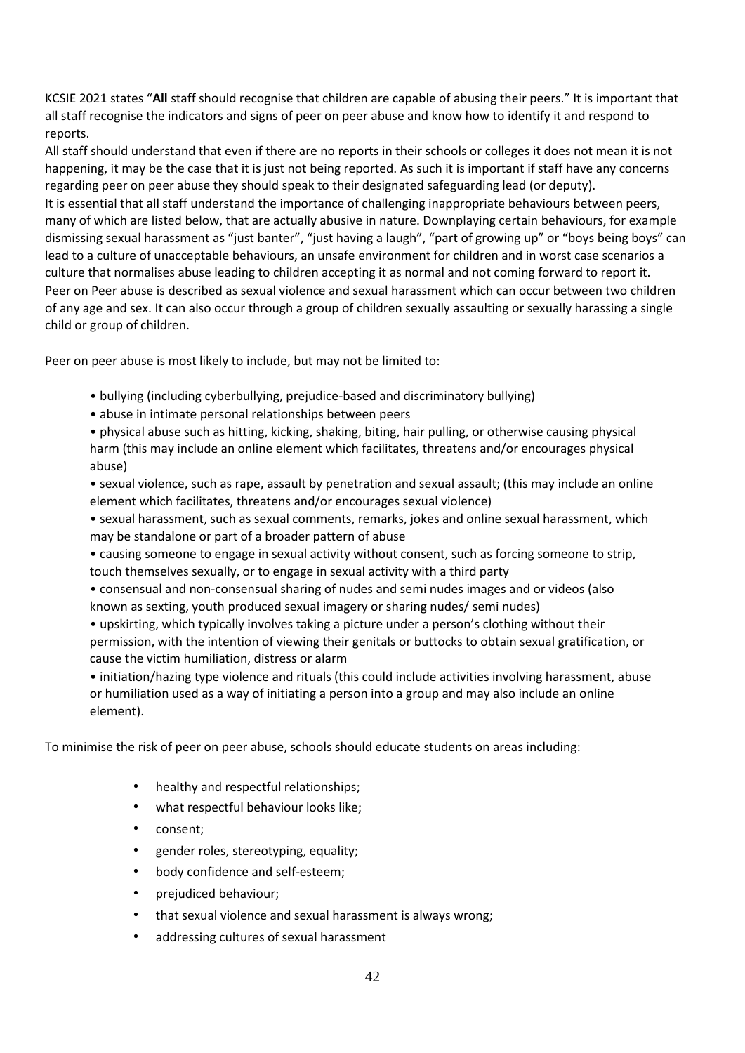KCSIE 2021 states "**All** staff should recognise that children are capable of abusing their peers." It is important that all staff recognise the indicators and signs of peer on peer abuse and know how to identify it and respond to reports.

All staff should understand that even if there are no reports in their schools or colleges it does not mean it is not happening, it may be the case that it is just not being reported. As such it is important if staff have any concerns regarding peer on peer abuse they should speak to their designated safeguarding lead (or deputy).

It is essential that all staff understand the importance of challenging inappropriate behaviours between peers, many of which are listed below, that are actually abusive in nature. Downplaying certain behaviours, for example dismissing sexual harassment as "just banter", "just having a laugh", "part of growing up" or "boys being boys" can lead to a culture of unacceptable behaviours, an unsafe environment for children and in worst case scenarios a culture that normalises abuse leading to children accepting it as normal and not coming forward to report it.

Peer on Peer abuse is described as sexual violence and sexual harassment which can occur between two children of any age and sex. It can also occur through a group of children sexually assaulting or sexually harassing a single child or group of children.

Peer on peer abuse is most likely to include, but may not be limited to:

- bullying (including cyberbullying, prejudice-based and discriminatory bullying)
- abuse in intimate personal relationships between peers
- physical abuse such as hitting, kicking, shaking, biting, hair pulling, or otherwise causing physical harm (this may include an online element which facilitates, threatens and/or encourages physical abuse)
- sexual violence, such as rape, assault by penetration and sexual assault; (this may include an online element which facilitates, threatens and/or encourages sexual violence)
- sexual harassment, such as sexual comments, remarks, jokes and online sexual harassment, which may be standalone or part of a broader pattern of abuse
- causing someone to engage in sexual activity without consent, such as forcing someone to strip, touch themselves sexually, or to engage in sexual activity with a third party
- consensual and non-consensual sharing of nudes and semi nudes images and or videos (also known as sexting, youth produced sexual imagery or sharing nudes/ semi nudes)
- upskirting, which typically involves taking a picture under a person's clothing without their permission, with the intention of viewing their genitals or buttocks to obtain sexual gratification, or cause the victim humiliation, distress or alarm
- initiation/hazing type violence and rituals (this could include activities involving harassment, abuse or humiliation used as a way of initiating a person into a group and may also include an online element).

To minimise the risk of peer on peer abuse, schools should educate students on areas including:

- healthy and respectful relationships;
- what respectful behaviour looks like;
- consent;
- gender roles, stereotyping, equality;
- body confidence and self-esteem;
- prejudiced behaviour;
- that sexual violence and sexual harassment is always wrong;
- addressing cultures of sexual harassment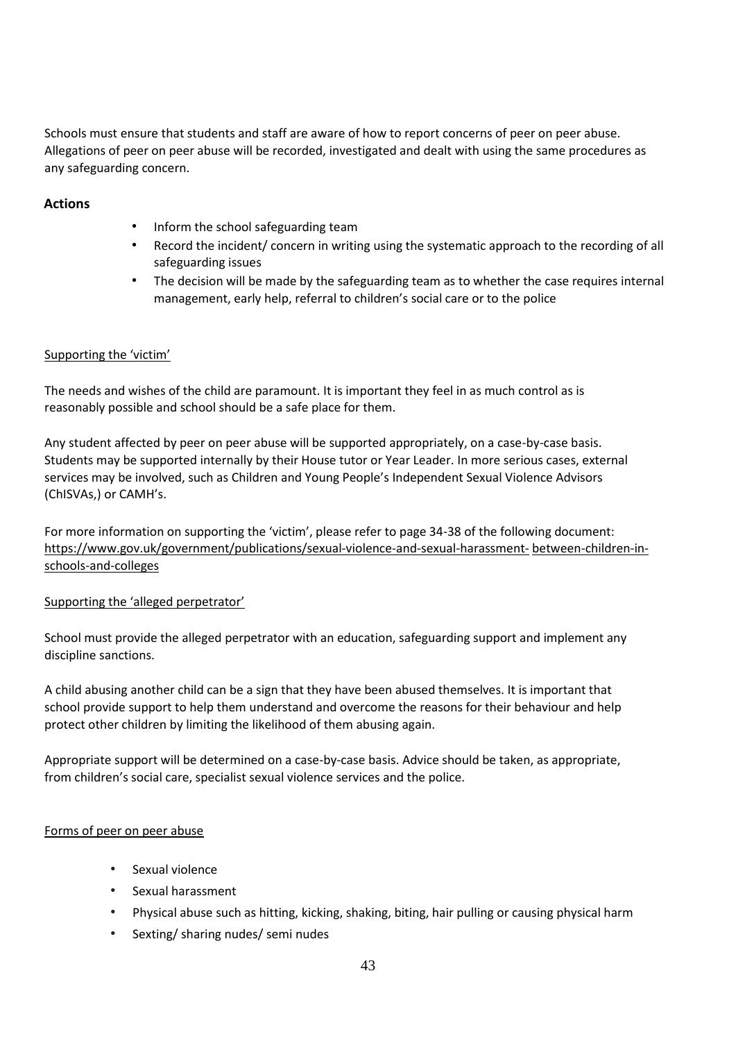Schools must ensure that students and staff are aware of how to report concerns of peer on peer abuse. Allegations of peer on peer abuse will be recorded, investigated and dealt with using the same procedures as any safeguarding concern.

**Actions**

- Inform the school safeguarding team
- Record the incident/ concern in writing using the systematic approach to the recording of all safeguarding issues
- The decision will be made by the safeguarding team as to whether the case requires internal management, early help, referral to children's social care or to the police

Supporting the 'victim'

The needs and wishes of the child are paramount. It is important they feel in as much control as is reasonably possible and school should be a safe place for them.

Any student affected by peer on peer abuse will be supported appropriately, on a case-by-case basis. Students may be supported internally by their House tutor or Year Leader. In more serious cases, external services may be involved, such as Children and Young People's Independent Sexual Violence Advisors (ChISVAs,) or CAMH's.

For more information on supporting the 'victim', please refer to page 34-38 of the following document: https://www.gov.uk/government/publications/sexual-violence-and-sexual-harassment- between-children-in-schools-and-colleges

Supporting the 'alleged perpetrator'

School must provide the alleged perpetrator with an education, safeguarding support and implement any discipline sanctions.

A child abusing another child can be a sign that they have been abused themselves. It is important that school provide support to help them understand and overcome the reasons for their behaviour and help protect other children by limiting the likelihood of them abusing again.

Appropriate support will be determined on a case-by-case basis. Advice should be taken, as appropriate, from children's social care, specialist sexual violence services and the police.

Forms of peer on peer abuse

- Sexual violence
- Sexual harassment
- Physical abuse such as hitting, kicking, shaking, biting, hair pulling or causing physical harm
- Sexting/ sharing nudes/ semi nudes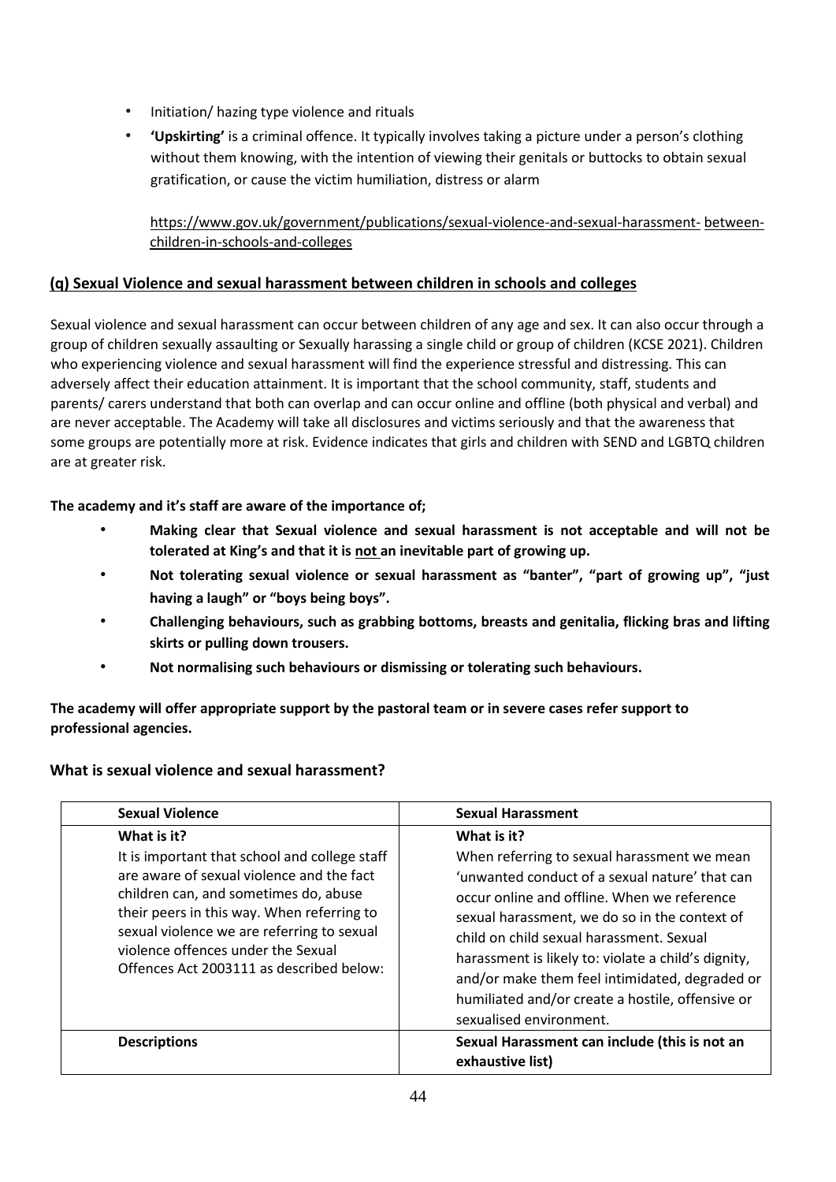- Initiation/ hazing type violence and rituals
- **'Upskirting'** is a criminal offence. It typically involves taking a picture under a person's clothing without them knowing, with the intention of viewing their genitals or buttocks to obtain sexual gratification, or cause the victim humiliation, distress or alarm

  https://www.gov.uk/government/publications/sexual-violence-and-sexual-harassment- between-children-in-schools-and-colleges

## (q) Sexual Violence and sexual harassment between children in schools and colleges

Sexual violence and sexual harassment can occur between children of any age and sex. It can also occur through a group of children sexually assaulting or Sexually harassing a single child or group of children (KCSE 2021). Children who experiencing violence and sexual harassment will find the experience stressful and distressing. This can adversely affect their education attainment. It is important that the school community, staff, students and parents/ carers understand that both can overlap and can occur online and offline (both physical and verbal) and are never acceptable. The Academy will take all disclosures and victims seriously and that the awareness that some groups are potentially more at risk. Evidence indicates that girls and children with SEND and LGBTQ children are at greater risk.

**The academy and it's staff are aware of the importance of;**

- **Making clear that Sexual violence and sexual harassment is not acceptable and will not be tolerated at King's and that it is not an inevitable part of growing up.**
- **Not tolerating sexual violence or sexual harassment as "banter", "part of growing up", "just having a laugh" or "boys being boys".**
- **Challenging behaviours, such as grabbing bottoms, breasts and genitalia, flicking bras and lifting skirts or pulling down trousers.**
- **Not normalising such behaviours or dismissing or tolerating such behaviours.**

**The academy will offer appropriate support by the pastoral team or in severe cases refer support to professional agencies.**

### What is sexual violence and sexual harassment?

| Sexual Violence | Sexual Harassment |
|---|---|
| **What is it?**<br>It is important that school and college staff are aware of sexual violence and the fact children can, and sometimes do, abuse their peers in this way. When referring to sexual violence we are referring to sexual violence offences under the Sexual Offences Act 2003111 as described below: | **What is it?**<br>When referring to sexual harassment we mean 'unwanted conduct of a sexual nature' that can occur online and offline. When we reference sexual harassment, we do so in the context of child on child sexual harassment. Sexual harassment is likely to: violate a child's dignity, and/or make them feel intimidated, degraded or humiliated and/or create a hostile, offensive or sexualised environment. |
| **Descriptions** | **Sexual Harassment can include (this is not an exhaustive list)** |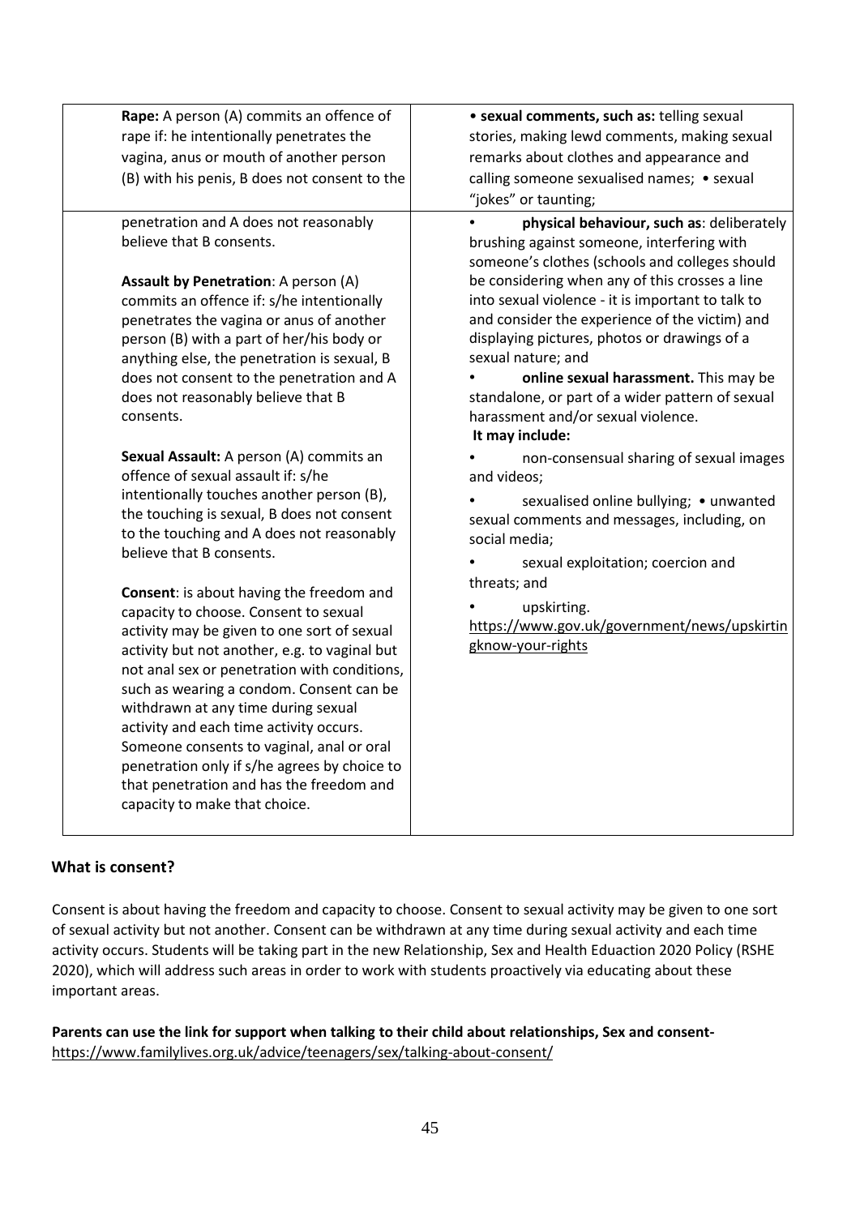| | |
|---|---|
| **Rape:** A person (A) commits an offence of rape if: he intentionally penetrates the vagina, anus or mouth of another person (B) with his penis, B does not consent to the | • **sexual comments, such as:** telling sexual stories, making lewd comments, making sexual remarks about clothes and appearance and calling someone sexualised names; • sexual "jokes" or taunting; |
| penetration and A does not reasonably believe that B consents.<br><br>**Assault by Penetration**: A person (A) commits an offence if: s/he intentionally penetrates the vagina or anus of another person (B) with a part of her/his body or anything else, the penetration is sexual, B does not consent to the penetration and A does not reasonably believe that B consents.<br><br>**Sexual Assault:** A person (A) commits an offence of sexual assault if: s/he intentionally touches another person (B), the touching is sexual, B does not consent to the touching and A does not reasonably believe that B consents.<br><br>**Consent**: is about having the freedom and capacity to choose. Consent to sexual activity may be given to one sort of sexual activity but not another, e.g. to vaginal but not anal sex or penetration with conditions, such as wearing a condom. Consent can be withdrawn at any time during sexual activity and each time activity occurs. Someone consents to vaginal, anal or oral penetration only if s/he agrees by choice to that penetration and has the freedom and capacity to make that choice. | • **physical behaviour, such as**: deliberately brushing against someone, interfering with someone's clothes (schools and colleges should be considering when any of this crosses a line into sexual violence - it is important to talk to and consider the experience of the victim) and displaying pictures, photos or drawings of a sexual nature; and<br>• **online sexual harassment.** This may be standalone, or part of a wider pattern of sexual harassment and/or sexual violence.<br>**It may include:**<br>• non-consensual sharing of sexual images and videos;<br>• sexualised online bullying; • unwanted sexual comments and messages, including, on social media;<br>• sexual exploitation; coercion and threats; and<br>• upskirting.<br>https://www.gov.uk/government/news/upskirtingknow-your-rights |

### What is consent?

Consent is about having the freedom and capacity to choose. Consent to sexual activity may be given to one sort of sexual activity but not another. Consent can be withdrawn at any time during sexual activity and each time activity occurs. Students will be taking part in the new Relationship, Sex and Health Eduaction 2020 Policy (RSHE 2020), which will address such areas in order to work with students proactively via educating about these important areas.

**Parents can use the link for support when talking to their child about relationships, Sex and consent-** https://www.familylives.org.uk/advice/teenagers/sex/talking-about-consent/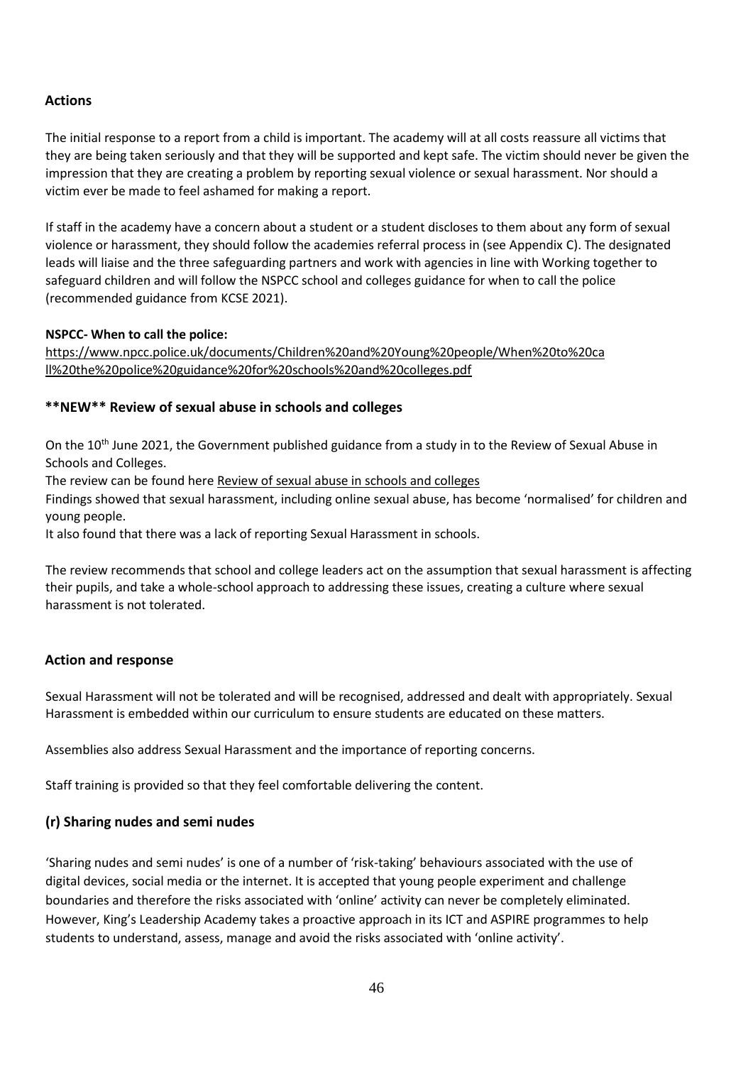## Actions

The initial response to a report from a child is important. The academy will at all costs reassure all victims that they are being taken seriously and that they will be supported and kept safe. The victim should never be given the impression that they are creating a problem by reporting sexual violence or sexual harassment. Nor should a victim ever be made to feel ashamed for making a report.

If staff in the academy have a concern about a student or a student discloses to them about any form of sexual violence or harassment, they should follow the academies referral process in (see Appendix C). The designated leads will liaise and the three safeguarding partners and work with agencies in line with Working together to safeguard children and will follow the NSPCC school and colleges guidance for when to call the police (recommended guidance from KCSE 2021).

**NSPCC- When to call the police:**
https://www.npcc.police.uk/documents/Children%20and%20Young%20people/When%20to%20call%20the%20police%20guidance%20for%20schools%20and%20colleges.pdf

## **NEW** Review of sexual abuse in schools and colleges

On the 10th June 2021, the Government published guidance from a study in to the Review of Sexual Abuse in Schools and Colleges.

The review can be found here Review of sexual abuse in schools and colleges

Findings showed that sexual harassment, including online sexual abuse, has become 'normalised' for children and young people.

It also found that there was a lack of reporting Sexual Harassment in schools.

The review recommends that school and college leaders act on the assumption that sexual harassment is affecting their pupils, and take a whole-school approach to addressing these issues, creating a culture where sexual harassment is not tolerated.

## Action and response

Sexual Harassment will not be tolerated and will be recognised, addressed and dealt with appropriately. Sexual Harassment is embedded within our curriculum to ensure students are educated on these matters.

Assemblies also address Sexual Harassment and the importance of reporting concerns.

Staff training is provided so that they feel comfortable delivering the content.

## (r) Sharing nudes and semi nudes

'Sharing nudes and semi nudes' is one of a number of 'risk-taking' behaviours associated with the use of digital devices, social media or the internet. It is accepted that young people experiment and challenge boundaries and therefore the risks associated with 'online' activity can never be completely eliminated. However, King's Leadership Academy takes a proactive approach in its ICT and ASPIRE programmes to help students to understand, assess, manage and avoid the risks associated with 'online activity'.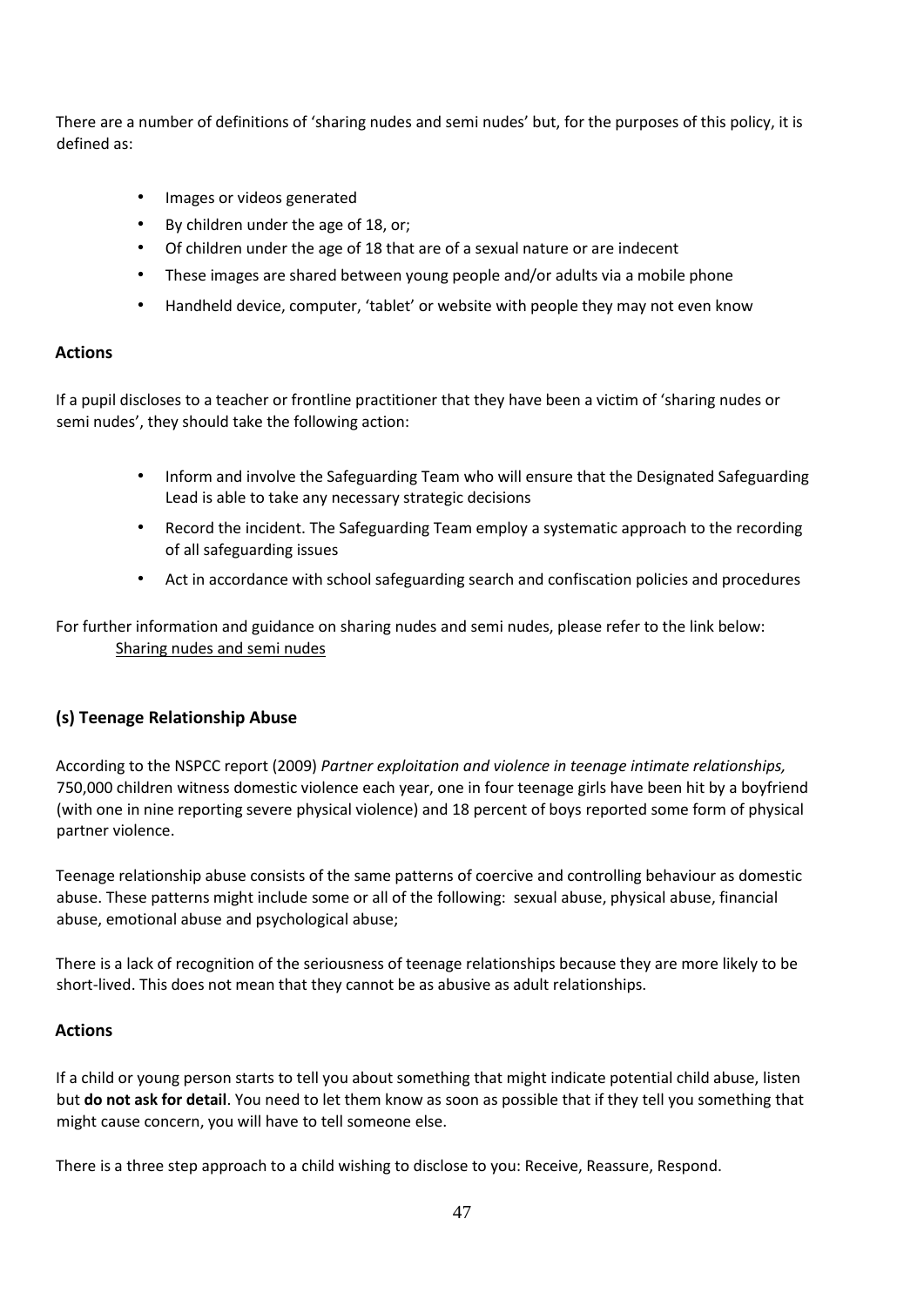There are a number of definitions of 'sharing nudes and semi nudes' but, for the purposes of this policy, it is defined as:

- Images or videos generated
- By children under the age of 18, or;
- Of children under the age of 18 that are of a sexual nature or are indecent
- These images are shared between young people and/or adults via a mobile phone
- Handheld device, computer, 'tablet' or website with people they may not even know

**Actions**

If a pupil discloses to a teacher or frontline practitioner that they have been a victim of 'sharing nudes or semi nudes', they should take the following action:

- Inform and involve the Safeguarding Team who will ensure that the Designated Safeguarding Lead is able to take any necessary strategic decisions
- Record the incident. The Safeguarding Team employ a systematic approach to the recording of all safeguarding issues
- Act in accordance with school safeguarding search and confiscation policies and procedures

For further information and guidance on sharing nudes and semi nudes, please refer to the link below:
Sharing nudes and semi nudes

### (s) Teenage Relationship Abuse

According to the NSPCC report (2009) *Partner exploitation and violence in teenage intimate relationships,* 750,000 children witness domestic violence each year, one in four teenage girls have been hit by a boyfriend (with one in nine reporting severe physical violence) and 18 percent of boys reported some form of physical partner violence.

Teenage relationship abuse consists of the same patterns of coercive and controlling behaviour as domestic abuse. These patterns might include some or all of the following: sexual abuse, physical abuse, financial abuse, emotional abuse and psychological abuse;

There is a lack of recognition of the seriousness of teenage relationships because they are more likely to be short-lived. This does not mean that they cannot be as abusive as adult relationships.

**Actions**

If a child or young person starts to tell you about something that might indicate potential child abuse, listen but **do not ask for detail**. You need to let them know as soon as possible that if they tell you something that might cause concern, you will have to tell someone else.

There is a three step approach to a child wishing to disclose to you: Receive, Reassure, Respond.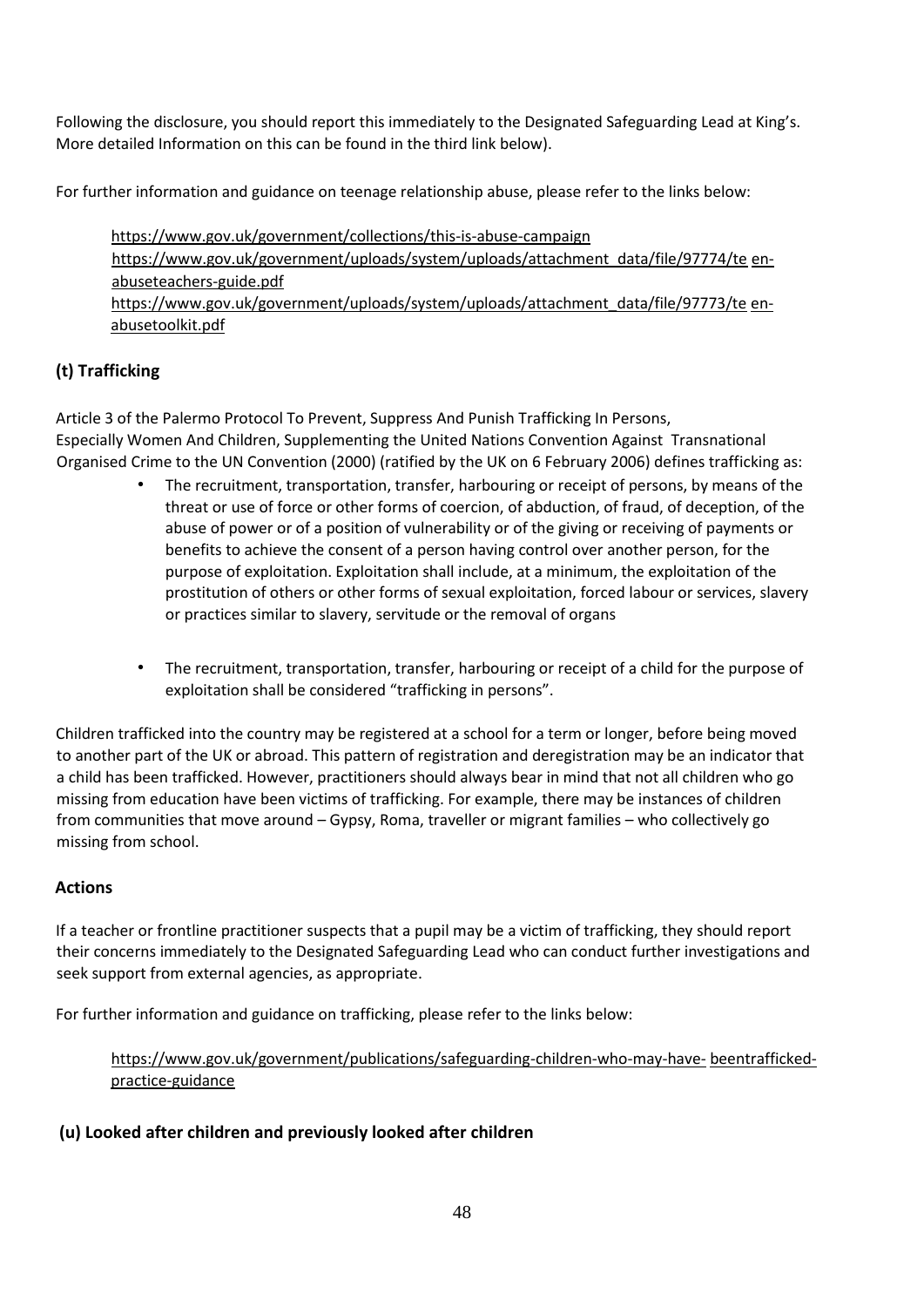Following the disclosure, you should report this immediately to the Designated Safeguarding Lead at King's. More detailed Information on this can be found in the third link below).

For further information and guidance on teenage relationship abuse, please refer to the links below:

https://www.gov.uk/government/collections/this-is-abuse-campaign
https://www.gov.uk/government/uploads/system/uploads/attachment_data/file/97774/te en-abuseteachers-guide.pdf
https://www.gov.uk/government/uploads/system/uploads/attachment_data/file/97773/te en-abusetoolkit.pdf

### (t) Trafficking

Article 3 of the Palermo Protocol To Prevent, Suppress And Punish Trafficking In Persons, Especially Women And Children, Supplementing the United Nations Convention Against Transnational Organised Crime to the UN Convention (2000) (ratified by the UK on 6 February 2006) defines trafficking as:

- The recruitment, transportation, transfer, harbouring or receipt of persons, by means of the threat or use of force or other forms of coercion, of abduction, of fraud, of deception, of the abuse of power or of a position of vulnerability or of the giving or receiving of payments or benefits to achieve the consent of a person having control over another person, for the purpose of exploitation. Exploitation shall include, at a minimum, the exploitation of the prostitution of others or other forms of sexual exploitation, forced labour or services, slavery or practices similar to slavery, servitude or the removal of organs

- The recruitment, transportation, transfer, harbouring or receipt of a child for the purpose of exploitation shall be considered "trafficking in persons".

Children trafficked into the country may be registered at a school for a term or longer, before being moved to another part of the UK or abroad. This pattern of registration and deregistration may be an indicator that a child has been trafficked. However, practitioners should always bear in mind that not all children who go missing from education have been victims of trafficking. For example, there may be instances of children from communities that move around – Gypsy, Roma, traveller or migrant families – who collectively go missing from school.

#### Actions

If a teacher or frontline practitioner suspects that a pupil may be a victim of trafficking, they should report their concerns immediately to the Designated Safeguarding Lead who can conduct further investigations and seek support from external agencies, as appropriate.

For further information and guidance on trafficking, please refer to the links below:

https://www.gov.uk/government/publications/safeguarding-children-who-may-have- beentrafficked-practice-guidance

### (u) Looked after children and previously looked after children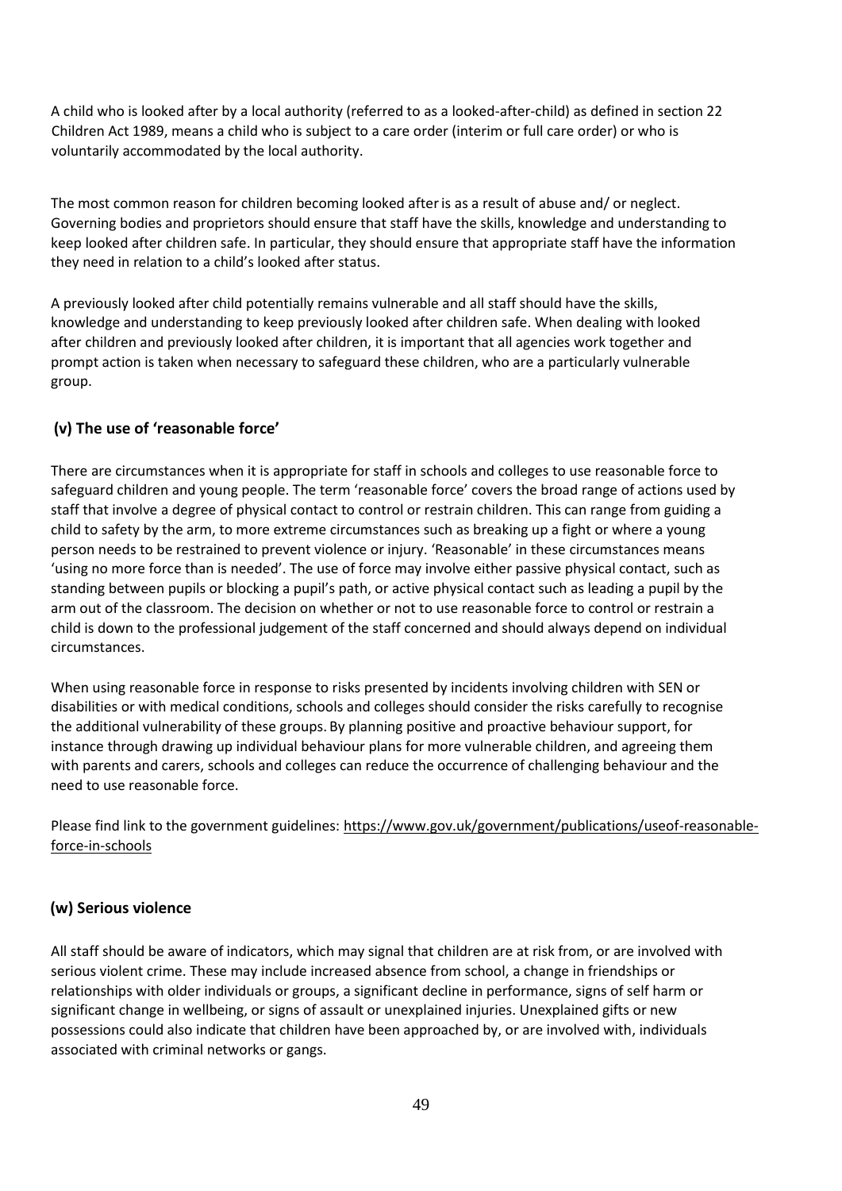A child who is looked after by a local authority (referred to as a looked-after-child) as defined in section 22 Children Act 1989, means a child who is subject to a care order (interim or full care order) or who is voluntarily accommodated by the local authority.

The most common reason for children becoming looked after is as a result of abuse and/ or neglect. Governing bodies and proprietors should ensure that staff have the skills, knowledge and understanding to keep looked after children safe. In particular, they should ensure that appropriate staff have the information they need in relation to a child's looked after status.

A previously looked after child potentially remains vulnerable and all staff should have the skills, knowledge and understanding to keep previously looked after children safe. When dealing with looked after children and previously looked after children, it is important that all agencies work together and prompt action is taken when necessary to safeguard these children, who are a particularly vulnerable group.

### (v) The use of 'reasonable force'

There are circumstances when it is appropriate for staff in schools and colleges to use reasonable force to safeguard children and young people. The term 'reasonable force' covers the broad range of actions used by staff that involve a degree of physical contact to control or restrain children. This can range from guiding a child to safety by the arm, to more extreme circumstances such as breaking up a fight or where a young person needs to be restrained to prevent violence or injury. 'Reasonable' in these circumstances means 'using no more force than is needed'. The use of force may involve either passive physical contact, such as standing between pupils or blocking a pupil's path, or active physical contact such as leading a pupil by the arm out of the classroom. The decision on whether or not to use reasonable force to control or restrain a child is down to the professional judgement of the staff concerned and should always depend on individual circumstances.

When using reasonable force in response to risks presented by incidents involving children with SEN or disabilities or with medical conditions, schools and colleges should consider the risks carefully to recognise the additional vulnerability of these groups. By planning positive and proactive behaviour support, for instance through drawing up individual behaviour plans for more vulnerable children, and agreeing them with parents and carers, schools and colleges can reduce the occurrence of challenging behaviour and the need to use reasonable force.

Please find link to the government guidelines: [https://www.gov.uk/government/publications/useof-reasonable-force-in-schools](https://www.gov.uk/government/publications/useof-reasonable-force-in-schools)

### (w) Serious violence

All staff should be aware of indicators, which may signal that children are at risk from, or are involved with serious violent crime. These may include increased absence from school, a change in friendships or relationships with older individuals or groups, a significant decline in performance, signs of self harm or significant change in wellbeing, or signs of assault or unexplained injuries. Unexplained gifts or new possessions could also indicate that children have been approached by, or are involved with, individuals associated with criminal networks or gangs.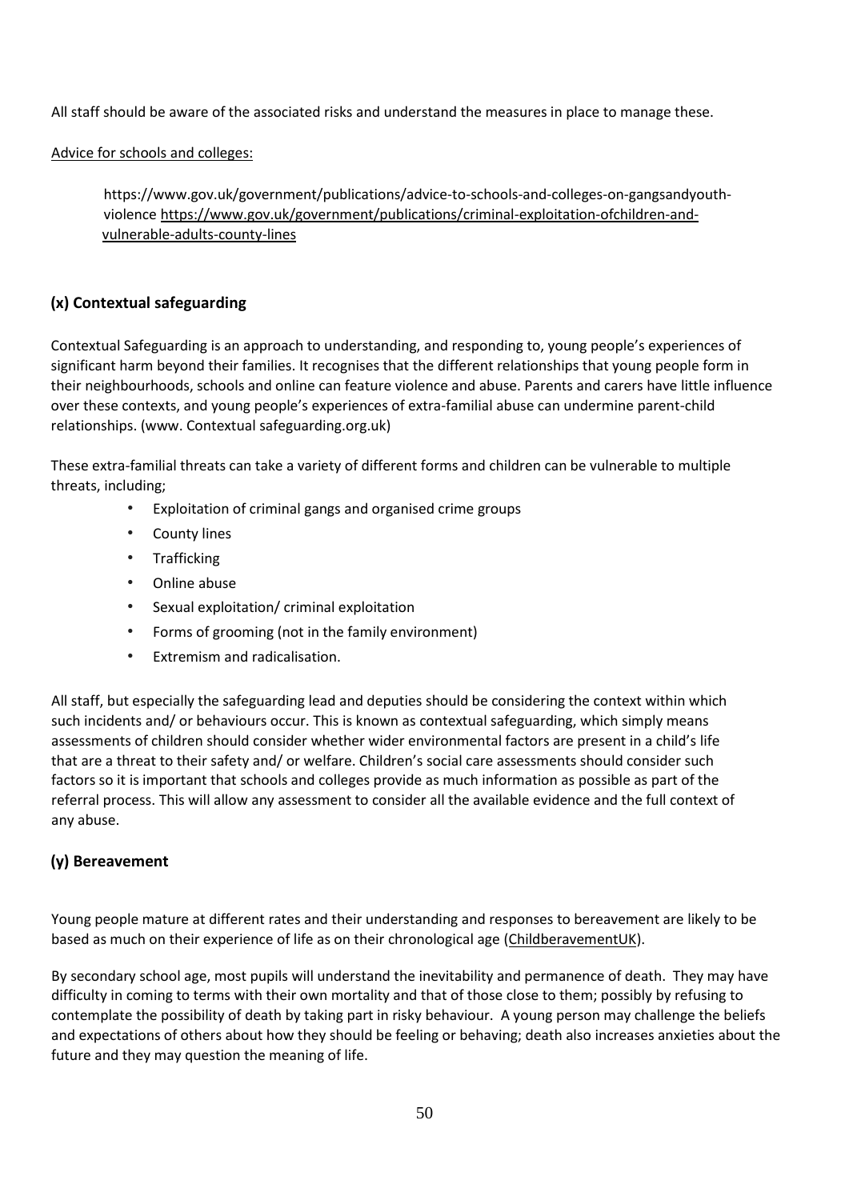All staff should be aware of the associated risks and understand the measures in place to manage these.

Advice for schools and colleges:

https://www.gov.uk/government/publications/advice-to-schools-and-colleges-on-gangsandyouth-violence https://www.gov.uk/government/publications/criminal-exploitation-ofchildren-and-vulnerable-adults-county-lines

### (x) Contextual safeguarding

Contextual Safeguarding is an approach to understanding, and responding to, young people's experiences of significant harm beyond their families. It recognises that the different relationships that young people form in their neighbourhoods, schools and online can feature violence and abuse. Parents and carers have little influence over these contexts, and young people's experiences of extra-familial abuse can undermine parent-child relationships. (www. Contextual safeguarding.org.uk)

These extra-familial threats can take a variety of different forms and children can be vulnerable to multiple threats, including;

- Exploitation of criminal gangs and organised crime groups
- County lines
- Trafficking
- Online abuse
- Sexual exploitation/ criminal exploitation
- Forms of grooming (not in the family environment)
- Extremism and radicalisation.

All staff, but especially the safeguarding lead and deputies should be considering the context within which such incidents and/ or behaviours occur. This is known as contextual safeguarding, which simply means assessments of children should consider whether wider environmental factors are present in a child's life that are a threat to their safety and/ or welfare. Children's social care assessments should consider such factors so it is important that schools and colleges provide as much information as possible as part of the referral process. This will allow any assessment to consider all the available evidence and the full context of any abuse.

### (y) Bereavement

Young people mature at different rates and their understanding and responses to bereavement are likely to be based as much on their experience of life as on their chronological age (ChildberavementUK).

By secondary school age, most pupils will understand the inevitability and permanence of death. They may have difficulty in coming to terms with their own mortality and that of those close to them; possibly by refusing to contemplate the possibility of death by taking part in risky behaviour. A young person may challenge the beliefs and expectations of others about how they should be feeling or behaving; death also increases anxieties about the future and they may question the meaning of life.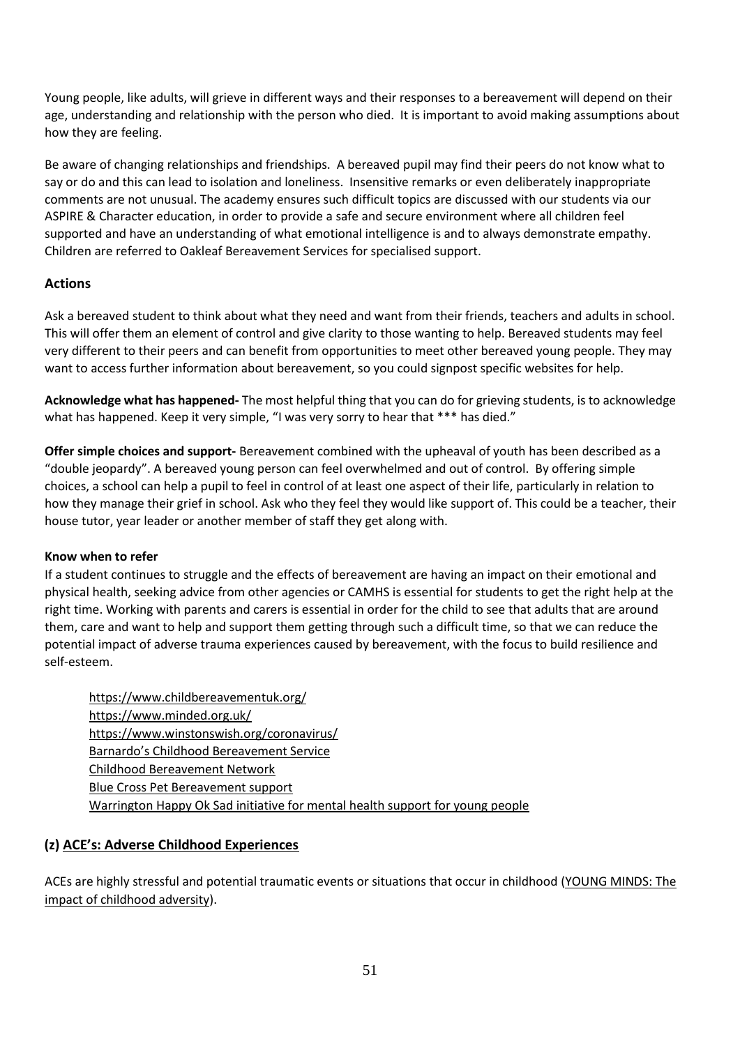Young people, like adults, will grieve in different ways and their responses to a bereavement will depend on their age, understanding and relationship with the person who died. It is important to avoid making assumptions about how they are feeling.

Be aware of changing relationships and friendships. A bereaved pupil may find their peers do not know what to say or do and this can lead to isolation and loneliness. Insensitive remarks or even deliberately inappropriate comments are not unusual. The academy ensures such difficult topics are discussed with our students via our ASPIRE & Character education, in order to provide a safe and secure environment where all children feel supported and have an understanding of what emotional intelligence is and to always demonstrate empathy. Children are referred to Oakleaf Bereavement Services for specialised support.

### Actions

Ask a bereaved student to think about what they need and want from their friends, teachers and adults in school. This will offer them an element of control and give clarity to those wanting to help. Bereaved students may feel very different to their peers and can benefit from opportunities to meet other bereaved young people. They may want to access further information about bereavement, so you could signpost specific websites for help.

**Acknowledge what has happened-** The most helpful thing that you can do for grieving students, is to acknowledge what has happened. Keep it very simple, "I was very sorry to hear that *** has died."

**Offer simple choices and support-** Bereavement combined with the upheaval of youth has been described as a "double jeopardy". A bereaved young person can feel overwhelmed and out of control. By offering simple choices, a school can help a pupil to feel in control of at least one aspect of their life, particularly in relation to how they manage their grief in school. Ask who they feel they would like support of. This could be a teacher, their house tutor, year leader or another member of staff they get along with.

**Know when to refer**

If a student continues to struggle and the effects of bereavement are having an impact on their emotional and physical health, seeking advice from other agencies or CAMHS is essential for students to get the right help at the right time. Working with parents and carers is essential in order for the child to see that adults that are around them, care and want to help and support them getting through such a difficult time, so that we can reduce the potential impact of adverse trauma experiences caused by bereavement, with the focus to build resilience and self-esteem.

- https://www.childbereavementuk.org/
- https://www.minded.org.uk/
- https://www.winstonswish.org/coronavirus/
- Barnardo's Childhood Bereavement Service
- Childhood Bereavement Network
- Blue Cross Pet Bereavement support
- Warrington Happy Ok Sad initiative for mental health support for young people

### (z) ACE's: Adverse Childhood Experiences

ACEs are highly stressful and potential traumatic events or situations that occur in childhood (YOUNG MINDS: The impact of childhood adversity).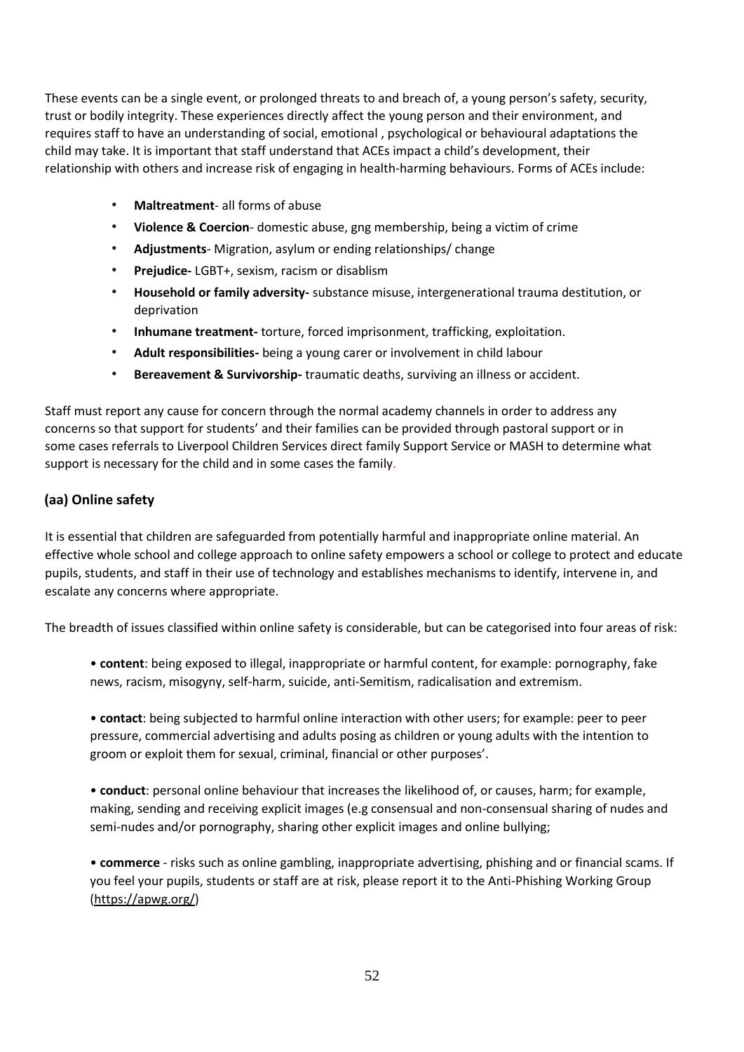These events can be a single event, or prolonged threats to and breach of, a young person's safety, security, trust or bodily integrity. These experiences directly affect the young person and their environment, and requires staff to have an understanding of social, emotional , psychological or behavioural adaptations the child may take. It is important that staff understand that ACEs impact a child's development, their relationship with others and increase risk of engaging in health-harming behaviours. Forms of ACEs include:

- **Maltreatment**- all forms of abuse
- **Violence & Coercion**- domestic abuse, gng membership, being a victim of crime
- **Adjustments**- Migration, asylum or ending relationships/ change
- **Prejudice-** LGBT+, sexism, racism or disablism
- **Household or family adversity-** substance misuse, intergenerational trauma destitution, or deprivation
- **Inhumane treatment-** torture, forced imprisonment, trafficking, exploitation.
- **Adult responsibilities-** being a young carer or involvement in child labour
- **Bereavement & Survivorship-** traumatic deaths, surviving an illness or accident.

Staff must report any cause for concern through the normal academy channels in order to address any concerns so that support for students' and their families can be provided through pastoral support or in some cases referrals to Liverpool Children Services direct family Support Service or MASH to determine what support is necessary for the child and in some cases the family.

### (aa) Online safety

It is essential that children are safeguarded from potentially harmful and inappropriate online material. An effective whole school and college approach to online safety empowers a school or college to protect and educate pupils, students, and staff in their use of technology and establishes mechanisms to identify, intervene in, and escalate any concerns where appropriate.

The breadth of issues classified within online safety is considerable, but can be categorised into four areas of risk:

• **content**: being exposed to illegal, inappropriate or harmful content, for example: pornography, fake news, racism, misogyny, self-harm, suicide, anti-Semitism, radicalisation and extremism.

• **contact**: being subjected to harmful online interaction with other users; for example: peer to peer pressure, commercial advertising and adults posing as children or young adults with the intention to groom or exploit them for sexual, criminal, financial or other purposes'.

• **conduct**: personal online behaviour that increases the likelihood of, or causes, harm; for example, making, sending and receiving explicit images (e.g consensual and non-consensual sharing of nudes and semi-nudes and/or pornography, sharing other explicit images and online bullying;

• **commerce** - risks such as online gambling, inappropriate advertising, phishing and or financial scams. If you feel your pupils, students or staff are at risk, please report it to the Anti-Phishing Working Group (https://apwg.org/)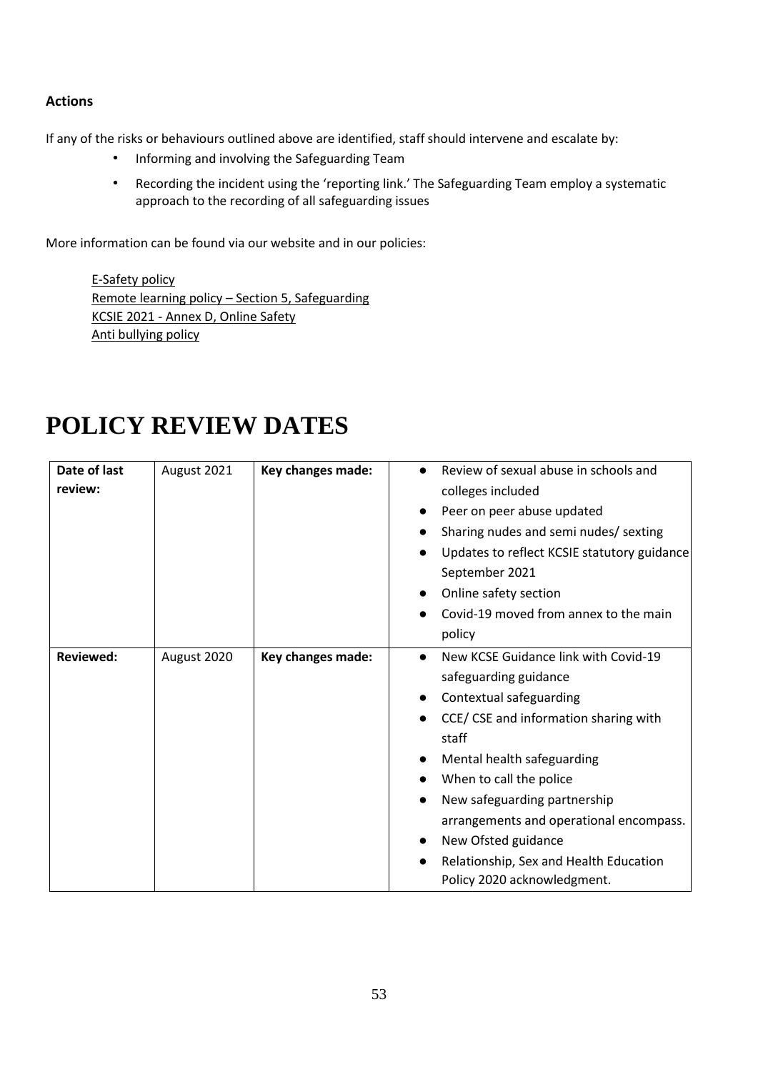### Actions

If any of the risks or behaviours outlined above are identified, staff should intervene and escalate by:

- Informing and involving the Safeguarding Team
- Recording the incident using the 'reporting link.' The Safeguarding Team employ a systematic approach to the recording of all safeguarding issues

More information can be found via our website and in our policies:

E-Safety policy
Remote learning policy – Section 5, Safeguarding
KCSIE 2021 - Annex D, Online Safety
Anti bullying policy

# POLICY REVIEW DATES

| Date of last review: | August 2021 | Key changes made: | • Review of sexual abuse in schools and colleges included<br>• Peer on peer abuse updated<br>• Sharing nudes and semi nudes/ sexting<br>• Updates to reflect KCSIE statutory guidance September 2021<br>• Online safety section<br>• Covid-19 moved from annex to the main policy |
|---|---|---|---|
| **Reviewed:** | August 2020 | **Key changes made:** | • New KCSE Guidance link with Covid-19 safeguarding guidance<br>• Contextual safeguarding<br>• CCE/ CSE and information sharing with staff<br>• Mental health safeguarding<br>• When to call the police<br>• New safeguarding partnership arrangements and operational encompass.<br>• New Ofsted guidance<br>• Relationship, Sex and Health Education Policy 2020 acknowledgment. |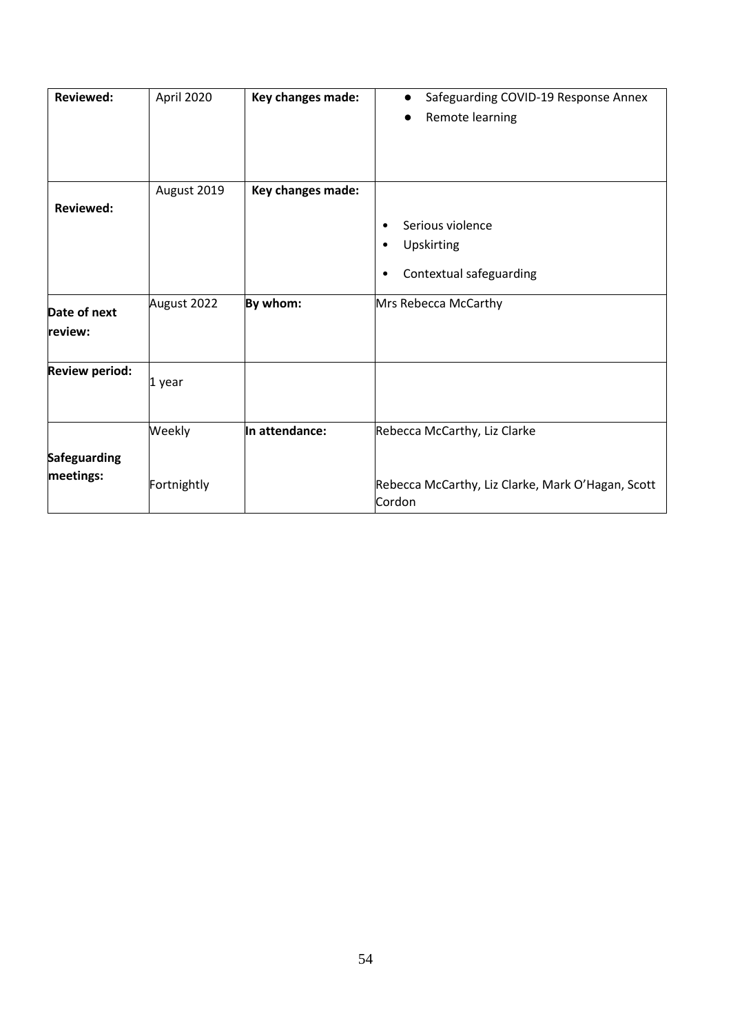| | | | |
|---|---|---|---|
| **Reviewed:** | April 2020 | **Key changes made:** | ● Safeguarding COVID-19 Response Annex<br>● Remote learning |
| **Reviewed:** | August 2019 | **Key changes made:** | • Serious violence<br>• Upskirting<br>• Contextual safeguarding |
| **Date of next review:** | August 2022 | **By whom:** | Mrs Rebecca McCarthy |
| **Review period:** | 1 year | | |
| **Safeguarding meetings:** | Weekly<br><br>Fortnightly | **In attendance:** | Rebecca McCarthy, Liz Clarke<br><br>Rebecca McCarthy, Liz Clarke, Mark O'Hagan, Scott Cordon |